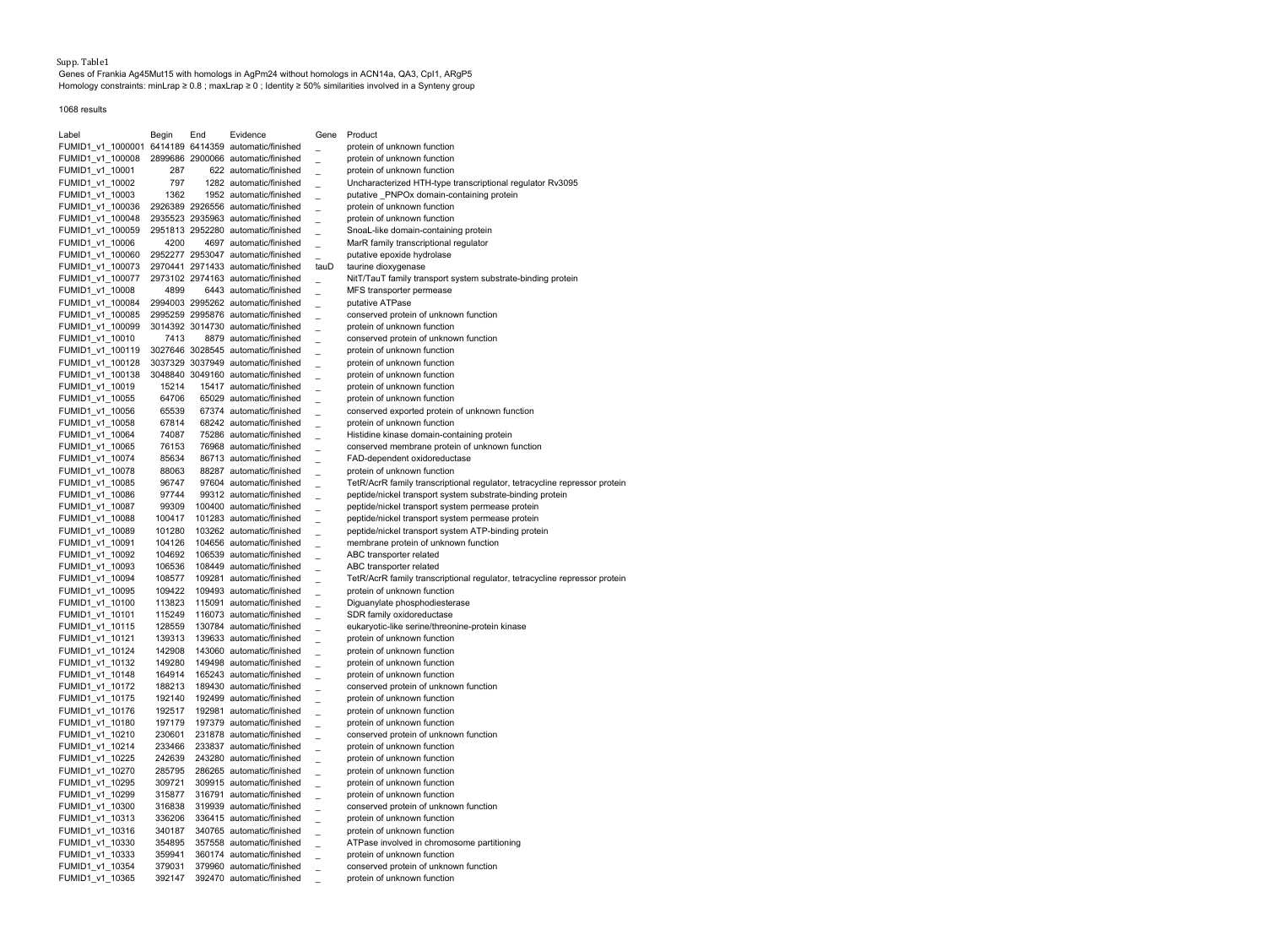Supp. Table1

Genes of Frankia Ag45Mut15 with homologs in AgPm24 without homologs in ACN14a, QA3, CpI1, ARgP5
Homology constraints: minLrap ≥ 0.8 ; maxLrap ≥ 0 ; Identity ≥ 50% similarities involved in a Synteny group

1068 results

| Label | Begin | End | Evidence | Gene | Product |
|---|---|---|---|---|---|
| FUMID1_v1_1000001 | 6414189 | 6414359 | automatic/finished | _ | protein of unknown function |
| FUMID1_v1_100008 | 2899686 | 2900066 | automatic/finished | _ | protein of unknown function |
| FUMID1_v1_10001 | 287 | 622 | automatic/finished | _ | protein of unknown function |
| FUMID1_v1_10002 | 797 | 1282 | automatic/finished | _ | Uncharacterized HTH-type transcriptional regulator Rv3095 |
| FUMID1_v1_10003 | 1362 | 1952 | automatic/finished | _ | putative _PNPOx domain-containing protein |
| FUMID1_v1_100036 | 2926389 | 2926556 | automatic/finished | _ | protein of unknown function |
| FUMID1_v1_100048 | 2935523 | 2935963 | automatic/finished | _ | protein of unknown function |
| FUMID1_v1_100059 | 2951813 | 2952280 | automatic/finished | _ | SnoaL-like domain-containing protein |
| FUMID1_v1_10006 | 4200 | 4697 | automatic/finished | _ | MarR family transcriptional regulator |
| FUMID1_v1_100060 | 2952277 | 2953047 | automatic/finished | _ | putative epoxide hydrolase |
| FUMID1_v1_100073 | 2970441 | 2971433 | automatic/finished | tauD | taurine dioxygenase |
| FUMID1_v1_100077 | 2973102 | 2974163 | automatic/finished | _ | NitT/TauT family transport system substrate-binding protein |
| FUMID1_v1_10008 | 4899 | 6443 | automatic/finished | _ | MFS transporter permease |
| FUMID1_v1_100084 | 2994003 | 2995262 | automatic/finished | _ | putative ATPase |
| FUMID1_v1_100085 | 2995259 | 2995876 | automatic/finished | _ | conserved protein of unknown function |
| FUMID1_v1_100099 | 3014392 | 3014730 | automatic/finished | _ | protein of unknown function |
| FUMID1_v1_10010 | 7413 | 8879 | automatic/finished | _ | conserved protein of unknown function |
| FUMID1_v1_100119 | 3027646 | 3028545 | automatic/finished | _ | protein of unknown function |
| FUMID1_v1_100128 | 3037329 | 3037949 | automatic/finished | _ | protein of unknown function |
| FUMID1_v1_100138 | 3048840 | 3049160 | automatic/finished | _ | protein of unknown function |
| FUMID1_v1_10019 | 15214 | 15417 | automatic/finished | _ | protein of unknown function |
| FUMID1_v1_10055 | 64706 | 65029 | automatic/finished | _ | protein of unknown function |
| FUMID1_v1_10056 | 65539 | 67374 | automatic/finished | _ | conserved exported protein of unknown function |
| FUMID1_v1_10058 | 67814 | 68242 | automatic/finished | _ | protein of unknown function |
| FUMID1_v1_10064 | 74087 | 75286 | automatic/finished | _ | Histidine kinase domain-containing protein |
| FUMID1_v1_10065 | 76153 | 76968 | automatic/finished | _ | conserved membrane protein of unknown function |
| FUMID1_v1_10074 | 85634 | 86713 | automatic/finished | _ | FAD-dependent oxidoreductase |
| FUMID1_v1_10078 | 88063 | 88287 | automatic/finished | _ | protein of unknown function |
| FUMID1_v1_10085 | 96747 | 97604 | automatic/finished | _ | TetR/AcrR family transcriptional regulator, tetracycline repressor protein |
| FUMID1_v1_10086 | 97744 | 99312 | automatic/finished | _ | peptide/nickel transport system substrate-binding protein |
| FUMID1_v1_10087 | 99309 | 100400 | automatic/finished | _ | peptide/nickel transport system permease protein |
| FUMID1_v1_10088 | 100417 | 101283 | automatic/finished | _ | peptide/nickel transport system permease protein |
| FUMID1_v1_10089 | 101280 | 103262 | automatic/finished | _ | peptide/nickel transport system ATP-binding protein |
| FUMID1_v1_10091 | 104126 | 104656 | automatic/finished | _ | membrane protein of unknown function |
| FUMID1_v1_10092 | 104692 | 106539 | automatic/finished | _ | ABC transporter related |
| FUMID1_v1_10093 | 106536 | 108449 | automatic/finished | _ | ABC transporter related |
| FUMID1_v1_10094 | 108577 | 109281 | automatic/finished | _ | TetR/AcrR family transcriptional regulator, tetracycline repressor protein |
| FUMID1_v1_10095 | 109422 | 109493 | automatic/finished | _ | protein of unknown function |
| FUMID1_v1_10100 | 113823 | 115091 | automatic/finished | _ | Diguanylate phosphodiesterase |
| FUMID1_v1_10101 | 115249 | 116073 | automatic/finished | _ | SDR family oxidoreductase |
| FUMID1_v1_10115 | 128559 | 130784 | automatic/finished | _ | eukaryotic-like serine/threonine-protein kinase |
| FUMID1_v1_10121 | 139313 | 139633 | automatic/finished | _ | protein of unknown function |
| FUMID1_v1_10124 | 142908 | 143060 | automatic/finished | _ | protein of unknown function |
| FUMID1_v1_10132 | 149280 | 149498 | automatic/finished | _ | protein of unknown function |
| FUMID1_v1_10148 | 164914 | 165243 | automatic/finished | _ | protein of unknown function |
| FUMID1_v1_10172 | 188213 | 189430 | automatic/finished | _ | conserved protein of unknown function |
| FUMID1_v1_10175 | 192140 | 192499 | automatic/finished | _ | protein of unknown function |
| FUMID1_v1_10176 | 192517 | 192981 | automatic/finished | _ | protein of unknown function |
| FUMID1_v1_10180 | 197179 | 197379 | automatic/finished | _ | protein of unknown function |
| FUMID1_v1_10210 | 230601 | 231878 | automatic/finished | _ | conserved protein of unknown function |
| FUMID1_v1_10214 | 233466 | 233837 | automatic/finished | _ | protein of unknown function |
| FUMID1_v1_10225 | 242639 | 243280 | automatic/finished | _ | protein of unknown function |
| FUMID1_v1_10270 | 285795 | 286265 | automatic/finished | _ | protein of unknown function |
| FUMID1_v1_10295 | 309721 | 309915 | automatic/finished | _ | protein of unknown function |
| FUMID1_v1_10299 | 315877 | 316791 | automatic/finished | _ | protein of unknown function |
| FUMID1_v1_10300 | 316838 | 319939 | automatic/finished | _ | conserved protein of unknown function |
| FUMID1_v1_10313 | 336206 | 336415 | automatic/finished | _ | protein of unknown function |
| FUMID1_v1_10316 | 340187 | 340765 | automatic/finished | _ | protein of unknown function |
| FUMID1_v1_10330 | 354895 | 357558 | automatic/finished | _ | ATPase involved in chromosome partitioning |
| FUMID1_v1_10333 | 359941 | 360174 | automatic/finished | _ | protein of unknown function |
| FUMID1_v1_10354 | 379031 | 379960 | automatic/finished | _ | conserved protein of unknown function |
| FUMID1_v1_10365 | 392147 | 392470 | automatic/finished | _ | protein of unknown function |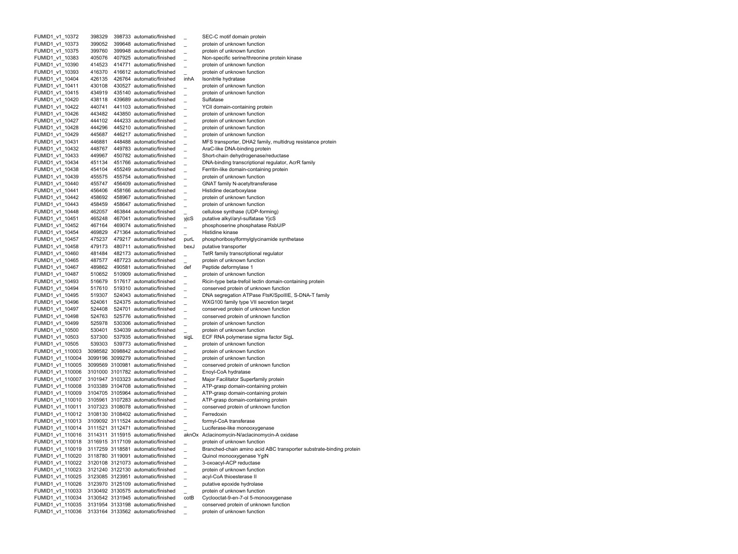| | | | | | |
|---|---|---|---|---|---|
| FUMID1_v1_10372 | 398329 | 398733 | automatic/finished | _ | SEC-C motif domain protein |
| FUMID1_v1_10373 | 399052 | 399648 | automatic/finished | _ | protein of unknown function |
| FUMID1_v1_10375 | 399760 | 399948 | automatic/finished | _ | protein of unknown function |
| FUMID1_v1_10383 | 405076 | 407925 | automatic/finished | _ | Non-specific serine/threonine protein kinase |
| FUMID1_v1_10390 | 414523 | 414771 | automatic/finished | _ | protein of unknown function |
| FUMID1_v1_10393 | 416370 | 416612 | automatic/finished | _ | protein of unknown function |
| FUMID1_v1_10404 | 426135 | 426764 | automatic/finished | inhA | Isonitrile hydratase |
| FUMID1_v1_10411 | 430108 | 430527 | automatic/finished | _ | protein of unknown function |
| FUMID1_v1_10415 | 434919 | 435140 | automatic/finished | _ | protein of unknown function |
| FUMID1_v1_10420 | 438118 | 439689 | automatic/finished | _ | Sulfatase |
| FUMID1_v1_10422 | 440741 | 441103 | automatic/finished | _ | YCII domain-containing protein |
| FUMID1_v1_10426 | 443482 | 443850 | automatic/finished | _ | protein of unknown function |
| FUMID1_v1_10427 | 444102 | 444233 | automatic/finished | _ | protein of unknown function |
| FUMID1_v1_10428 | 444296 | 445210 | automatic/finished | _ | protein of unknown function |
| FUMID1_v1_10429 | 445687 | 446217 | automatic/finished | _ | protein of unknown function |
| FUMID1_v1_10431 | 446881 | 448488 | automatic/finished | _ | MFS transporter, DHA2 family, multidrug resistance protein |
| FUMID1_v1_10432 | 448767 | 449783 | automatic/finished | _ | AraC-like DNA-binding protein |
| FUMID1_v1_10433 | 449967 | 450782 | automatic/finished | _ | Short-chain dehydrogenase/reductase |
| FUMID1_v1_10434 | 451134 | 451766 | automatic/finished | _ | DNA-binding transcriptional regulator, AcrR family |
| FUMID1_v1_10438 | 454104 | 455249 | automatic/finished | _ | Ferritin-like domain-containing protein |
| FUMID1_v1_10439 | 455575 | 455754 | automatic/finished | _ | protein of unknown function |
| FUMID1_v1_10440 | 455747 | 456409 | automatic/finished | _ | GNAT family N-acetyltransferase |
| FUMID1_v1_10441 | 456406 | 458166 | automatic/finished | _ | Histidine decarboxylase |
| FUMID1_v1_10442 | 458692 | 458967 | automatic/finished | _ | protein of unknown function |
| FUMID1_v1_10443 | 458459 | 458647 | automatic/finished | _ | protein of unknown function |
| FUMID1_v1_10448 | 462057 | 463844 | automatic/finished | _ | cellulose synthase (UDP-forming) |
| FUMID1_v1_10451 | 465248 | 467041 | automatic/finished | yjcS | putative alkyl/aryl-sulfatase YjcS |
| FUMID1_v1_10452 | 467164 | 469074 | automatic/finished | _ | phosphoserine phosphatase RsbU/P |
| FUMID1_v1_10454 | 469829 | 471364 | automatic/finished | _ | Histidine kinase |
| FUMID1_v1_10457 | 475237 | 479217 | automatic/finished | purL | phosphoribosylformylglycinamide synthetase |
| FUMID1_v1_10458 | 479173 | 480711 | automatic/finished | bexJ | putative transporter |
| FUMID1_v1_10460 | 481484 | 482173 | automatic/finished | _ | TetR family transcriptional regulator |
| FUMID1_v1_10465 | 487577 | 487723 | automatic/finished | _ | protein of unknown function |
| FUMID1_v1_10467 | 489862 | 490581 | automatic/finished | def | Peptide deformylase 1 |
| FUMID1_v1_10487 | 510652 | 510909 | automatic/finished | _ | protein of unknown function |
| FUMID1_v1_10493 | 516679 | 517617 | automatic/finished | _ | Ricin-type beta-trefoil lectin domain-containing protein |
| FUMID1_v1_10494 | 517610 | 519310 | automatic/finished | _ | conserved protein of unknown function |
| FUMID1_v1_10495 | 519307 | 524043 | automatic/finished | _ | DNA segregation ATPase FtsK/SpoIIIE, S-DNA-T family |
| FUMID1_v1_10496 | 524061 | 524375 | automatic/finished | _ | WXG100 family type VII secretion target |
| FUMID1_v1_10497 | 524408 | 524701 | automatic/finished | _ | conserved protein of unknown function |
| FUMID1_v1_10498 | 524763 | 525776 | automatic/finished | _ | conserved protein of unknown function |
| FUMID1_v1_10499 | 525978 | 530306 | automatic/finished | _ | protein of unknown function |
| FUMID1_v1_10500 | 530401 | 534039 | automatic/finished | _ | protein of unknown function |
| FUMID1_v1_10503 | 537300 | 537935 | automatic/finished | sigL | ECF RNA polymerase sigma factor SigL |
| FUMID1_v1_10505 | 539303 | 539773 | automatic/finished | _ | protein of unknown function |
| FUMID1_v1_110003 | 3098582 | 3098842 | automatic/finished | _ | protein of unknown function |
| FUMID1_v1_110004 | 3099196 | 3099279 | automatic/finished | _ | protein of unknown function |
| FUMID1_v1_110005 | 3099569 | 3100981 | automatic/finished | _ | conserved protein of unknown function |
| FUMID1_v1_110006 | 3101000 | 3101782 | automatic/finished | _ | Enoyl-CoA hydratase |
| FUMID1_v1_110007 | 3101947 | 3103323 | automatic/finished | _ | Major Facilitator Superfamily protein |
| FUMID1_v1_110008 | 3103389 | 3104708 | automatic/finished | _ | ATP-grasp domain-containing protein |
| FUMID1_v1_110009 | 3104705 | 3105964 | automatic/finished | _ | ATP-grasp domain-containing protein |
| FUMID1_v1_110010 | 3105961 | 3107283 | automatic/finished | _ | ATP-grasp domain-containing protein |
| FUMID1_v1_110011 | 3107323 | 3108078 | automatic/finished | _ | conserved protein of unknown function |
| FUMID1_v1_110012 | 3108130 | 3108402 | automatic/finished | _ | Ferredoxin |
| FUMID1_v1_110013 | 3109092 | 3111524 | automatic/finished | _ | formyl-CoA transferase |
| FUMID1_v1_110014 | 3111521 | 3112471 | automatic/finished | _ | Luciferase-like monooxygenase |
| FUMID1_v1_110016 | 3114311 | 3115915 | automatic/finished | aknOx | Aclacinomycin-N/aclacinomycin-A oxidase |
| FUMID1_v1_110018 | 3116915 | 3117109 | automatic/finished | _ | protein of unknown function |
| FUMID1_v1_110019 | 3117259 | 3118581 | automatic/finished | _ | Branched-chain amino acid ABC transporter substrate-binding protein |
| FUMID1_v1_110020 | 3118780 | 3119091 | automatic/finished | _ | Quinol monooxygenase YgiN |
| FUMID1_v1_110022 | 3120108 | 3121073 | automatic/finished | _ | 3-oxoacyl-ACP reductase |
| FUMID1_v1_110023 | 3121240 | 3122130 | automatic/finished | _ | protein of unknown function |
| FUMID1_v1_110025 | 3123085 | 3123951 | automatic/finished | _ | acyl-CoA thioesterase II |
| FUMID1_v1_110026 | 3123970 | 3125109 | automatic/finished | _ | putative epoxide hydrolase |
| FUMID1_v1_110033 | 3130492 | 3130575 | automatic/finished | _ | protein of unknown function |
| FUMID1_v1_110034 | 3130542 | 3131945 | automatic/finished | cotB | Cyclooctat-9-en-7-ol 5-monooxygenase |
| FUMID1_v1_110035 | 3131954 | 3133198 | automatic/finished | _ | conserved protein of unknown function |
| FUMID1_v1_110036 | 3133164 | 3133562 | automatic/finished | _ | protein of unknown function |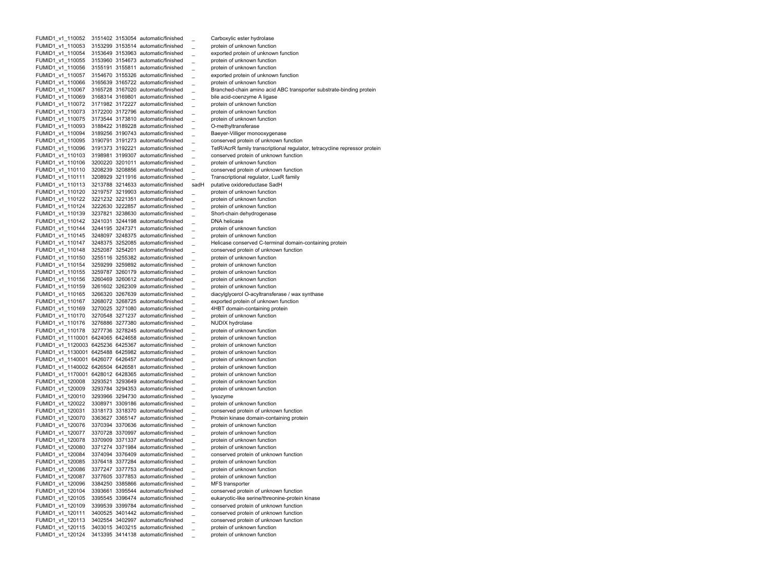| | | | | | |
|---|---|---|---|---|---|
| FUMID1_v1_110052 | 3151402 | 3153054 | automatic/finished | _ | Carboxylic ester hydrolase |
| FUMID1_v1_110053 | 3153299 | 3153514 | automatic/finished | _ | protein of unknown function |
| FUMID1_v1_110054 | 3153649 | 3153963 | automatic/finished | _ | exported protein of unknown function |
| FUMID1_v1_110055 | 3153960 | 3154673 | automatic/finished | _ | protein of unknown function |
| FUMID1_v1_110056 | 3155191 | 3155811 | automatic/finished | _ | protein of unknown function |
| FUMID1_v1_110057 | 3154670 | 3155326 | automatic/finished | _ | exported protein of unknown function |
| FUMID1_v1_110066 | 3165639 | 3165722 | automatic/finished | _ | protein of unknown function |
| FUMID1_v1_110067 | 3165728 | 3167020 | automatic/finished | _ | Branched-chain amino acid ABC transporter substrate-binding protein |
| FUMID1_v1_110069 | 3168314 | 3169801 | automatic/finished | _ | bile acid-coenzyme A ligase |
| FUMID1_v1_110072 | 3171982 | 3172227 | automatic/finished | _ | protein of unknown function |
| FUMID1_v1_110073 | 3172200 | 3172796 | automatic/finished | _ | protein of unknown function |
| FUMID1_v1_110075 | 3173544 | 3173810 | automatic/finished | _ | protein of unknown function |
| FUMID1_v1_110093 | 3188422 | 3189228 | automatic/finished | _ | O-methyltransferase |
| FUMID1_v1_110094 | 3189256 | 3190743 | automatic/finished | _ | Baeyer-Villiger monooxygenase |
| FUMID1_v1_110095 | 3190791 | 3191273 | automatic/finished | _ | conserved protein of unknown function |
| FUMID1_v1_110096 | 3191373 | 3192221 | automatic/finished | _ | TetR/AcrR family transcriptional regulator, tetracycline repressor protein |
| FUMID1_v1_110103 | 3198981 | 3199307 | automatic/finished | _ | conserved protein of unknown function |
| FUMID1_v1_110106 | 3200220 | 3201011 | automatic/finished | _ | protein of unknown function |
| FUMID1_v1_110110 | 3208239 | 3208856 | automatic/finished | _ | conserved protein of unknown function |
| FUMID1_v1_110111 | 3208929 | 3211916 | automatic/finished | _ | Transcriptional regulator, LuxR family |
| FUMID1_v1_110113 | 3213788 | 3214633 | automatic/finished | sadH | putative oxidoreductase SadH |
| FUMID1_v1_110120 | 3219757 | 3219903 | automatic/finished | _ | protein of unknown function |
| FUMID1_v1_110122 | 3221232 | 3221351 | automatic/finished | _ | protein of unknown function |
| FUMID1_v1_110124 | 3222630 | 3222857 | automatic/finished | _ | protein of unknown function |
| FUMID1_v1_110139 | 3237821 | 3238630 | automatic/finished | _ | Short-chain dehydrogenase |
| FUMID1_v1_110142 | 3241031 | 3244198 | automatic/finished | _ | DNA helicase |
| FUMID1_v1_110144 | 3244195 | 3247371 | automatic/finished | _ | protein of unknown function |
| FUMID1_v1_110145 | 3248097 | 3248375 | automatic/finished | _ | protein of unknown function |
| FUMID1_v1_110147 | 3248375 | 3252085 | automatic/finished | _ | Helicase conserved C-terminal domain-containing protein |
| FUMID1_v1_110148 | 3252087 | 3254201 | automatic/finished | _ | conserved protein of unknown function |
| FUMID1_v1_110150 | 3255116 | 3255382 | automatic/finished | _ | protein of unknown function |
| FUMID1_v1_110154 | 3259299 | 3259892 | automatic/finished | _ | protein of unknown function |
| FUMID1_v1_110155 | 3259787 | 3260179 | automatic/finished | _ | protein of unknown function |
| FUMID1_v1_110156 | 3260469 | 3260612 | automatic/finished | _ | protein of unknown function |
| FUMID1_v1_110159 | 3261602 | 3262309 | automatic/finished | _ | protein of unknown function |
| FUMID1_v1_110165 | 3266320 | 3267639 | automatic/finished | _ | diacylglycerol O-acyltransferase / wax synthase |
| FUMID1_v1_110167 | 3268072 | 3268725 | automatic/finished | _ | exported protein of unknown function |
| FUMID1_v1_110169 | 3270025 | 3271080 | automatic/finished | _ | 4HBT domain-containing protein |
| FUMID1_v1_110170 | 3270548 | 3271237 | automatic/finished | _ | protein of unknown function |
| FUMID1_v1_110176 | 3276886 | 3277380 | automatic/finished | _ | NUDIX hydrolase |
| FUMID1_v1_110178 | 3277736 | 3278245 | automatic/finished | _ | protein of unknown function |
| FUMID1_v1_1110001 | 6424065 | 6424658 | automatic/finished | _ | protein of unknown function |
| FUMID1_v1_1120003 | 6425236 | 6425367 | automatic/finished | _ | protein of unknown function |
| FUMID1_v1_1130001 | 6425488 | 6425982 | automatic/finished | _ | protein of unknown function |
| FUMID1_v1_1140001 | 6426077 | 6426457 | automatic/finished | _ | protein of unknown function |
| FUMID1_v1_1140002 | 6426504 | 6426581 | automatic/finished | _ | protein of unknown function |
| FUMID1_v1_1170001 | 6428012 | 6428365 | automatic/finished | _ | protein of unknown function |
| FUMID1_v1_120008 | 3293521 | 3293649 | automatic/finished | _ | protein of unknown function |
| FUMID1_v1_120009 | 3293784 | 3294353 | automatic/finished | _ | protein of unknown function |
| FUMID1_v1_120010 | 3293966 | 3294730 | automatic/finished | _ | lysozyme |
| FUMID1_v1_120022 | 3308971 | 3309186 | automatic/finished | _ | protein of unknown function |
| FUMID1_v1_120031 | 3318173 | 3318370 | automatic/finished | _ | conserved protein of unknown function |
| FUMID1_v1_120070 | 3363627 | 3365147 | automatic/finished | _ | Protein kinase domain-containing protein |
| FUMID1_v1_120076 | 3370394 | 3370636 | automatic/finished | _ | protein of unknown function |
| FUMID1_v1_120077 | 3370728 | 3370997 | automatic/finished | _ | protein of unknown function |
| FUMID1_v1_120078 | 3370909 | 3371337 | automatic/finished | _ | protein of unknown function |
| FUMID1_v1_120080 | 3371274 | 3371984 | automatic/finished | _ | protein of unknown function |
| FUMID1_v1_120084 | 3374094 | 3376409 | automatic/finished | _ | conserved protein of unknown function |
| FUMID1_v1_120085 | 3376418 | 3377284 | automatic/finished | _ | protein of unknown function |
| FUMID1_v1_120086 | 3377247 | 3377753 | automatic/finished | _ | protein of unknown function |
| FUMID1_v1_120087 | 3377605 | 3377853 | automatic/finished | _ | protein of unknown function |
| FUMID1_v1_120096 | 3384250 | 3385866 | automatic/finished | _ | MFS transporter |
| FUMID1_v1_120104 | 3393661 | 3395544 | automatic/finished | _ | conserved protein of unknown function |
| FUMID1_v1_120105 | 3395545 | 3396474 | automatic/finished | _ | eukaryotic-like serine/threonine-protein kinase |
| FUMID1_v1_120109 | 3399539 | 3399784 | automatic/finished | _ | conserved protein of unknown function |
| FUMID1_v1_120111 | 3400525 | 3401442 | automatic/finished | _ | conserved protein of unknown function |
| FUMID1_v1_120113 | 3402554 | 3402997 | automatic/finished | _ | conserved protein of unknown function |
| FUMID1_v1_120115 | 3403015 | 3403215 | automatic/finished | _ | protein of unknown function |
| FUMID1_v1_120124 | 3413395 | 3414138 | automatic/finished | _ | protein of unknown function |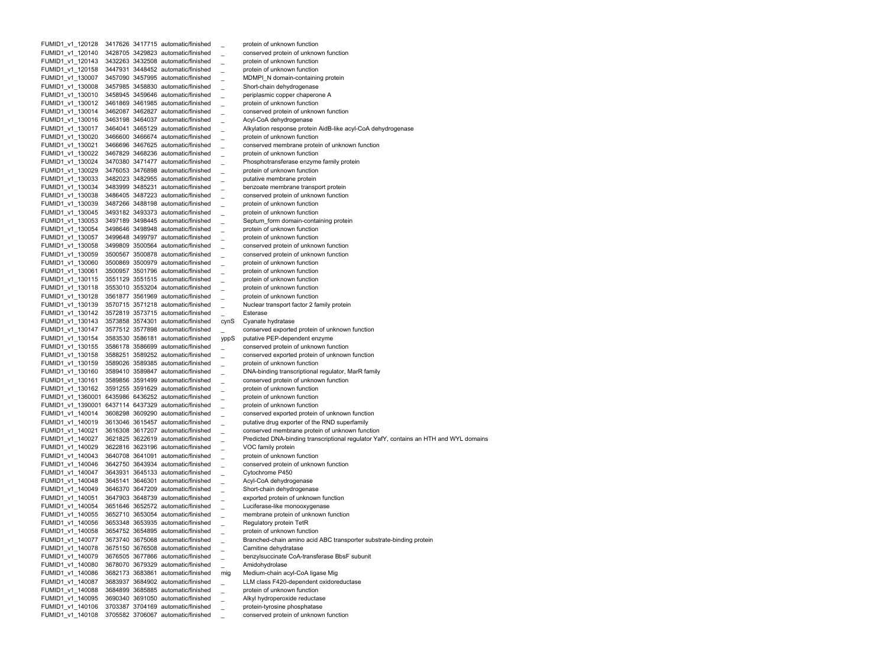| | | | | | |
|---|---|---|---|---|---|
| FUMID1_v1_120128 | 3417626 | 3417715 | automatic/finished | _ | protein of unknown function |
| FUMID1_v1_120140 | 3428705 | 3429823 | automatic/finished | _ | conserved protein of unknown function |
| FUMID1_v1_120143 | 3432263 | 3432508 | automatic/finished | _ | protein of unknown function |
| FUMID1_v1_120158 | 3447931 | 3448452 | automatic/finished | _ | protein of unknown function |
| FUMID1_v1_130007 | 3457090 | 3457995 | automatic/finished | _ | MDMPI_N domain-containing protein |
| FUMID1_v1_130008 | 3457985 | 3458830 | automatic/finished | _ | Short-chain dehydrogenase |
| FUMID1_v1_130010 | 3458945 | 3459646 | automatic/finished | _ | periplasmic copper chaperone A |
| FUMID1_v1_130012 | 3461869 | 3461985 | automatic/finished | _ | protein of unknown function |
| FUMID1_v1_130014 | 3462087 | 3462827 | automatic/finished | _ | conserved protein of unknown function |
| FUMID1_v1_130016 | 3463198 | 3464037 | automatic/finished | _ | Acyl-CoA dehydrogenase |
| FUMID1_v1_130017 | 3464041 | 3465129 | automatic/finished | _ | Alkylation response protein AidB-like acyl-CoA dehydrogenase |
| FUMID1_v1_130020 | 3466600 | 3466674 | automatic/finished | _ | protein of unknown function |
| FUMID1_v1_130021 | 3466696 | 3467625 | automatic/finished | _ | conserved membrane protein of unknown function |
| FUMID1_v1_130022 | 3467829 | 3468236 | automatic/finished | _ | protein of unknown function |
| FUMID1_v1_130024 | 3470380 | 3471477 | automatic/finished | _ | Phosphotransferase enzyme family protein |
| FUMID1_v1_130029 | 3476053 | 3476898 | automatic/finished | _ | protein of unknown function |
| FUMID1_v1_130033 | 3482023 | 3482955 | automatic/finished | _ | putative membrane protein |
| FUMID1_v1_130034 | 3483999 | 3485231 | automatic/finished | _ | benzoate membrane transport protein |
| FUMID1_v1_130038 | 3486405 | 3487223 | automatic/finished | _ | conserved protein of unknown function |
| FUMID1_v1_130039 | 3487266 | 3488198 | automatic/finished | _ | protein of unknown function |
| FUMID1_v1_130045 | 3493182 | 3493373 | automatic/finished | _ | protein of unknown function |
| FUMID1_v1_130053 | 3497189 | 3498445 | automatic/finished | _ | Septum_form domain-containing protein |
| FUMID1_v1_130054 | 3498646 | 3498948 | automatic/finished | _ | protein of unknown function |
| FUMID1_v1_130057 | 3499648 | 3499797 | automatic/finished | _ | protein of unknown function |
| FUMID1_v1_130058 | 3499809 | 3500564 | automatic/finished | _ | conserved protein of unknown function |
| FUMID1_v1_130059 | 3500567 | 3500878 | automatic/finished | _ | conserved protein of unknown function |
| FUMID1_v1_130060 | 3500869 | 3500979 | automatic/finished | _ | protein of unknown function |
| FUMID1_v1_130061 | 3500957 | 3501796 | automatic/finished | _ | protein of unknown function |
| FUMID1_v1_130115 | 3551129 | 3551515 | automatic/finished | _ | protein of unknown function |
| FUMID1_v1_130118 | 3553010 | 3553204 | automatic/finished | _ | protein of unknown function |
| FUMID1_v1_130128 | 3561877 | 3561969 | automatic/finished | _ | protein of unknown function |
| FUMID1_v1_130139 | 3570715 | 3571218 | automatic/finished | _ | Nuclear transport factor 2 family protein |
| FUMID1_v1_130142 | 3572819 | 3573715 | automatic/finished | _ | Esterase |
| FUMID1_v1_130143 | 3573858 | 3574301 | automatic/finished | cynS | Cyanate hydratase |
| FUMID1_v1_130147 | 3577512 | 3577898 | automatic/finished | _ | conserved exported protein of unknown function |
| FUMID1_v1_130154 | 3583530 | 3586181 | automatic/finished | yppS | putative PEP-dependent enzyme |
| FUMID1_v1_130155 | 3586178 | 3586699 | automatic/finished | _ | conserved protein of unknown function |
| FUMID1_v1_130158 | 3588251 | 3589252 | automatic/finished | _ | conserved exported protein of unknown function |
| FUMID1_v1_130159 | 3589026 | 3589385 | automatic/finished | _ | protein of unknown function |
| FUMID1_v1_130160 | 3589410 | 3589847 | automatic/finished | _ | DNA-binding transcriptional regulator, MarR family |
| FUMID1_v1_130161 | 3589856 | 3591499 | automatic/finished | _ | conserved protein of unknown function |
| FUMID1_v1_130162 | 3591255 | 3591629 | automatic/finished | _ | protein of unknown function |
| FUMID1_v1_1360001 | 6435986 | 6436252 | automatic/finished | _ | protein of unknown function |
| FUMID1_v1_1390001 | 6437114 | 6437329 | automatic/finished | _ | protein of unknown function |
| FUMID1_v1_140014 | 3608298 | 3609290 | automatic/finished | _ | conserved exported protein of unknown function |
| FUMID1_v1_140019 | 3613046 | 3615457 | automatic/finished | _ | putative drug exporter of the RND superfamily |
| FUMID1_v1_140021 | 3616308 | 3617207 | automatic/finished | _ | conserved membrane protein of unknown function |
| FUMID1_v1_140027 | 3621825 | 3622619 | automatic/finished | _ | Predicted DNA-binding transcriptional regulator YafY, contains an HTH and WYL domains |
| FUMID1_v1_140029 | 3622816 | 3623196 | automatic/finished | _ | VOC family protein |
| FUMID1_v1_140043 | 3640708 | 3641091 | automatic/finished | _ | protein of unknown function |
| FUMID1_v1_140046 | 3642750 | 3643934 | automatic/finished | _ | conserved protein of unknown function |
| FUMID1_v1_140047 | 3643931 | 3645133 | automatic/finished | _ | Cytochrome P450 |
| FUMID1_v1_140048 | 3645141 | 3646301 | automatic/finished | _ | Acyl-CoA dehydrogenase |
| FUMID1_v1_140049 | 3646370 | 3647209 | automatic/finished | _ | Short-chain dehydrogenase |
| FUMID1_v1_140051 | 3647903 | 3648739 | automatic/finished | _ | exported protein of unknown function |
| FUMID1_v1_140054 | 3651646 | 3652572 | automatic/finished | _ | Luciferase-like monooxygenase |
| FUMID1_v1_140055 | 3652710 | 3653054 | automatic/finished | _ | membrane protein of unknown function |
| FUMID1_v1_140056 | 3653348 | 3653935 | automatic/finished | _ | Regulatory protein TetR |
| FUMID1_v1_140058 | 3654752 | 3654895 | automatic/finished | _ | protein of unknown function |
| FUMID1_v1_140077 | 3673740 | 3675068 | automatic/finished | _ | Branched-chain amino acid ABC transporter substrate-binding protein |
| FUMID1_v1_140078 | 3675150 | 3676508 | automatic/finished | _ | Carnitine dehydratase |
| FUMID1_v1_140079 | 3676505 | 3677866 | automatic/finished | _ | benzylsuccinate CoA-transferase BbsF subunit |
| FUMID1_v1_140080 | 3678070 | 3679329 | automatic/finished | _ | Amidohydrolase |
| FUMID1_v1_140086 | 3682173 | 3683861 | automatic/finished | mig | Medium-chain acyl-CoA ligase Mig |
| FUMID1_v1_140087 | 3683937 | 3684902 | automatic/finished | _ | LLM class F420-dependent oxidoreductase |
| FUMID1_v1_140088 | 3684899 | 3685885 | automatic/finished | _ | protein of unknown function |
| FUMID1_v1_140095 | 3690340 | 3691050 | automatic/finished | _ | Alkyl hydroperoxide reductase |
| FUMID1_v1_140106 | 3703387 | 3704169 | automatic/finished | _ | protein-tyrosine phosphatase |
| FUMID1_v1_140108 | 3705582 | 3706067 | automatic/finished | _ | conserved protein of unknown function |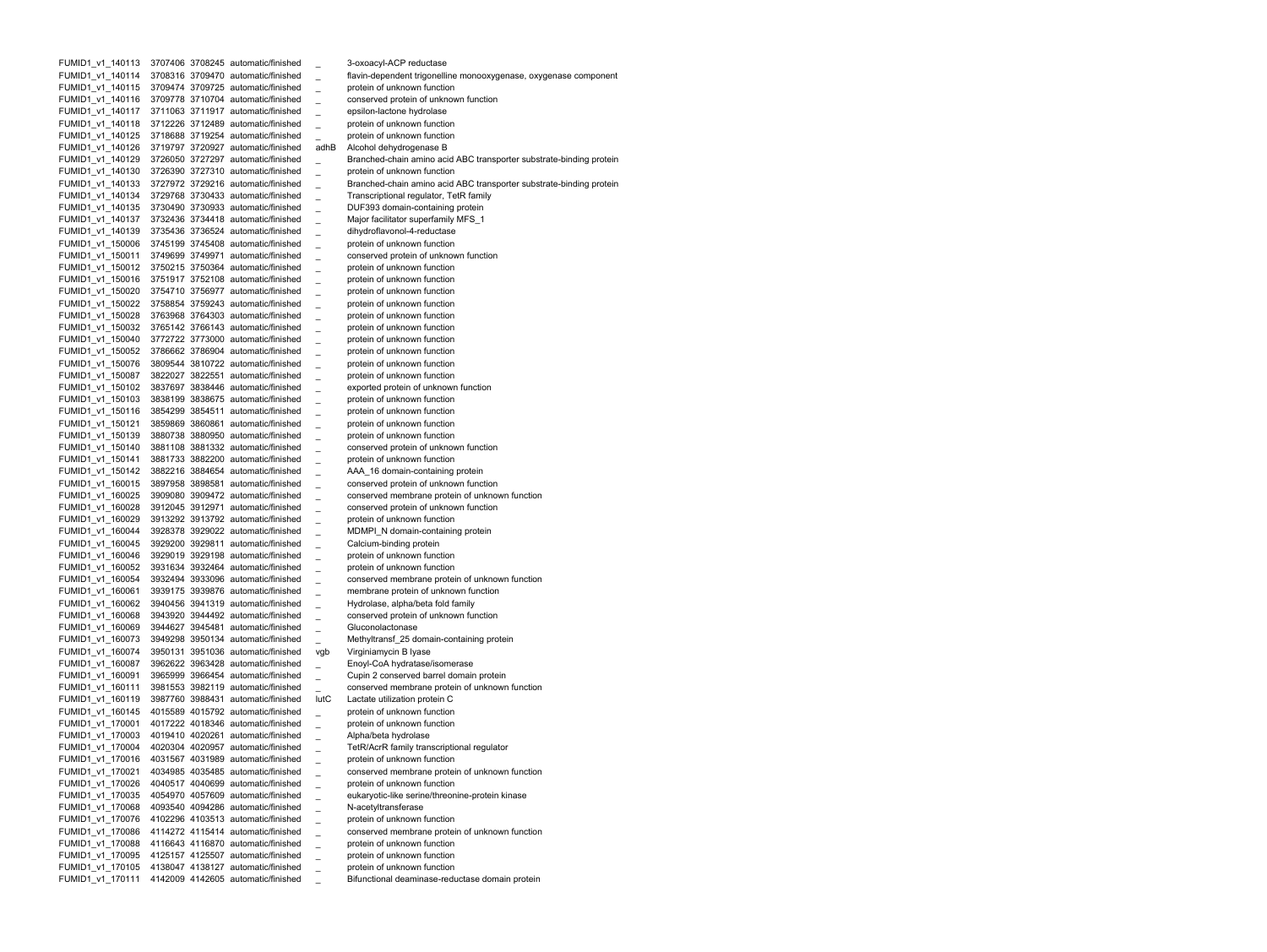| | | | | | |
|---|---|---|---|---|---|
| FUMID1_v1_140113 | 3707406 | 3708245 | automatic/finished | _ | 3-oxoacyl-ACP reductase |
| FUMID1_v1_140114 | 3708316 | 3709470 | automatic/finished | _ | flavin-dependent trigonelline monooxygenase, oxygenase component |
| FUMID1_v1_140115 | 3709474 | 3709725 | automatic/finished | _ | protein of unknown function |
| FUMID1_v1_140116 | 3709778 | 3710704 | automatic/finished | _ | conserved protein of unknown function |
| FUMID1_v1_140117 | 3711063 | 3711917 | automatic/finished | _ | epsilon-lactone hydrolase |
| FUMID1_v1_140118 | 3712226 | 3712489 | automatic/finished | _ | protein of unknown function |
| FUMID1_v1_140125 | 3718688 | 3719254 | automatic/finished | _ | protein of unknown function |
| FUMID1_v1_140126 | 3719797 | 3720927 | automatic/finished | adhB | Alcohol dehydrogenase B |
| FUMID1_v1_140129 | 3726050 | 3727297 | automatic/finished | _ | Branched-chain amino acid ABC transporter substrate-binding protein |
| FUMID1_v1_140130 | 3726390 | 3727310 | automatic/finished | _ | protein of unknown function |
| FUMID1_v1_140133 | 3727972 | 3729216 | automatic/finished | _ | Branched-chain amino acid ABC transporter substrate-binding protein |
| FUMID1_v1_140134 | 3729768 | 3730433 | automatic/finished | _ | Transcriptional regulator, TetR family |
| FUMID1_v1_140135 | 3730490 | 3730933 | automatic/finished | _ | DUF393 domain-containing protein |
| FUMID1_v1_140137 | 3732436 | 3734418 | automatic/finished | _ | Major facilitator superfamily MFS_1 |
| FUMID1_v1_140139 | 3735436 | 3736524 | automatic/finished | _ | dihydroflavonol-4-reductase |
| FUMID1_v1_150006 | 3745199 | 3745408 | automatic/finished | _ | protein of unknown function |
| FUMID1_v1_150011 | 3749699 | 3749971 | automatic/finished | _ | conserved protein of unknown function |
| FUMID1_v1_150012 | 3750215 | 3750364 | automatic/finished | _ | protein of unknown function |
| FUMID1_v1_150016 | 3751917 | 3752108 | automatic/finished | _ | protein of unknown function |
| FUMID1_v1_150020 | 3754710 | 3756977 | automatic/finished | _ | protein of unknown function |
| FUMID1_v1_150022 | 3758854 | 3759243 | automatic/finished | _ | protein of unknown function |
| FUMID1_v1_150028 | 3763968 | 3764303 | automatic/finished | _ | protein of unknown function |
| FUMID1_v1_150032 | 3765142 | 3766143 | automatic/finished | _ | protein of unknown function |
| FUMID1_v1_150040 | 3772722 | 3773000 | automatic/finished | _ | protein of unknown function |
| FUMID1_v1_150052 | 3786662 | 3786904 | automatic/finished | _ | protein of unknown function |
| FUMID1_v1_150076 | 3809544 | 3810722 | automatic/finished | _ | protein of unknown function |
| FUMID1_v1_150087 | 3822027 | 3822551 | automatic/finished | _ | protein of unknown function |
| FUMID1_v1_150102 | 3837697 | 3838446 | automatic/finished | _ | exported protein of unknown function |
| FUMID1_v1_150103 | 3838199 | 3838675 | automatic/finished | _ | protein of unknown function |
| FUMID1_v1_150116 | 3854299 | 3854511 | automatic/finished | _ | protein of unknown function |
| FUMID1_v1_150121 | 3859869 | 3860861 | automatic/finished | _ | protein of unknown function |
| FUMID1_v1_150139 | 3880738 | 3880950 | automatic/finished | _ | protein of unknown function |
| FUMID1_v1_150140 | 3881108 | 3881332 | automatic/finished | _ | conserved protein of unknown function |
| FUMID1_v1_150141 | 3881733 | 3882200 | automatic/finished | _ | protein of unknown function |
| FUMID1_v1_150142 | 3882216 | 3884654 | automatic/finished | _ | AAA_16 domain-containing protein |
| FUMID1_v1_160015 | 3897958 | 3898581 | automatic/finished | _ | conserved protein of unknown function |
| FUMID1_v1_160025 | 3909080 | 3909472 | automatic/finished | _ | conserved membrane protein of unknown function |
| FUMID1_v1_160028 | 3912045 | 3912971 | automatic/finished | _ | conserved protein of unknown function |
| FUMID1_v1_160029 | 3913292 | 3913792 | automatic/finished | _ | protein of unknown function |
| FUMID1_v1_160044 | 3928378 | 3929022 | automatic/finished | _ | MDMPI_N domain-containing protein |
| FUMID1_v1_160045 | 3929200 | 3929811 | automatic/finished | _ | Calcium-binding protein |
| FUMID1_v1_160046 | 3929019 | 3929198 | automatic/finished | _ | protein of unknown function |
| FUMID1_v1_160052 | 3931634 | 3932464 | automatic/finished | _ | protein of unknown function |
| FUMID1_v1_160054 | 3932494 | 3933096 | automatic/finished | _ | conserved membrane protein of unknown function |
| FUMID1_v1_160061 | 3939175 | 3939876 | automatic/finished | _ | membrane protein of unknown function |
| FUMID1_v1_160062 | 3940456 | 3941319 | automatic/finished | _ | Hydrolase, alpha/beta fold family |
| FUMID1_v1_160068 | 3943920 | 3944492 | automatic/finished | _ | conserved protein of unknown function |
| FUMID1_v1_160069 | 3944627 | 3945481 | automatic/finished | _ | Gluconolactonase |
| FUMID1_v1_160073 | 3949298 | 3950134 | automatic/finished | _ | Methyltransf_25 domain-containing protein |
| FUMID1_v1_160074 | 3950131 | 3951036 | automatic/finished | vgb | Virginiamycin B lyase |
| FUMID1_v1_160087 | 3962622 | 3963428 | automatic/finished | _ | Enoyl-CoA hydratase/isomerase |
| FUMID1_v1_160091 | 3965999 | 3966454 | automatic/finished | _ | Cupin 2 conserved barrel domain protein |
| FUMID1_v1_160111 | 3981553 | 3982119 | automatic/finished | _ | conserved membrane protein of unknown function |
| FUMID1_v1_160119 | 3987760 | 3988431 | automatic/finished | lutC | Lactate utilization protein C |
| FUMID1_v1_160145 | 4015589 | 4015792 | automatic/finished | _ | protein of unknown function |
| FUMID1_v1_170001 | 4017222 | 4018346 | automatic/finished | _ | protein of unknown function |
| FUMID1_v1_170003 | 4019410 | 4020261 | automatic/finished | _ | Alpha/beta hydrolase |
| FUMID1_v1_170004 | 4020304 | 4020957 | automatic/finished | _ | TetR/AcrR family transcriptional regulator |
| FUMID1_v1_170016 | 4031567 | 4031989 | automatic/finished | _ | protein of unknown function |
| FUMID1_v1_170021 | 4034985 | 4035485 | automatic/finished | _ | conserved membrane protein of unknown function |
| FUMID1_v1_170026 | 4040517 | 4040699 | automatic/finished | _ | protein of unknown function |
| FUMID1_v1_170035 | 4054970 | 4057609 | automatic/finished | _ | eukaryotic-like serine/threonine-protein kinase |
| FUMID1_v1_170068 | 4093540 | 4094286 | automatic/finished | _ | N-acetyltransferase |
| FUMID1_v1_170076 | 4102296 | 4103513 | automatic/finished | _ | protein of unknown function |
| FUMID1_v1_170086 | 4114272 | 4115414 | automatic/finished | _ | conserved membrane protein of unknown function |
| FUMID1_v1_170088 | 4116643 | 4116870 | automatic/finished | _ | protein of unknown function |
| FUMID1_v1_170095 | 4125157 | 4125507 | automatic/finished | _ | protein of unknown function |
| FUMID1_v1_170105 | 4138047 | 4138127 | automatic/finished | _ | protein of unknown function |
| FUMID1_v1_170111 | 4142009 | 4142605 | automatic/finished | _ | Bifunctional deaminase-reductase domain protein |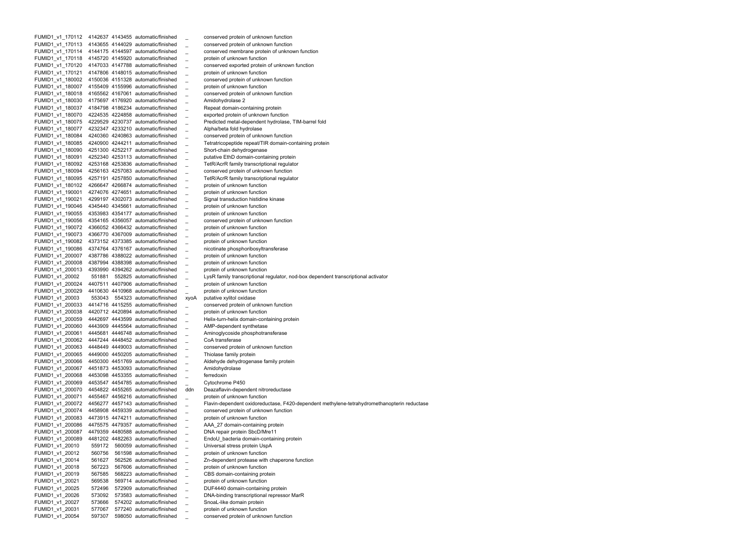| | | | | | |
|---|---|---|---|---|---|
| FUMID1_v1_170112 | 4142637 | 4143455 | automatic/finished | _ | conserved protein of unknown function |
| FUMID1_v1_170113 | 4143655 | 4144029 | automatic/finished | _ | conserved protein of unknown function |
| FUMID1_v1_170114 | 4144175 | 4144597 | automatic/finished | _ | conserved membrane protein of unknown function |
| FUMID1_v1_170118 | 4145720 | 4145920 | automatic/finished | _ | protein of unknown function |
| FUMID1_v1_170120 | 4147033 | 4147788 | automatic/finished | _ | conserved exported protein of unknown function |
| FUMID1_v1_170121 | 4147806 | 4148015 | automatic/finished | _ | protein of unknown function |
| FUMID1_v1_180002 | 4150036 | 4151328 | automatic/finished | _ | conserved protein of unknown function |
| FUMID1_v1_180007 | 4155409 | 4155996 | automatic/finished | _ | protein of unknown function |
| FUMID1_v1_180018 | 4165562 | 4167061 | automatic/finished | _ | conserved protein of unknown function |
| FUMID1_v1_180030 | 4175697 | 4176920 | automatic/finished | _ | Amidohydrolase 2 |
| FUMID1_v1_180037 | 4184798 | 4186234 | automatic/finished | _ | Repeat domain-containing protein |
| FUMID1_v1_180070 | 4224535 | 4224858 | automatic/finished | _ | exported protein of unknown function |
| FUMID1_v1_180075 | 4229529 | 4230737 | automatic/finished | _ | Predicted metal-dependent hydrolase, TIM-barrel fold |
| FUMID1_v1_180077 | 4232347 | 4233210 | automatic/finished | _ | Alpha/beta fold hydrolase |
| FUMID1_v1_180084 | 4240360 | 4240863 | automatic/finished | _ | conserved protein of unknown function |
| FUMID1_v1_180085 | 4240900 | 4244211 | automatic/finished | _ | Tetratricopeptide repeat/TIR domain-containing protein |
| FUMID1_v1_180090 | 4251300 | 4252217 | automatic/finished | _ | Short-chain dehydrogenase |
| FUMID1_v1_180091 | 4252340 | 4253113 | automatic/finished | _ | putative EthD domain-containing protein |
| FUMID1_v1_180092 | 4253168 | 4253836 | automatic/finished | _ | TetR/AcrR family transcriptional regulator |
| FUMID1_v1_180094 | 4256163 | 4257083 | automatic/finished | _ | conserved protein of unknown function |
| FUMID1_v1_180095 | 4257191 | 4257850 | automatic/finished | _ | TetR/AcrR family transcriptional regulator |
| FUMID1_v1_180102 | 4266647 | 4266874 | automatic/finished | _ | protein of unknown function |
| FUMID1_v1_190001 | 4274076 | 4274651 | automatic/finished | _ | protein of unknown function |
| FUMID1_v1_190021 | 4299197 | 4302073 | automatic/finished | _ | Signal transduction histidine kinase |
| FUMID1_v1_190046 | 4345440 | 4345661 | automatic/finished | _ | protein of unknown function |
| FUMID1_v1_190055 | 4353983 | 4354177 | automatic/finished | _ | protein of unknown function |
| FUMID1_v1_190056 | 4354165 | 4356057 | automatic/finished | _ | conserved protein of unknown function |
| FUMID1_v1_190072 | 4366052 | 4366432 | automatic/finished | _ | protein of unknown function |
| FUMID1_v1_190073 | 4366770 | 4367009 | automatic/finished | _ | protein of unknown function |
| FUMID1_v1_190082 | 4373152 | 4373385 | automatic/finished | _ | protein of unknown function |
| FUMID1_v1_190086 | 4374764 | 4376167 | automatic/finished | _ | nicotinate phosphoribosyltransferase |
| FUMID1_v1_200007 | 4387786 | 4388022 | automatic/finished | _ | protein of unknown function |
| FUMID1_v1_200008 | 4387994 | 4388398 | automatic/finished | _ | protein of unknown function |
| FUMID1_v1_200013 | 4393990 | 4394262 | automatic/finished | _ | protein of unknown function |
| FUMID1_v1_20002 | 551881 | 552825 | automatic/finished | _ | LysR family transcriptional regulator, nod-box dependent transcriptional activator |
| FUMID1_v1_200024 | 4407511 | 4407906 | automatic/finished | _ | protein of unknown function |
| FUMID1_v1_200029 | 4410630 | 4410968 | automatic/finished | _ | protein of unknown function |
| FUMID1_v1_20003 | 553043 | 554323 | automatic/finished | xyoA | putative xylitol oxidase |
| FUMID1_v1_200033 | 4414716 | 4415255 | automatic/finished | _ | conserved protein of unknown function |
| FUMID1_v1_200038 | 4420712 | 4420894 | automatic/finished | _ | protein of unknown function |
| FUMID1_v1_200059 | 4442697 | 4443599 | automatic/finished | _ | Helix-turn-helix domain-containing protein |
| FUMID1_v1_200060 | 4443909 | 4445564 | automatic/finished | _ | AMP-dependent synthetase |
| FUMID1_v1_200061 | 4445681 | 4446748 | automatic/finished | _ | Aminoglycoside phosphotransferase |
| FUMID1_v1_200062 | 4447244 | 4448452 | automatic/finished | _ | CoA transferase |
| FUMID1_v1_200063 | 4448449 | 4449003 | automatic/finished | _ | conserved protein of unknown function |
| FUMID1_v1_200065 | 4449000 | 4450205 | automatic/finished | _ | Thiolase family protein |
| FUMID1_v1_200066 | 4450300 | 4451769 | automatic/finished | _ | Aldehyde dehydrogenase family protein |
| FUMID1_v1_200067 | 4451873 | 4453093 | automatic/finished | _ | Amidohydrolase |
| FUMID1_v1_200068 | 4453098 | 4453355 | automatic/finished | _ | ferredoxin |
| FUMID1_v1_200069 | 4453547 | 4454785 | automatic/finished | _ | Cytochrome P450 |
| FUMID1_v1_200070 | 4454822 | 4455265 | automatic/finished | ddn | Deazaflavin-dependent nitroreductase |
| FUMID1_v1_200071 | 4455467 | 4456216 | automatic/finished | _ | protein of unknown function |
| FUMID1_v1_200072 | 4456277 | 4457143 | automatic/finished | _ | Flavin-dependent oxidoreductase, F420-dependent methylene-tetrahydromethanopterin reductase |
| FUMID1_v1_200074 | 4458908 | 4459339 | automatic/finished | _ | conserved protein of unknown function |
| FUMID1_v1_200083 | 4473915 | 4474211 | automatic/finished | _ | protein of unknown function |
| FUMID1_v1_200086 | 4475575 | 4479357 | automatic/finished | _ | AAA_27 domain-containing protein |
| FUMID1_v1_200087 | 4479359 | 4480588 | automatic/finished | _ | DNA repair protein SbcD/Mre11 |
| FUMID1_v1_200089 | 4481202 | 4482263 | automatic/finished | _ | EndoU_bacteria domain-containing protein |
| FUMID1_v1_20010 | 559172 | 560059 | automatic/finished | _ | Universal stress protein UspA |
| FUMID1_v1_20012 | 560756 | 561598 | automatic/finished | _ | protein of unknown function |
| FUMID1_v1_20014 | 561627 | 562526 | automatic/finished | _ | Zn-dependent protease with chaperone function |
| FUMID1_v1_20018 | 567223 | 567606 | automatic/finished | _ | protein of unknown function |
| FUMID1_v1_20019 | 567585 | 568223 | automatic/finished | _ | CBS domain-containing protein |
| FUMID1_v1_20021 | 569538 | 569714 | automatic/finished | _ | protein of unknown function |
| FUMID1_v1_20025 | 572496 | 572909 | automatic/finished | _ | DUF4440 domain-containing protein |
| FUMID1_v1_20026 | 573092 | 573583 | automatic/finished | _ | DNA-binding transcriptional repressor MarR |
| FUMID1_v1_20027 | 573666 | 574202 | automatic/finished | _ | SnoaL-like domain protein |
| FUMID1_v1_20031 | 577067 | 577240 | automatic/finished | _ | protein of unknown function |
| FUMID1_v1_20054 | 597307 | 598050 | automatic/finished | _ | conserved protein of unknown function |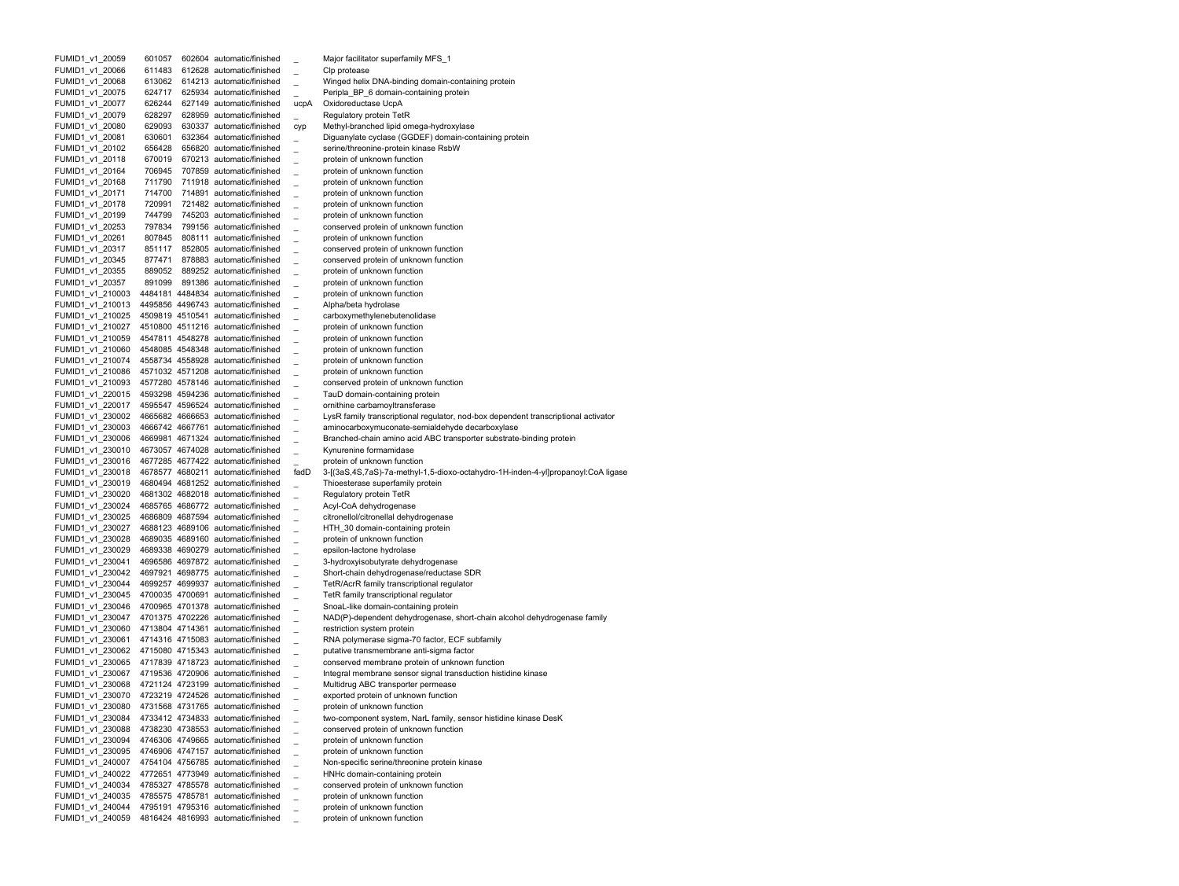| | | | | | |
|---|---|---|---|---|---|
| FUMID1_v1_20059 | 601057 | 602604 | automatic/finished | _ | Major facilitator superfamily MFS_1 |
| FUMID1_v1_20066 | 611483 | 612628 | automatic/finished | _ | Clp protease |
| FUMID1_v1_20068 | 613062 | 614213 | automatic/finished | _ | Winged helix DNA-binding domain-containing protein |
| FUMID1_v1_20075 | 624717 | 625934 | automatic/finished | _ | Peripla_BP_6 domain-containing protein |
| FUMID1_v1_20077 | 626244 | 627149 | automatic/finished | ucpA | Oxidoreductase UcpA |
| FUMID1_v1_20079 | 628297 | 628959 | automatic/finished | _ | Regulatory protein TetR |
| FUMID1_v1_20080 | 629093 | 630337 | automatic/finished | cyp | Methyl-branched lipid omega-hydroxylase |
| FUMID1_v1_20081 | 630601 | 632364 | automatic/finished | _ | Diguanylate cyclase (GGDEF) domain-containing protein |
| FUMID1_v1_20102 | 656428 | 656820 | automatic/finished | _ | serine/threonine-protein kinase RsbW |
| FUMID1_v1_20118 | 670019 | 670213 | automatic/finished | _ | protein of unknown function |
| FUMID1_v1_20164 | 706945 | 707859 | automatic/finished | _ | protein of unknown function |
| FUMID1_v1_20168 | 711790 | 711918 | automatic/finished | _ | protein of unknown function |
| FUMID1_v1_20171 | 714700 | 714891 | automatic/finished | _ | protein of unknown function |
| FUMID1_v1_20178 | 720991 | 721482 | automatic/finished | _ | protein of unknown function |
| FUMID1_v1_20199 | 744799 | 745203 | automatic/finished | _ | protein of unknown function |
| FUMID1_v1_20253 | 797834 | 799156 | automatic/finished | _ | conserved protein of unknown function |
| FUMID1_v1_20261 | 807845 | 808111 | automatic/finished | _ | protein of unknown function |
| FUMID1_v1_20317 | 851117 | 852805 | automatic/finished | _ | conserved protein of unknown function |
| FUMID1_v1_20345 | 877471 | 878883 | automatic/finished | _ | conserved protein of unknown function |
| FUMID1_v1_20355 | 889052 | 889252 | automatic/finished | _ | protein of unknown function |
| FUMID1_v1_20357 | 891099 | 891386 | automatic/finished | _ | protein of unknown function |
| FUMID1_v1_210003 | 4484181 | 4484834 | automatic/finished | _ | protein of unknown function |
| FUMID1_v1_210013 | 4495856 | 4496743 | automatic/finished | _ | Alpha/beta hydrolase |
| FUMID1_v1_210025 | 4509819 | 4510541 | automatic/finished | _ | carboxymethylenebutenolidase |
| FUMID1_v1_210027 | 4510800 | 4511216 | automatic/finished | _ | protein of unknown function |
| FUMID1_v1_210059 | 4547811 | 4548278 | automatic/finished | _ | protein of unknown function |
| FUMID1_v1_210060 | 4548085 | 4548348 | automatic/finished | _ | protein of unknown function |
| FUMID1_v1_210074 | 4558734 | 4558928 | automatic/finished | _ | protein of unknown function |
| FUMID1_v1_210086 | 4571032 | 4571208 | automatic/finished | _ | protein of unknown function |
| FUMID1_v1_210093 | 4577280 | 4578146 | automatic/finished | _ | conserved protein of unknown function |
| FUMID1_v1_220015 | 4593298 | 4594236 | automatic/finished | _ | TauD domain-containing protein |
| FUMID1_v1_220017 | 4595547 | 4596524 | automatic/finished | _ | ornithine carbamoyltransferase |
| FUMID1_v1_230002 | 4665682 | 4666653 | automatic/finished | _ | LysR family transcriptional regulator, nod-box dependent transcriptional activator |
| FUMID1_v1_230003 | 4666742 | 4667761 | automatic/finished | _ | aminocarboxymuconate-semialdehyde decarboxylase |
| FUMID1_v1_230006 | 4669981 | 4671324 | automatic/finished | _ | Branched-chain amino acid ABC transporter substrate-binding protein |
| FUMID1_v1_230010 | 4673057 | 4674028 | automatic/finished | _ | Kynurenine formamidase |
| FUMID1_v1_230016 | 4677285 | 4677422 | automatic/finished | _ | protein of unknown function |
| FUMID1_v1_230018 | 4678577 | 4680211 | automatic/finished | fadD | 3-[(3aS,4S,7aS)-7a-methyl-1,5-dioxo-octahydro-1H-inden-4-yl]propanoyl:CoA ligase |
| FUMID1_v1_230019 | 4680494 | 4681252 | automatic/finished | _ | Thioesterase superfamily protein |
| FUMID1_v1_230020 | 4681302 | 4682018 | automatic/finished | _ | Regulatory protein TetR |
| FUMID1_v1_230024 | 4685765 | 4686772 | automatic/finished | _ | Acyl-CoA dehydrogenase |
| FUMID1_v1_230025 | 4686809 | 4687594 | automatic/finished | _ | citronellol/citronellal dehydrogenase |
| FUMID1_v1_230027 | 4688123 | 4689106 | automatic/finished | _ | HTH_30 domain-containing protein |
| FUMID1_v1_230028 | 4689035 | 4689160 | automatic/finished | _ | protein of unknown function |
| FUMID1_v1_230029 | 4689338 | 4690279 | automatic/finished | _ | epsilon-lactone hydrolase |
| FUMID1_v1_230041 | 4696586 | 4697872 | automatic/finished | _ | 3-hydroxyisobutyrate dehydrogenase |
| FUMID1_v1_230042 | 4697921 | 4698775 | automatic/finished | _ | Short-chain dehydrogenase/reductase SDR |
| FUMID1_v1_230044 | 4699257 | 4699937 | automatic/finished | _ | TetR/AcrR family transcriptional regulator |
| FUMID1_v1_230045 | 4700035 | 4700691 | automatic/finished | _ | TetR family transcriptional regulator |
| FUMID1_v1_230046 | 4700965 | 4701378 | automatic/finished | _ | SnoaL-like domain-containing protein |
| FUMID1_v1_230047 | 4701375 | 4702226 | automatic/finished | _ | NAD(P)-dependent dehydrogenase, short-chain alcohol dehydrogenase family |
| FUMID1_v1_230060 | 4713804 | 4714361 | automatic/finished | _ | restriction system protein |
| FUMID1_v1_230061 | 4714316 | 4715083 | automatic/finished | _ | RNA polymerase sigma-70 factor, ECF subfamily |
| FUMID1_v1_230062 | 4715080 | 4715343 | automatic/finished | _ | putative transmembrane anti-sigma factor |
| FUMID1_v1_230065 | 4717839 | 4718723 | automatic/finished | _ | conserved membrane protein of unknown function |
| FUMID1_v1_230067 | 4719536 | 4720906 | automatic/finished | _ | Integral membrane sensor signal transduction histidine kinase |
| FUMID1_v1_230068 | 4721124 | 4723199 | automatic/finished | _ | Multidrug ABC transporter permease |
| FUMID1_v1_230070 | 4723219 | 4724526 | automatic/finished | _ | exported protein of unknown function |
| FUMID1_v1_230080 | 4731568 | 4731765 | automatic/finished | _ | protein of unknown function |
| FUMID1_v1_230084 | 4733412 | 4734833 | automatic/finished | _ | two-component system, NarL family, sensor histidine kinase DesK |
| FUMID1_v1_230088 | 4738230 | 4738553 | automatic/finished | _ | conserved protein of unknown function |
| FUMID1_v1_230094 | 4746306 | 4749665 | automatic/finished | _ | protein of unknown function |
| FUMID1_v1_230095 | 4746906 | 4747157 | automatic/finished | _ | protein of unknown function |
| FUMID1_v1_240007 | 4754104 | 4756785 | automatic/finished | _ | Non-specific serine/threonine protein kinase |
| FUMID1_v1_240022 | 4772651 | 4773949 | automatic/finished | _ | HNHc domain-containing protein |
| FUMID1_v1_240034 | 4785327 | 4785578 | automatic/finished | _ | conserved protein of unknown function |
| FUMID1_v1_240035 | 4785575 | 4785781 | automatic/finished | _ | protein of unknown function |
| FUMID1_v1_240044 | 4795191 | 4795316 | automatic/finished | _ | protein of unknown function |
| FUMID1_v1_240059 | 4816424 | 4816993 | automatic/finished | _ | protein of unknown function |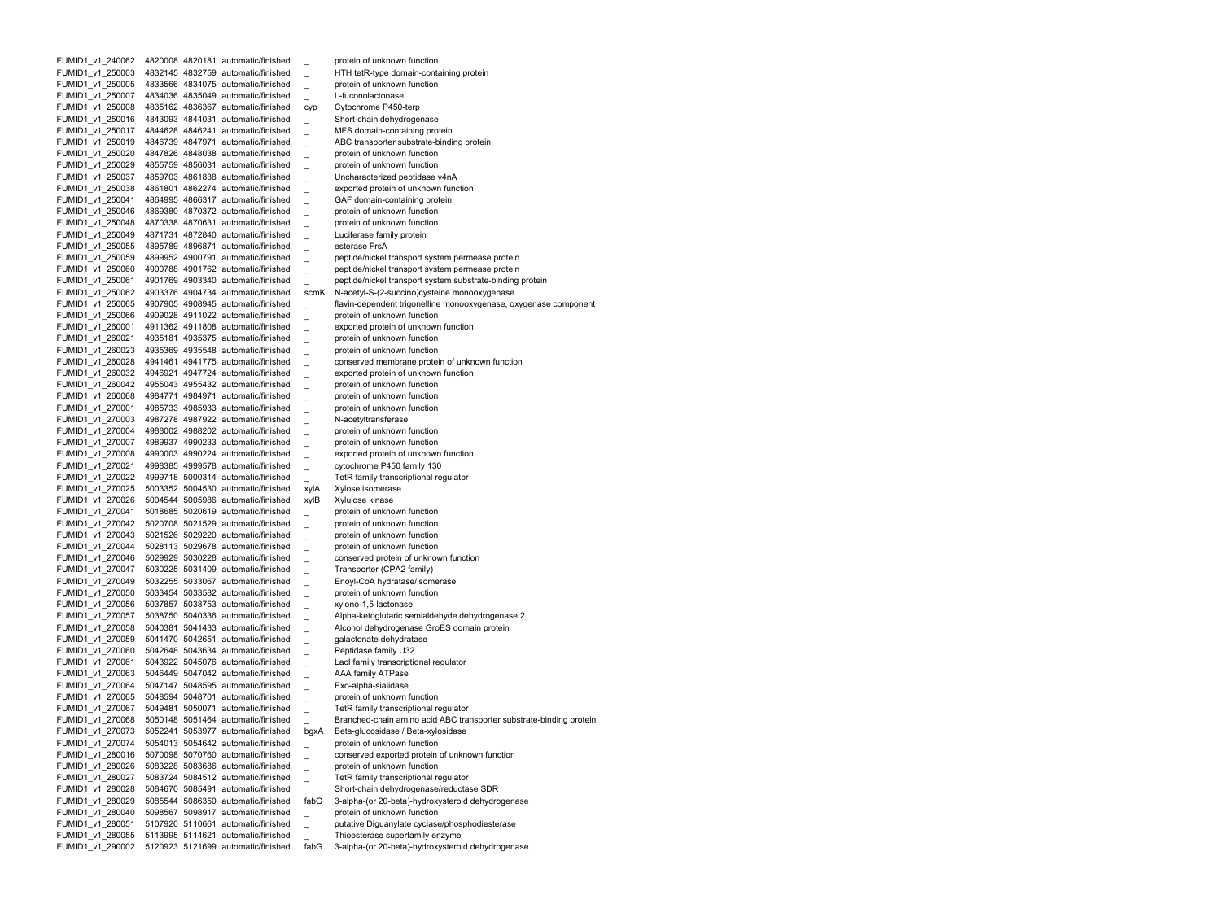| | | | | | |
|---|---|---|---|---|---|
| FUMID1_v1_240062 | 4820008 | 4820181 | automatic/finished | _ | protein of unknown function |
| FUMID1_v1_250003 | 4832145 | 4832759 | automatic/finished | _ | HTH tetR-type domain-containing protein |
| FUMID1_v1_250005 | 4833566 | 4834075 | automatic/finished | _ | protein of unknown function |
| FUMID1_v1_250007 | 4834036 | 4835049 | automatic/finished | _ | L-fuconolactonase |
| FUMID1_v1_250008 | 4835162 | 4836367 | automatic/finished | cyp | Cytochrome P450-terp |
| FUMID1_v1_250016 | 4843093 | 4844031 | automatic/finished | _ | Short-chain dehydrogenase |
| FUMID1_v1_250017 | 4844628 | 4846241 | automatic/finished | _ | MFS domain-containing protein |
| FUMID1_v1_250019 | 4846739 | 4847971 | automatic/finished | _ | ABC transporter substrate-binding protein |
| FUMID1_v1_250020 | 4847826 | 4848038 | automatic/finished | _ | protein of unknown function |
| FUMID1_v1_250029 | 4855759 | 4856031 | automatic/finished | _ | protein of unknown function |
| FUMID1_v1_250037 | 4859703 | 4861838 | automatic/finished | _ | Uncharacterized peptidase y4nA |
| FUMID1_v1_250038 | 4861801 | 4862274 | automatic/finished | _ | exported protein of unknown function |
| FUMID1_v1_250041 | 4864995 | 4866317 | automatic/finished | _ | GAF domain-containing protein |
| FUMID1_v1_250046 | 4869380 | 4870372 | automatic/finished | _ | protein of unknown function |
| FUMID1_v1_250048 | 4870338 | 4870631 | automatic/finished | _ | protein of unknown function |
| FUMID1_v1_250049 | 4871731 | 4872840 | automatic/finished | _ | Luciferase family protein |
| FUMID1_v1_250055 | 4895789 | 4896871 | automatic/finished | _ | esterase FrsA |
| FUMID1_v1_250059 | 4899952 | 4900791 | automatic/finished | _ | peptide/nickel transport system permease protein |
| FUMID1_v1_250060 | 4900788 | 4901762 | automatic/finished | _ | peptide/nickel transport system permease protein |
| FUMID1_v1_250061 | 4901769 | 4903340 | automatic/finished | _ | peptide/nickel transport system substrate-binding protein |
| FUMID1_v1_250062 | 4903376 | 4904734 | automatic/finished | scmK | N-acetyl-S-(2-succino)cysteine monooxygenase |
| FUMID1_v1_250065 | 4907905 | 4908945 | automatic/finished | _ | flavin-dependent trigonelline monooxygenase, oxygenase component |
| FUMID1_v1_250066 | 4909028 | 4911022 | automatic/finished | _ | protein of unknown function |
| FUMID1_v1_260001 | 4911362 | 4911808 | automatic/finished | _ | exported protein of unknown function |
| FUMID1_v1_260021 | 4935181 | 4935375 | automatic/finished | _ | protein of unknown function |
| FUMID1_v1_260023 | 4935369 | 4935548 | automatic/finished | _ | protein of unknown function |
| FUMID1_v1_260028 | 4941461 | 4941775 | automatic/finished | _ | conserved membrane protein of unknown function |
| FUMID1_v1_260032 | 4946921 | 4947724 | automatic/finished | _ | exported protein of unknown function |
| FUMID1_v1_260042 | 4955043 | 4955432 | automatic/finished | _ | protein of unknown function |
| FUMID1_v1_260068 | 4984771 | 4984971 | automatic/finished | _ | protein of unknown function |
| FUMID1_v1_270001 | 4985733 | 4985933 | automatic/finished | _ | protein of unknown function |
| FUMID1_v1_270003 | 4987278 | 4987922 | automatic/finished | _ | N-acetyltransferase |
| FUMID1_v1_270004 | 4988002 | 4988202 | automatic/finished | _ | protein of unknown function |
| FUMID1_v1_270007 | 4989937 | 4990233 | automatic/finished | _ | protein of unknown function |
| FUMID1_v1_270008 | 4990003 | 4990224 | automatic/finished | _ | exported protein of unknown function |
| FUMID1_v1_270021 | 4998385 | 4999578 | automatic/finished | _ | cytochrome P450 family 130 |
| FUMID1_v1_270022 | 4999718 | 5000314 | automatic/finished | _ | TetR family transcriptional regulator |
| FUMID1_v1_270025 | 5003352 | 5004530 | automatic/finished | xylA | Xylose isomerase |
| FUMID1_v1_270026 | 5004544 | 5005986 | automatic/finished | xylB | Xylulose kinase |
| FUMID1_v1_270041 | 5018685 | 5020619 | automatic/finished | _ | protein of unknown function |
| FUMID1_v1_270042 | 5020708 | 5021529 | automatic/finished | _ | protein of unknown function |
| FUMID1_v1_270043 | 5021526 | 5029220 | automatic/finished | _ | protein of unknown function |
| FUMID1_v1_270044 | 5028113 | 5029678 | automatic/finished | _ | protein of unknown function |
| FUMID1_v1_270046 | 5029929 | 5030228 | automatic/finished | _ | conserved protein of unknown function |
| FUMID1_v1_270047 | 5030225 | 5031409 | automatic/finished | _ | Transporter (CPA2 family) |
| FUMID1_v1_270049 | 5032255 | 5033067 | automatic/finished | _ | Enoyl-CoA hydratase/isomerase |
| FUMID1_v1_270050 | 5033454 | 5033582 | automatic/finished | _ | protein of unknown function |
| FUMID1_v1_270056 | 5037857 | 5038753 | automatic/finished | _ | xylono-1,5-lactonase |
| FUMID1_v1_270057 | 5038750 | 5040336 | automatic/finished | _ | Alpha-ketoglutaric semialdehyde dehydrogenase 2 |
| FUMID1_v1_270058 | 5040381 | 5041433 | automatic/finished | _ | Alcohol dehydrogenase GroES domain protein |
| FUMID1_v1_270059 | 5041470 | 5042651 | automatic/finished | _ | galactonate dehydratase |
| FUMID1_v1_270060 | 5042648 | 5043634 | automatic/finished | _ | Peptidase family U32 |
| FUMID1_v1_270061 | 5043922 | 5045076 | automatic/finished | _ | LacI family transcriptional regulator |
| FUMID1_v1_270063 | 5046449 | 5047042 | automatic/finished | _ | AAA family ATPase |
| FUMID1_v1_270064 | 5047147 | 5048595 | automatic/finished | _ | Exo-alpha-sialidase |
| FUMID1_v1_270065 | 5048594 | 5048701 | automatic/finished | _ | protein of unknown function |
| FUMID1_v1_270067 | 5049481 | 5050071 | automatic/finished | _ | TetR family transcriptional regulator |
| FUMID1_v1_270068 | 5050148 | 5051464 | automatic/finished | _ | Branched-chain amino acid ABC transporter substrate-binding protein |
| FUMID1_v1_270073 | 5052241 | 5053977 | automatic/finished | bgxA | Beta-glucosidase / Beta-xylosidase |
| FUMID1_v1_270074 | 5054013 | 5054642 | automatic/finished | _ | protein of unknown function |
| FUMID1_v1_280016 | 5070098 | 5070760 | automatic/finished | _ | conserved exported protein of unknown function |
| FUMID1_v1_280026 | 5083228 | 5083686 | automatic/finished | _ | protein of unknown function |
| FUMID1_v1_280027 | 5083724 | 5084512 | automatic/finished | _ | TetR family transcriptional regulator |
| FUMID1_v1_280028 | 5084670 | 5085491 | automatic/finished | _ | Short-chain dehydrogenase/reductase SDR |
| FUMID1_v1_280029 | 5085544 | 5086350 | automatic/finished | fabG | 3-alpha-(or 20-beta)-hydroxysteroid dehydrogenase |
| FUMID1_v1_280040 | 5098567 | 5098917 | automatic/finished | _ | protein of unknown function |
| FUMID1_v1_280051 | 5107920 | 5110661 | automatic/finished | _ | putative Diguanylate cyclase/phosphodiesterase |
| FUMID1_v1_280055 | 5113995 | 5114621 | automatic/finished | _ | Thioesterase superfamily enzyme |
| FUMID1_v1_290002 | 5120923 | 5121699 | automatic/finished | fabG | 3-alpha-(or 20-beta)-hydroxysteroid dehydrogenase |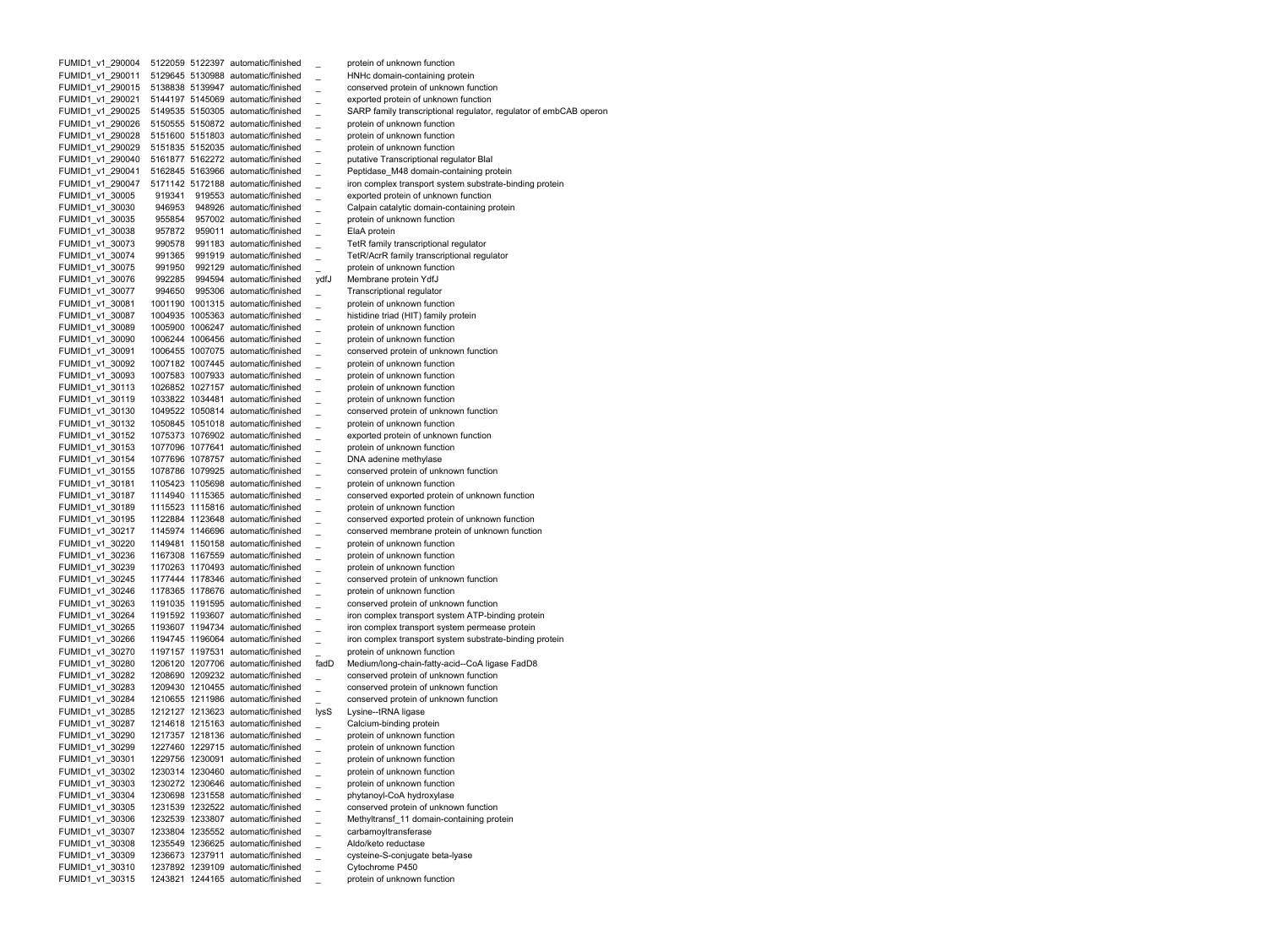| | | | | | |
|---|---|---|---|---|---|
| FUMID1_v1_290004 | 5122059 | 5122397 | automatic/finished | _ | protein of unknown function |
| FUMID1_v1_290011 | 5129645 | 5130988 | automatic/finished | _ | HNHc domain-containing protein |
| FUMID1_v1_290015 | 5138838 | 5139947 | automatic/finished | _ | conserved protein of unknown function |
| FUMID1_v1_290021 | 5144197 | 5145069 | automatic/finished | _ | exported protein of unknown function |
| FUMID1_v1_290025 | 5149535 | 5150305 | automatic/finished | _ | SARP family transcriptional regulator, regulator of embCAB operon |
| FUMID1_v1_290026 | 5150555 | 5150872 | automatic/finished | _ | protein of unknown function |
| FUMID1_v1_290028 | 5151600 | 5151803 | automatic/finished | _ | protein of unknown function |
| FUMID1_v1_290029 | 5151835 | 5152035 | automatic/finished | _ | protein of unknown function |
| FUMID1_v1_290040 | 5161877 | 5162272 | automatic/finished | _ | putative Transcriptional regulator BlaI |
| FUMID1_v1_290041 | 5162845 | 5163966 | automatic/finished | _ | Peptidase_M48 domain-containing protein |
| FUMID1_v1_290047 | 5171142 | 5172188 | automatic/finished | _ | iron complex transport system substrate-binding protein |
| FUMID1_v1_30005 | 919341 | 919553 | automatic/finished | _ | exported protein of unknown function |
| FUMID1_v1_30030 | 946953 | 948926 | automatic/finished | _ | Calpain catalytic domain-containing protein |
| FUMID1_v1_30035 | 955854 | 957002 | automatic/finished | _ | protein of unknown function |
| FUMID1_v1_30038 | 957872 | 959011 | automatic/finished | _ | ElaA protein |
| FUMID1_v1_30073 | 990578 | 991183 | automatic/finished | _ | TetR family transcriptional regulator |
| FUMID1_v1_30074 | 991365 | 991919 | automatic/finished | _ | TetR/AcrR family transcriptional regulator |
| FUMID1_v1_30075 | 991950 | 992129 | automatic/finished | _ | protein of unknown function |
| FUMID1_v1_30076 | 992285 | 994594 | automatic/finished | ydfJ | Membrane protein YdfJ |
| FUMID1_v1_30077 | 994650 | 995306 | automatic/finished | _ | Transcriptional regulator |
| FUMID1_v1_30081 | 1001190 | 1001315 | automatic/finished | _ | protein of unknown function |
| FUMID1_v1_30087 | 1004935 | 1005363 | automatic/finished | _ | histidine triad (HIT) family protein |
| FUMID1_v1_30089 | 1005900 | 1006247 | automatic/finished | _ | protein of unknown function |
| FUMID1_v1_30090 | 1006244 | 1006456 | automatic/finished | _ | protein of unknown function |
| FUMID1_v1_30091 | 1006455 | 1007075 | automatic/finished | _ | conserved protein of unknown function |
| FUMID1_v1_30092 | 1007182 | 1007445 | automatic/finished | _ | protein of unknown function |
| FUMID1_v1_30093 | 1007583 | 1007933 | automatic/finished | _ | protein of unknown function |
| FUMID1_v1_30113 | 1026852 | 1027157 | automatic/finished | _ | protein of unknown function |
| FUMID1_v1_30119 | 1033822 | 1034481 | automatic/finished | _ | protein of unknown function |
| FUMID1_v1_30130 | 1049522 | 1050814 | automatic/finished | _ | conserved protein of unknown function |
| FUMID1_v1_30132 | 1050845 | 1051018 | automatic/finished | _ | protein of unknown function |
| FUMID1_v1_30152 | 1075373 | 1076902 | automatic/finished | _ | exported protein of unknown function |
| FUMID1_v1_30153 | 1077096 | 1077641 | automatic/finished | _ | protein of unknown function |
| FUMID1_v1_30154 | 1077696 | 1078757 | automatic/finished | _ | DNA adenine methylase |
| FUMID1_v1_30155 | 1078786 | 1079925 | automatic/finished | _ | conserved protein of unknown function |
| FUMID1_v1_30181 | 1105423 | 1105698 | automatic/finished | _ | protein of unknown function |
| FUMID1_v1_30187 | 1114940 | 1115365 | automatic/finished | _ | conserved exported protein of unknown function |
| FUMID1_v1_30189 | 1115523 | 1115816 | automatic/finished | _ | protein of unknown function |
| FUMID1_v1_30195 | 1122884 | 1123648 | automatic/finished | _ | conserved exported protein of unknown function |
| FUMID1_v1_30217 | 1145974 | 1146696 | automatic/finished | _ | conserved membrane protein of unknown function |
| FUMID1_v1_30220 | 1149481 | 1150158 | automatic/finished | _ | protein of unknown function |
| FUMID1_v1_30236 | 1167308 | 1167559 | automatic/finished | _ | protein of unknown function |
| FUMID1_v1_30239 | 1170263 | 1170493 | automatic/finished | _ | protein of unknown function |
| FUMID1_v1_30245 | 1177444 | 1178346 | automatic/finished | _ | conserved protein of unknown function |
| FUMID1_v1_30246 | 1178365 | 1178676 | automatic/finished | _ | protein of unknown function |
| FUMID1_v1_30263 | 1191035 | 1191595 | automatic/finished | _ | conserved protein of unknown function |
| FUMID1_v1_30264 | 1191592 | 1193607 | automatic/finished | _ | iron complex transport system ATP-binding protein |
| FUMID1_v1_30265 | 1193607 | 1194734 | automatic/finished | _ | iron complex transport system permease protein |
| FUMID1_v1_30266 | 1194745 | 1196064 | automatic/finished | _ | iron complex transport system substrate-binding protein |
| FUMID1_v1_30270 | 1197157 | 1197531 | automatic/finished | _ | protein of unknown function |
| FUMID1_v1_30280 | 1206120 | 1207706 | automatic/finished | fadD | Medium/long-chain-fatty-acid--CoA ligase FadD8 |
| FUMID1_v1_30282 | 1208690 | 1209232 | automatic/finished | _ | conserved protein of unknown function |
| FUMID1_v1_30283 | 1209430 | 1210455 | automatic/finished | _ | conserved protein of unknown function |
| FUMID1_v1_30284 | 1210655 | 1211986 | automatic/finished | _ | conserved protein of unknown function |
| FUMID1_v1_30285 | 1212127 | 1213623 | automatic/finished | lysS | Lysine--tRNA ligase |
| FUMID1_v1_30287 | 1214618 | 1215163 | automatic/finished | _ | Calcium-binding protein |
| FUMID1_v1_30290 | 1217357 | 1218136 | automatic/finished | _ | protein of unknown function |
| FUMID1_v1_30299 | 1227460 | 1229715 | automatic/finished | _ | protein of unknown function |
| FUMID1_v1_30301 | 1229756 | 1230091 | automatic/finished | _ | protein of unknown function |
| FUMID1_v1_30302 | 1230314 | 1230460 | automatic/finished | _ | protein of unknown function |
| FUMID1_v1_30303 | 1230272 | 1230646 | automatic/finished | _ | protein of unknown function |
| FUMID1_v1_30304 | 1230698 | 1231558 | automatic/finished | _ | phytanoyl-CoA hydroxylase |
| FUMID1_v1_30305 | 1231539 | 1232522 | automatic/finished | _ | conserved protein of unknown function |
| FUMID1_v1_30306 | 1232539 | 1233807 | automatic/finished | _ | Methyltransf_11 domain-containing protein |
| FUMID1_v1_30307 | 1233804 | 1235552 | automatic/finished | _ | carbamoyltransferase |
| FUMID1_v1_30308 | 1235549 | 1236625 | automatic/finished | _ | Aldo/keto reductase |
| FUMID1_v1_30309 | 1236673 | 1237911 | automatic/finished | _ | cysteine-S-conjugate beta-lyase |
| FUMID1_v1_30310 | 1237892 | 1239109 | automatic/finished | _ | Cytochrome P450 |
| FUMID1_v1_30315 | 1243821 | 1244165 | automatic/finished | _ | protein of unknown function |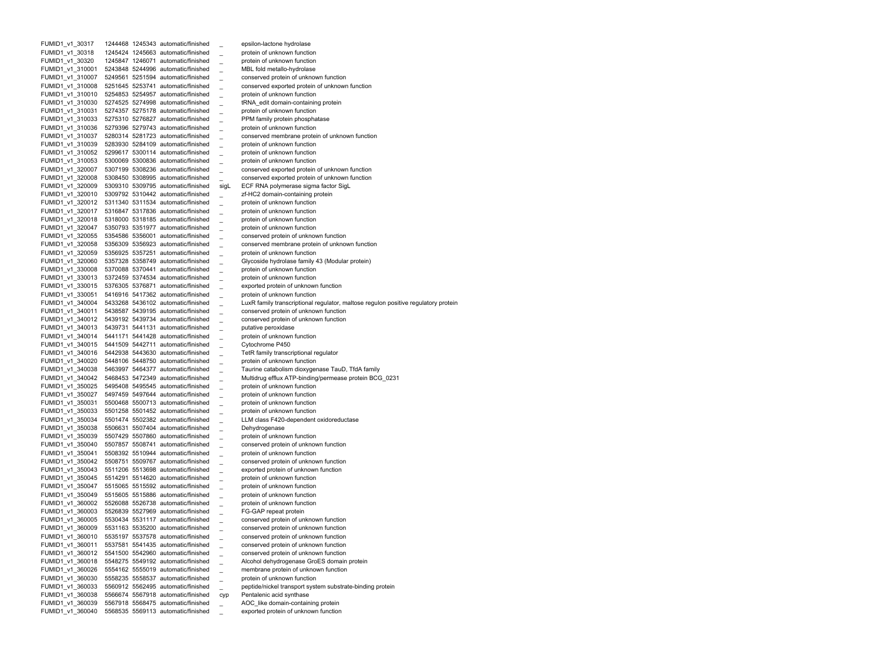| | | | | | |
|---|---|---|---|---|---|
| FUMID1_v1_30317 | 1244468 | 1245343 | automatic/finished | _ | epsilon-lactone hydrolase |
| FUMID1_v1_30318 | 1245424 | 1245663 | automatic/finished | _ | protein of unknown function |
| FUMID1_v1_30320 | 1245847 | 1246071 | automatic/finished | _ | protein of unknown function |
| FUMID1_v1_310001 | 5243848 | 5244996 | automatic/finished | _ | MBL fold metallo-hydrolase |
| FUMID1_v1_310007 | 5249561 | 5251594 | automatic/finished | _ | conserved protein of unknown function |
| FUMID1_v1_310008 | 5251645 | 5253741 | automatic/finished | _ | conserved exported protein of unknown function |
| FUMID1_v1_310010 | 5254853 | 5254957 | automatic/finished | _ | protein of unknown function |
| FUMID1_v1_310030 | 5274525 | 5274998 | automatic/finished | _ | tRNA_edit domain-containing protein |
| FUMID1_v1_310031 | 5274357 | 5275178 | automatic/finished | _ | protein of unknown function |
| FUMID1_v1_310033 | 5275310 | 5276827 | automatic/finished | _ | PPM family protein phosphatase |
| FUMID1_v1_310036 | 5279396 | 5279743 | automatic/finished | _ | protein of unknown function |
| FUMID1_v1_310037 | 5280314 | 5281723 | automatic/finished | _ | conserved membrane protein of unknown function |
| FUMID1_v1_310039 | 5283930 | 5284109 | automatic/finished | _ | protein of unknown function |
| FUMID1_v1_310052 | 5299617 | 5300114 | automatic/finished | _ | protein of unknown function |
| FUMID1_v1_310053 | 5300069 | 5300836 | automatic/finished | _ | protein of unknown function |
| FUMID1_v1_320007 | 5307199 | 5308236 | automatic/finished | _ | conserved exported protein of unknown function |
| FUMID1_v1_320008 | 5308450 | 5308995 | automatic/finished | _ | conserved exported protein of unknown function |
| FUMID1_v1_320009 | 5309310 | 5309795 | automatic/finished | sigL | ECF RNA polymerase sigma factor SigL |
| FUMID1_v1_320010 | 5309792 | 5310442 | automatic/finished | _ | zf-HC2 domain-containing protein |
| FUMID1_v1_320012 | 5311340 | 5311534 | automatic/finished | _ | protein of unknown function |
| FUMID1_v1_320017 | 5316847 | 5317836 | automatic/finished | _ | protein of unknown function |
| FUMID1_v1_320018 | 5318000 | 5318185 | automatic/finished | _ | protein of unknown function |
| FUMID1_v1_320047 | 5350793 | 5351977 | automatic/finished | _ | protein of unknown function |
| FUMID1_v1_320055 | 5354586 | 5356001 | automatic/finished | _ | conserved protein of unknown function |
| FUMID1_v1_320058 | 5356309 | 5356923 | automatic/finished | _ | conserved membrane protein of unknown function |
| FUMID1_v1_320059 | 5356925 | 5357251 | automatic/finished | _ | protein of unknown function |
| FUMID1_v1_320060 | 5357328 | 5358749 | automatic/finished | _ | Glycoside hydrolase family 43 (Modular protein) |
| FUMID1_v1_330008 | 5370088 | 5370441 | automatic/finished | _ | protein of unknown function |
| FUMID1_v1_330013 | 5372459 | 5374534 | automatic/finished | _ | protein of unknown function |
| FUMID1_v1_330015 | 5376305 | 5376871 | automatic/finished | _ | exported protein of unknown function |
| FUMID1_v1_330051 | 5416916 | 5417362 | automatic/finished | _ | protein of unknown function |
| FUMID1_v1_340004 | 5433268 | 5436102 | automatic/finished | _ | LuxR family transcriptional regulator, maltose regulon positive regulatory protein |
| FUMID1_v1_340011 | 5438587 | 5439195 | automatic/finished | _ | conserved protein of unknown function |
| FUMID1_v1_340012 | 5439192 | 5439734 | automatic/finished | _ | conserved protein of unknown function |
| FUMID1_v1_340013 | 5439731 | 5441131 | automatic/finished | _ | putative peroxidase |
| FUMID1_v1_340014 | 5441171 | 5441428 | automatic/finished | _ | protein of unknown function |
| FUMID1_v1_340015 | 5441509 | 5442711 | automatic/finished | _ | Cytochrome P450 |
| FUMID1_v1_340016 | 5442938 | 5443630 | automatic/finished | _ | TetR family transcriptional regulator |
| FUMID1_v1_340020 | 5448106 | 5448750 | automatic/finished | _ | protein of unknown function |
| FUMID1_v1_340038 | 5463997 | 5464377 | automatic/finished | _ | Taurine catabolism dioxygenase TauD, TfdA family |
| FUMID1_v1_340042 | 5468453 | 5472349 | automatic/finished | _ | Multidrug efflux ATP-binding/permease protein BCG_0231 |
| FUMID1_v1_350025 | 5495408 | 5495545 | automatic/finished | _ | protein of unknown function |
| FUMID1_v1_350027 | 5497459 | 5497644 | automatic/finished | _ | protein of unknown function |
| FUMID1_v1_350031 | 5500468 | 5500713 | automatic/finished | _ | protein of unknown function |
| FUMID1_v1_350033 | 5501258 | 5501452 | automatic/finished | _ | protein of unknown function |
| FUMID1_v1_350034 | 5501474 | 5502382 | automatic/finished | _ | LLM class F420-dependent oxidoreductase |
| FUMID1_v1_350038 | 5506631 | 5507404 | automatic/finished | _ | Dehydrogenase |
| FUMID1_v1_350039 | 5507429 | 5507860 | automatic/finished | _ | protein of unknown function |
| FUMID1_v1_350040 | 5507857 | 5508741 | automatic/finished | _ | conserved protein of unknown function |
| FUMID1_v1_350041 | 5508392 | 5510944 | automatic/finished | _ | protein of unknown function |
| FUMID1_v1_350042 | 5508751 | 5509767 | automatic/finished | _ | conserved protein of unknown function |
| FUMID1_v1_350043 | 5511206 | 5513698 | automatic/finished | _ | exported protein of unknown function |
| FUMID1_v1_350045 | 5514291 | 5514620 | automatic/finished | _ | protein of unknown function |
| FUMID1_v1_350047 | 5515065 | 5515592 | automatic/finished | _ | protein of unknown function |
| FUMID1_v1_350049 | 5515605 | 5515886 | automatic/finished | _ | protein of unknown function |
| FUMID1_v1_360002 | 5526088 | 5526738 | automatic/finished | _ | protein of unknown function |
| FUMID1_v1_360003 | 5526839 | 5527969 | automatic/finished | _ | FG-GAP repeat protein |
| FUMID1_v1_360005 | 5530434 | 5531117 | automatic/finished | _ | conserved protein of unknown function |
| FUMID1_v1_360009 | 5531163 | 5535200 | automatic/finished | _ | conserved protein of unknown function |
| FUMID1_v1_360010 | 5535197 | 5537578 | automatic/finished | _ | conserved protein of unknown function |
| FUMID1_v1_360011 | 5537581 | 5541435 | automatic/finished | _ | conserved protein of unknown function |
| FUMID1_v1_360012 | 5541500 | 5542960 | automatic/finished | _ | conserved protein of unknown function |
| FUMID1_v1_360018 | 5548275 | 5549192 | automatic/finished | _ | Alcohol dehydrogenase GroES domain protein |
| FUMID1_v1_360026 | 5554162 | 5555019 | automatic/finished | _ | membrane protein of unknown function |
| FUMID1_v1_360030 | 5558235 | 5558537 | automatic/finished | _ | protein of unknown function |
| FUMID1_v1_360033 | 5560912 | 5562495 | automatic/finished | _ | peptide/nickel transport system substrate-binding protein |
| FUMID1_v1_360038 | 5566674 | 5567918 | automatic/finished | cyp | Pentalenic acid synthase |
| FUMID1_v1_360039 | 5567918 | 5568475 | automatic/finished | _ | AOC_like domain-containing protein |
| FUMID1_v1_360040 | 5568535 | 5569113 | automatic/finished | _ | exported protein of unknown function |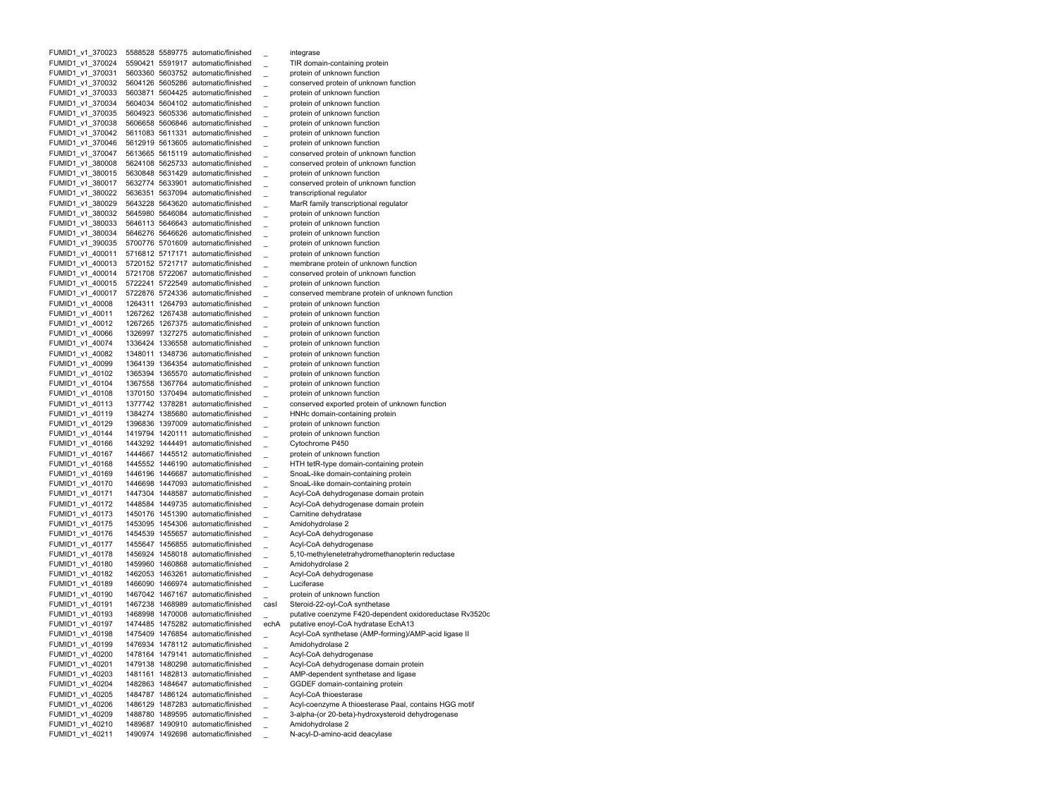| | | | | | |
|---|---|---|---|---|---|
| FUMID1_v1_370023 | 5588528 | 5589775 | automatic/finished | _ | integrase |
| FUMID1_v1_370024 | 5590421 | 5591917 | automatic/finished | _ | TIR domain-containing protein |
| FUMID1_v1_370031 | 5603360 | 5603752 | automatic/finished | _ | protein of unknown function |
| FUMID1_v1_370032 | 5604126 | 5605286 | automatic/finished | _ | conserved protein of unknown function |
| FUMID1_v1_370033 | 5603871 | 5604425 | automatic/finished | _ | protein of unknown function |
| FUMID1_v1_370034 | 5604034 | 5604102 | automatic/finished | _ | protein of unknown function |
| FUMID1_v1_370035 | 5604923 | 5605336 | automatic/finished | _ | protein of unknown function |
| FUMID1_v1_370038 | 5606658 | 5606846 | automatic/finished | _ | protein of unknown function |
| FUMID1_v1_370042 | 5611083 | 5611331 | automatic/finished | _ | protein of unknown function |
| FUMID1_v1_370046 | 5612919 | 5613605 | automatic/finished | _ | protein of unknown function |
| FUMID1_v1_370047 | 5613665 | 5615119 | automatic/finished | _ | conserved protein of unknown function |
| FUMID1_v1_380008 | 5624108 | 5625733 | automatic/finished | _ | conserved protein of unknown function |
| FUMID1_v1_380015 | 5630848 | 5631429 | automatic/finished | _ | protein of unknown function |
| FUMID1_v1_380017 | 5632774 | 5633901 | automatic/finished | _ | conserved protein of unknown function |
| FUMID1_v1_380022 | 5636351 | 5637094 | automatic/finished | _ | transcriptional regulator |
| FUMID1_v1_380029 | 5643228 | 5643620 | automatic/finished | _ | MarR family transcriptional regulator |
| FUMID1_v1_380032 | 5645980 | 5646084 | automatic/finished | _ | protein of unknown function |
| FUMID1_v1_380033 | 5646113 | 5646643 | automatic/finished | _ | protein of unknown function |
| FUMID1_v1_380034 | 5646276 | 5646626 | automatic/finished | _ | protein of unknown function |
| FUMID1_v1_390035 | 5700776 | 5701609 | automatic/finished | _ | protein of unknown function |
| FUMID1_v1_400011 | 5716812 | 5717171 | automatic/finished | _ | protein of unknown function |
| FUMID1_v1_400013 | 5720152 | 5721717 | automatic/finished | _ | membrane protein of unknown function |
| FUMID1_v1_400014 | 5721708 | 5722067 | automatic/finished | _ | conserved protein of unknown function |
| FUMID1_v1_400015 | 5722241 | 5722549 | automatic/finished | _ | protein of unknown function |
| FUMID1_v1_400017 | 5722876 | 5724336 | automatic/finished | _ | conserved membrane protein of unknown function |
| FUMID1_v1_40008 | 1264311 | 1264793 | automatic/finished | _ | protein of unknown function |
| FUMID1_v1_40011 | 1267262 | 1267438 | automatic/finished | _ | protein of unknown function |
| FUMID1_v1_40012 | 1267265 | 1267375 | automatic/finished | _ | protein of unknown function |
| FUMID1_v1_40066 | 1326997 | 1327275 | automatic/finished | _ | protein of unknown function |
| FUMID1_v1_40074 | 1336424 | 1336558 | automatic/finished | _ | protein of unknown function |
| FUMID1_v1_40082 | 1348011 | 1348736 | automatic/finished | _ | protein of unknown function |
| FUMID1_v1_40099 | 1364139 | 1364354 | automatic/finished | _ | protein of unknown function |
| FUMID1_v1_40102 | 1365394 | 1365570 | automatic/finished | _ | protein of unknown function |
| FUMID1_v1_40104 | 1367558 | 1367764 | automatic/finished | _ | protein of unknown function |
| FUMID1_v1_40108 | 1370150 | 1370494 | automatic/finished | _ | protein of unknown function |
| FUMID1_v1_40113 | 1377742 | 1378281 | automatic/finished | _ | conserved exported protein of unknown function |
| FUMID1_v1_40119 | 1384274 | 1385680 | automatic/finished | _ | HNHc domain-containing protein |
| FUMID1_v1_40129 | 1396836 | 1397009 | automatic/finished | _ | protein of unknown function |
| FUMID1_v1_40144 | 1419794 | 1420111 | automatic/finished | _ | protein of unknown function |
| FUMID1_v1_40166 | 1443292 | 1444491 | automatic/finished | _ | Cytochrome P450 |
| FUMID1_v1_40167 | 1444667 | 1445512 | automatic/finished | _ | protein of unknown function |
| FUMID1_v1_40168 | 1445552 | 1446190 | automatic/finished | _ | HTH tetR-type domain-containing protein |
| FUMID1_v1_40169 | 1446196 | 1446687 | automatic/finished | _ | SnoaL-like domain-containing protein |
| FUMID1_v1_40170 | 1446698 | 1447093 | automatic/finished | _ | SnoaL-like domain-containing protein |
| FUMID1_v1_40171 | 1447304 | 1448587 | automatic/finished | _ | Acyl-CoA dehydrogenase domain protein |
| FUMID1_v1_40172 | 1448584 | 1449735 | automatic/finished | _ | Acyl-CoA dehydrogenase domain protein |
| FUMID1_v1_40173 | 1450176 | 1451390 | automatic/finished | _ | Carnitine dehydratase |
| FUMID1_v1_40175 | 1453095 | 1454306 | automatic/finished | _ | Amidohydrolase 2 |
| FUMID1_v1_40176 | 1454539 | 1455657 | automatic/finished | _ | Acyl-CoA dehydrogenase |
| FUMID1_v1_40177 | 1455647 | 1456855 | automatic/finished | _ | Acyl-CoA dehydrogenase |
| FUMID1_v1_40178 | 1456924 | 1458018 | automatic/finished | _ | 5,10-methylenetetrahydromethanopterin reductase |
| FUMID1_v1_40180 | 1459960 | 1460868 | automatic/finished | _ | Amidohydrolase 2 |
| FUMID1_v1_40182 | 1462053 | 1463261 | automatic/finished | _ | Acyl-CoA dehydrogenase |
| FUMID1_v1_40189 | 1466090 | 1466974 | automatic/finished | _ | Luciferase |
| FUMID1_v1_40190 | 1467042 | 1467167 | automatic/finished | _ | protein of unknown function |
| FUMID1_v1_40191 | 1467238 | 1468989 | automatic/finished | casI | Steroid-22-oyl-CoA synthetase |
| FUMID1_v1_40193 | 1468998 | 1470008 | automatic/finished | _ | putative coenzyme F420-dependent oxidoreductase Rv3520c |
| FUMID1_v1_40197 | 1474485 | 1475282 | automatic/finished | echA | putative enoyl-CoA hydratase EchA13 |
| FUMID1_v1_40198 | 1475409 | 1476854 | automatic/finished | _ | Acyl-CoA synthetase (AMP-forming)/AMP-acid ligase II |
| FUMID1_v1_40199 | 1476934 | 1478112 | automatic/finished | _ | Amidohydrolase 2 |
| FUMID1_v1_40200 | 1478164 | 1479141 | automatic/finished | _ | Acyl-CoA dehydrogenase |
| FUMID1_v1_40201 | 1479138 | 1480298 | automatic/finished | _ | Acyl-CoA dehydrogenase domain protein |
| FUMID1_v1_40203 | 1481161 | 1482813 | automatic/finished | _ | AMP-dependent synthetase and ligase |
| FUMID1_v1_40204 | 1482863 | 1484647 | automatic/finished | _ | GGDEF domain-containing protein |
| FUMID1_v1_40205 | 1484787 | 1486124 | automatic/finished | _ | Acyl-CoA thioesterase |
| FUMID1_v1_40206 | 1486129 | 1487283 | automatic/finished | _ | Acyl-coenzyme A thioesterase PaaI, contains HGG motif |
| FUMID1_v1_40209 | 1488780 | 1489595 | automatic/finished | _ | 3-alpha-(or 20-beta)-hydroxysteroid dehydrogenase |
| FUMID1_v1_40210 | 1489687 | 1490910 | automatic/finished | _ | Amidohydrolase 2 |
| FUMID1_v1_40211 | 1490974 | 1492698 | automatic/finished | _ | N-acyl-D-amino-acid deacylase |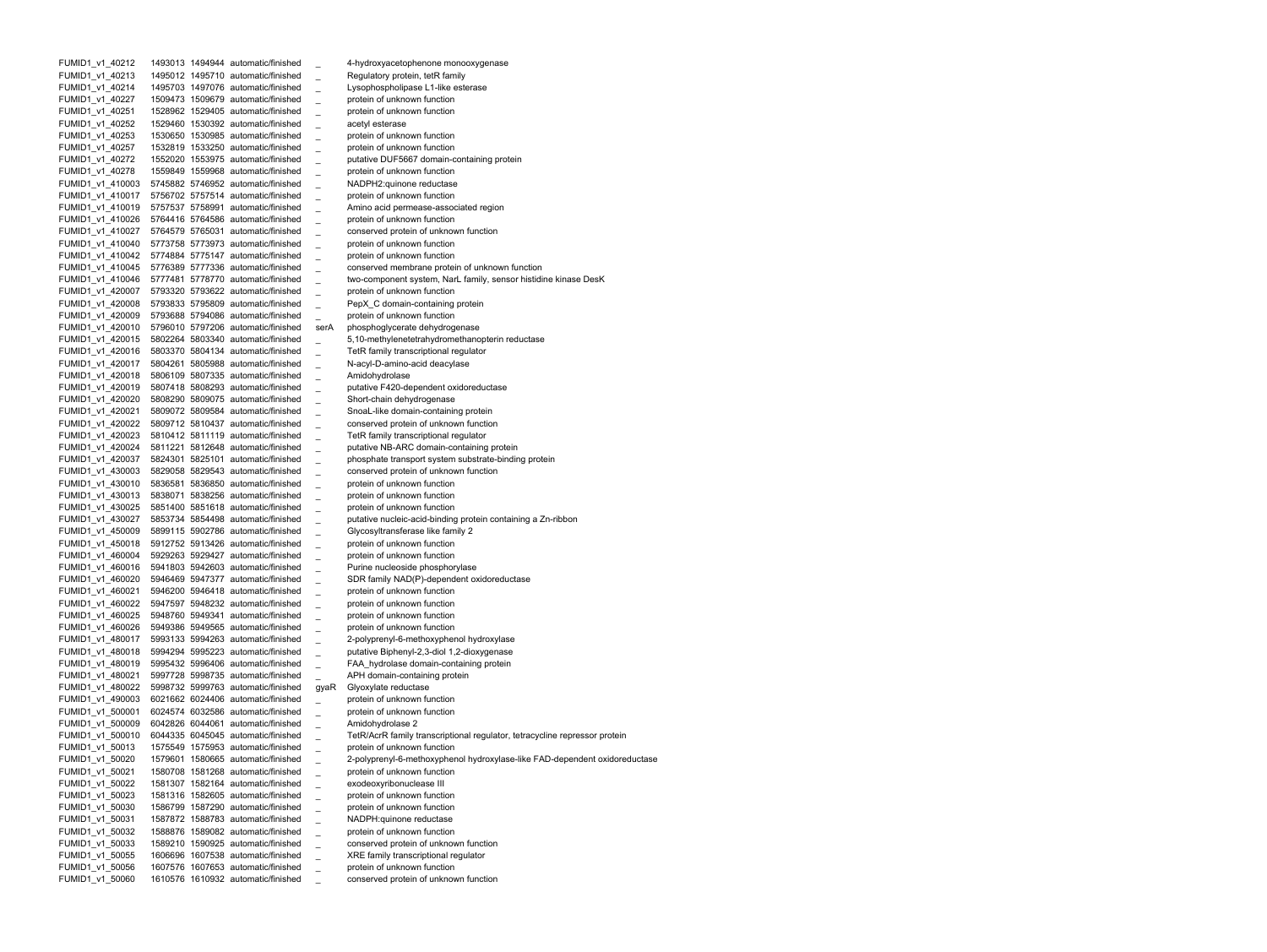| | | | | | |
|---|---|---|---|---|---|
| FUMID1_v1_40212 | 1493013 | 1494944 | automatic/finished | _ | 4-hydroxyacetophenone monooxygenase |
| FUMID1_v1_40213 | 1495012 | 1495710 | automatic/finished | _ | Regulatory protein, tetR family |
| FUMID1_v1_40214 | 1495703 | 1497076 | automatic/finished | _ | Lysophospholipase L1-like esterase |
| FUMID1_v1_40227 | 1509473 | 1509679 | automatic/finished | _ | protein of unknown function |
| FUMID1_v1_40251 | 1528962 | 1529405 | automatic/finished | _ | protein of unknown function |
| FUMID1_v1_40252 | 1529460 | 1530392 | automatic/finished | _ | acetyl esterase |
| FUMID1_v1_40253 | 1530650 | 1530985 | automatic/finished | _ | protein of unknown function |
| FUMID1_v1_40257 | 1532819 | 1533250 | automatic/finished | _ | protein of unknown function |
| FUMID1_v1_40272 | 1552020 | 1553975 | automatic/finished | _ | putative DUF5667 domain-containing protein |
| FUMID1_v1_40278 | 1559849 | 1559968 | automatic/finished | _ | protein of unknown function |
| FUMID1_v1_410003 | 5745882 | 5746952 | automatic/finished | _ | NADPH2:quinone reductase |
| FUMID1_v1_410017 | 5756702 | 5757514 | automatic/finished | _ | protein of unknown function |
| FUMID1_v1_410019 | 5757537 | 5758991 | automatic/finished | _ | Amino acid permease-associated region |
| FUMID1_v1_410026 | 5764416 | 5764586 | automatic/finished | _ | protein of unknown function |
| FUMID1_v1_410027 | 5764579 | 5765031 | automatic/finished | _ | conserved protein of unknown function |
| FUMID1_v1_410040 | 5773758 | 5773973 | automatic/finished | _ | protein of unknown function |
| FUMID1_v1_410042 | 5774884 | 5775147 | automatic/finished | _ | protein of unknown function |
| FUMID1_v1_410045 | 5776389 | 5777336 | automatic/finished | _ | conserved membrane protein of unknown function |
| FUMID1_v1_410046 | 5777481 | 5778770 | automatic/finished | _ | two-component system, NarL family, sensor histidine kinase DesK |
| FUMID1_v1_420007 | 5793320 | 5793622 | automatic/finished | _ | protein of unknown function |
| FUMID1_v1_420008 | 5793833 | 5795809 | automatic/finished | _ | PepX_C domain-containing protein |
| FUMID1_v1_420009 | 5793688 | 5794086 | automatic/finished | _ | protein of unknown function |
| FUMID1_v1_420010 | 5796010 | 5797206 | automatic/finished | serA | phosphoglycerate dehydrogenase |
| FUMID1_v1_420015 | 5802264 | 5803340 | automatic/finished | _ | 5,10-methylenetetrahydromethanopterin reductase |
| FUMID1_v1_420016 | 5803370 | 5804134 | automatic/finished | _ | TetR family transcriptional regulator |
| FUMID1_v1_420017 | 5804261 | 5805988 | automatic/finished | _ | N-acyl-D-amino-acid deacylase |
| FUMID1_v1_420018 | 5806109 | 5807335 | automatic/finished | _ | Amidohydrolase |
| FUMID1_v1_420019 | 5807418 | 5808293 | automatic/finished | _ | putative F420-dependent oxidoreductase |
| FUMID1_v1_420020 | 5808290 | 5809075 | automatic/finished | _ | Short-chain dehydrogenase |
| FUMID1_v1_420021 | 5809072 | 5809584 | automatic/finished | _ | SnoaL-like domain-containing protein |
| FUMID1_v1_420022 | 5809712 | 5810437 | automatic/finished | _ | conserved protein of unknown function |
| FUMID1_v1_420023 | 5810412 | 5811119 | automatic/finished | _ | TetR family transcriptional regulator |
| FUMID1_v1_420024 | 5811221 | 5812648 | automatic/finished | _ | putative NB-ARC domain-containing protein |
| FUMID1_v1_420037 | 5824301 | 5825101 | automatic/finished | _ | phosphate transport system substrate-binding protein |
| FUMID1_v1_430003 | 5829058 | 5829543 | automatic/finished | _ | conserved protein of unknown function |
| FUMID1_v1_430010 | 5836581 | 5836850 | automatic/finished | _ | protein of unknown function |
| FUMID1_v1_430013 | 5838071 | 5838256 | automatic/finished | _ | protein of unknown function |
| FUMID1_v1_430025 | 5851400 | 5851618 | automatic/finished | _ | protein of unknown function |
| FUMID1_v1_430027 | 5853734 | 5854498 | automatic/finished | _ | putative nucleic-acid-binding protein containing a Zn-ribbon |
| FUMID1_v1_450009 | 5899115 | 5902786 | automatic/finished | _ | Glycosyltransferase like family 2 |
| FUMID1_v1_450018 | 5912752 | 5913426 | automatic/finished | _ | protein of unknown function |
| FUMID1_v1_460004 | 5929263 | 5929427 | automatic/finished | _ | protein of unknown function |
| FUMID1_v1_460016 | 5941803 | 5942603 | automatic/finished | _ | Purine nucleoside phosphorylase |
| FUMID1_v1_460020 | 5946469 | 5947377 | automatic/finished | _ | SDR family NAD(P)-dependent oxidoreductase |
| FUMID1_v1_460021 | 5946200 | 5946418 | automatic/finished | _ | protein of unknown function |
| FUMID1_v1_460022 | 5947597 | 5948232 | automatic/finished | _ | protein of unknown function |
| FUMID1_v1_460025 | 5948760 | 5949341 | automatic/finished | _ | protein of unknown function |
| FUMID1_v1_460026 | 5949386 | 5949565 | automatic/finished | _ | protein of unknown function |
| FUMID1_v1_480017 | 5993133 | 5994263 | automatic/finished | _ | 2-polyprenyl-6-methoxyphenol hydroxylase |
| FUMID1_v1_480018 | 5994294 | 5995223 | automatic/finished | _ | putative Biphenyl-2,3-diol 1,2-dioxygenase |
| FUMID1_v1_480019 | 5995432 | 5996406 | automatic/finished | _ | FAA_hydrolase domain-containing protein |
| FUMID1_v1_480021 | 5997728 | 5998735 | automatic/finished | _ | APH domain-containing protein |
| FUMID1_v1_480022 | 5998732 | 5999763 | automatic/finished | gyaR | Glyoxylate reductase |
| FUMID1_v1_490003 | 6021662 | 6024406 | automatic/finished | _ | protein of unknown function |
| FUMID1_v1_500001 | 6024574 | 6032586 | automatic/finished | _ | protein of unknown function |
| FUMID1_v1_500009 | 6042826 | 6044061 | automatic/finished | _ | Amidohydrolase 2 |
| FUMID1_v1_500010 | 6044335 | 6045045 | automatic/finished | _ | TetR/AcrR family transcriptional regulator, tetracycline repressor protein |
| FUMID1_v1_50013 | 1575549 | 1575953 | automatic/finished | _ | protein of unknown function |
| FUMID1_v1_50020 | 1579601 | 1580665 | automatic/finished | _ | 2-polyprenyl-6-methoxyphenol hydroxylase-like FAD-dependent oxidoreductase |
| FUMID1_v1_50021 | 1580708 | 1581268 | automatic/finished | _ | protein of unknown function |
| FUMID1_v1_50022 | 1581307 | 1582164 | automatic/finished | _ | exodeoxyribonuclease III |
| FUMID1_v1_50023 | 1581316 | 1582605 | automatic/finished | _ | protein of unknown function |
| FUMID1_v1_50030 | 1586799 | 1587290 | automatic/finished | _ | protein of unknown function |
| FUMID1_v1_50031 | 1587872 | 1588783 | automatic/finished | _ | NADPH:quinone reductase |
| FUMID1_v1_50032 | 1588876 | 1589082 | automatic/finished | _ | protein of unknown function |
| FUMID1_v1_50033 | 1589210 | 1590925 | automatic/finished | _ | conserved protein of unknown function |
| FUMID1_v1_50055 | 1606696 | 1607538 | automatic/finished | _ | XRE family transcriptional regulator |
| FUMID1_v1_50056 | 1607576 | 1607653 | automatic/finished | _ | protein of unknown function |
| FUMID1_v1_50060 | 1610576 | 1610932 | automatic/finished | _ | conserved protein of unknown function |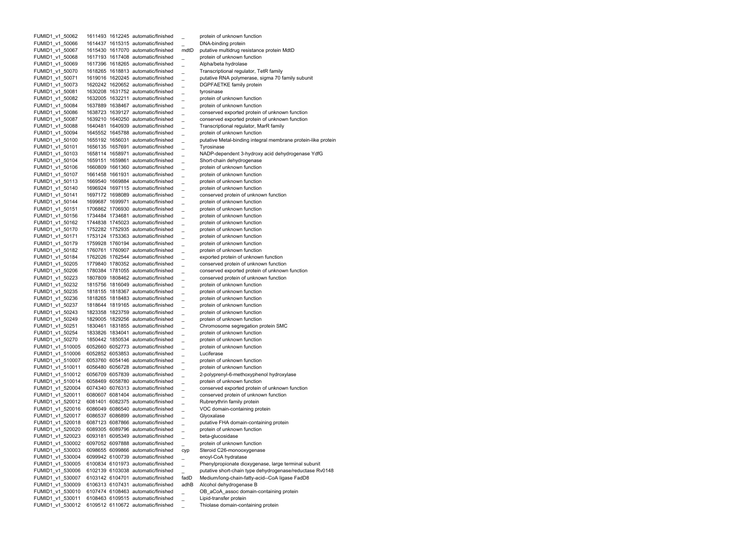| | | | | | |
|---|---|---|---|---|---|
| FUMID1_v1_50062 | 1611493 | 1612245 | automatic/finished | _ | protein of unknown function |
| FUMID1_v1_50066 | 1614437 | 1615315 | automatic/finished | _ | DNA-binding protein |
| FUMID1_v1_50067 | 1615430 | 1617070 | automatic/finished | mdtD | putative multidrug resistance protein MdtD |
| FUMID1_v1_50068 | 1617193 | 1617408 | automatic/finished | _ | protein of unknown function |
| FUMID1_v1_50069 | 1617396 | 1618265 | automatic/finished | _ | Alpha/beta hydrolase |
| FUMID1_v1_50070 | 1618265 | 1618813 | automatic/finished | _ | Transcriptional regulator, TetR family |
| FUMID1_v1_50071 | 1619016 | 1620245 | automatic/finished | _ | putative RNA polymerase, sigma 70 family subunit |
| FUMID1_v1_50073 | 1620242 | 1620652 | automatic/finished | _ | DGPFAETKE family protein |
| FUMID1_v1_50081 | 1630208 | 1631752 | automatic/finished | _ | tyrosinase |
| FUMID1_v1_50082 | 1632005 | 1632211 | automatic/finished | _ | protein of unknown function |
| FUMID1_v1_50084 | 1637889 | 1638467 | automatic/finished | _ | protein of unknown function |
| FUMID1_v1_50086 | 1638723 | 1639127 | automatic/finished | _ | conserved exported protein of unknown function |
| FUMID1_v1_50087 | 1639210 | 1640250 | automatic/finished | _ | conserved exported protein of unknown function |
| FUMID1_v1_50088 | 1640481 | 1640939 | automatic/finished | _ | Transcriptional regulator, MarR family |
| FUMID1_v1_50094 | 1645552 | 1645788 | automatic/finished | _ | protein of unknown function |
| FUMID1_v1_50100 | 1655192 | 1656031 | automatic/finished | _ | putative Metal-binding integral membrane protein-like protein |
| FUMID1_v1_50101 | 1656135 | 1657691 | automatic/finished | _ | Tyrosinase |
| FUMID1_v1_50103 | 1658114 | 1658971 | automatic/finished | _ | NADP-dependent 3-hydroxy acid dehydrogenase YdfG |
| FUMID1_v1_50104 | 1659151 | 1659861 | automatic/finished | _ | Short-chain dehydrogenase |
| FUMID1_v1_50106 | 1660809 | 1661360 | automatic/finished | _ | protein of unknown function |
| FUMID1_v1_50107 | 1661458 | 1661931 | automatic/finished | _ | protein of unknown function |
| FUMID1_v1_50113 | 1669540 | 1669884 | automatic/finished | _ | protein of unknown function |
| FUMID1_v1_50140 | 1696924 | 1697115 | automatic/finished | _ | protein of unknown function |
| FUMID1_v1_50141 | 1697172 | 1698089 | automatic/finished | _ | conserved protein of unknown function |
| FUMID1_v1_50144 | 1699687 | 1699971 | automatic/finished | _ | protein of unknown function |
| FUMID1_v1_50151 | 1706862 | 1706930 | automatic/finished | _ | protein of unknown function |
| FUMID1_v1_50156 | 1734484 | 1734681 | automatic/finished | _ | protein of unknown function |
| FUMID1_v1_50162 | 1744838 | 1745023 | automatic/finished | _ | protein of unknown function |
| FUMID1_v1_50170 | 1752282 | 1752935 | automatic/finished | _ | protein of unknown function |
| FUMID1_v1_50171 | 1753124 | 1753363 | automatic/finished | _ | protein of unknown function |
| FUMID1_v1_50179 | 1759928 | 1760194 | automatic/finished | _ | protein of unknown function |
| FUMID1_v1_50182 | 1760761 | 1760907 | automatic/finished | _ | protein of unknown function |
| FUMID1_v1_50184 | 1762026 | 1762544 | automatic/finished | _ | exported protein of unknown function |
| FUMID1_v1_50205 | 1779840 | 1780352 | automatic/finished | _ | conserved protein of unknown function |
| FUMID1_v1_50206 | 1780384 | 1781055 | automatic/finished | _ | conserved exported protein of unknown function |
| FUMID1_v1_50223 | 1807809 | 1808462 | automatic/finished | _ | conserved protein of unknown function |
| FUMID1_v1_50232 | 1815756 | 1816049 | automatic/finished | _ | protein of unknown function |
| FUMID1_v1_50235 | 1818155 | 1818367 | automatic/finished | _ | protein of unknown function |
| FUMID1_v1_50236 | 1818265 | 1818483 | automatic/finished | _ | protein of unknown function |
| FUMID1_v1_50237 | 1818644 | 1819165 | automatic/finished | _ | protein of unknown function |
| FUMID1_v1_50243 | 1823358 | 1823759 | automatic/finished | _ | protein of unknown function |
| FUMID1_v1_50249 | 1829005 | 1829256 | automatic/finished | _ | protein of unknown function |
| FUMID1_v1_50251 | 1830461 | 1831855 | automatic/finished | _ | Chromosome segregation protein SMC |
| FUMID1_v1_50254 | 1833826 | 1834041 | automatic/finished | _ | protein of unknown function |
| FUMID1_v1_50270 | 1850442 | 1850534 | automatic/finished | _ | protein of unknown function |
| FUMID1_v1_510005 | 6052660 | 6052773 | automatic/finished | _ | protein of unknown function |
| FUMID1_v1_510006 | 6052852 | 6053853 | automatic/finished | _ | Luciferase |
| FUMID1_v1_510007 | 6053760 | 6054146 | automatic/finished | _ | protein of unknown function |
| FUMID1_v1_510011 | 6056480 | 6056728 | automatic/finished | _ | protein of unknown function |
| FUMID1_v1_510012 | 6056709 | 6057839 | automatic/finished | _ | 2-polyprenyl-6-methoxyphenol hydroxylase |
| FUMID1_v1_510014 | 6058469 | 6058780 | automatic/finished | _ | protein of unknown function |
| FUMID1_v1_520004 | 6074340 | 6076313 | automatic/finished | _ | conserved exported protein of unknown function |
| FUMID1_v1_520011 | 6080607 | 6081404 | automatic/finished | _ | conserved protein of unknown function |
| FUMID1_v1_520012 | 6081401 | 6082375 | automatic/finished | _ | Rubrerythrin family protein |
| FUMID1_v1_520016 | 6086049 | 6086540 | automatic/finished | _ | VOC domain-containing protein |
| FUMID1_v1_520017 | 6086537 | 6086899 | automatic/finished | _ | Glyoxalase |
| FUMID1_v1_520018 | 6087123 | 6087866 | automatic/finished | _ | putative FHA domain-containing protein |
| FUMID1_v1_520020 | 6089305 | 6089796 | automatic/finished | _ | protein of unknown function |
| FUMID1_v1_520023 | 6093181 | 6095349 | automatic/finished | _ | beta-glucosidase |
| FUMID1_v1_530002 | 6097052 | 6097888 | automatic/finished | _ | protein of unknown function |
| FUMID1_v1_530003 | 6098655 | 6099866 | automatic/finished | cyp | Steroid C26-monooxygenase |
| FUMID1_v1_530004 | 6099942 | 6100739 | automatic/finished | _ | enoyl-CoA hydratase |
| FUMID1_v1_530005 | 6100834 | 6101973 | automatic/finished | _ | Phenylpropionate dioxygenase, large terminal subunit |
| FUMID1_v1_530006 | 6102139 | 6103038 | automatic/finished | _ | putative short-chain type dehydrogenase/reductase Rv0148 |
| FUMID1_v1_530007 | 6103142 | 6104701 | automatic/finished | fadD | Medium/long-chain-fatty-acid--CoA ligase FadD8 |
| FUMID1_v1_530009 | 6106313 | 6107431 | automatic/finished | adhB | Alcohol dehydrogenase B |
| FUMID1_v1_530010 | 6107474 | 6108463 | automatic/finished | _ | OB_aCoA_assoc domain-containing protein |
| FUMID1_v1_530011 | 6108463 | 6109515 | automatic/finished | _ | Lipid-transfer protein |
| FUMID1_v1_530012 | 6109512 | 6110672 | automatic/finished | _ | Thiolase domain-containing protein |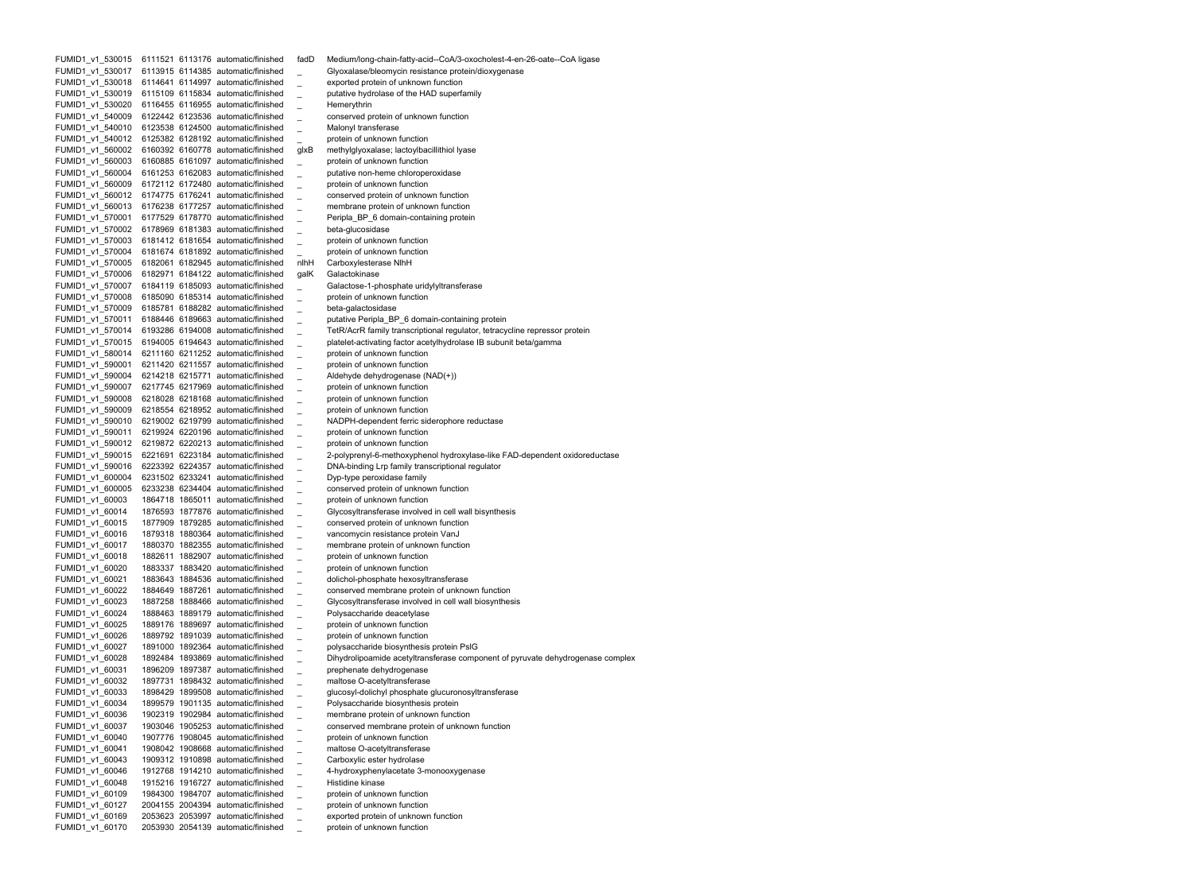| | | | | | |
|---|---|---|---|---|---|
| FUMID1_v1_530015 | 6111521 | 6113176 | automatic/finished | fadD | Medium/long-chain-fatty-acid--CoA/3-oxocholest-4-en-26-oate--CoA ligase |
| FUMID1_v1_530017 | 6113915 | 6114385 | automatic/finished | _ | Glyoxalase/bleomycin resistance protein/dioxygenase |
| FUMID1_v1_530018 | 6114641 | 6114997 | automatic/finished | _ | exported protein of unknown function |
| FUMID1_v1_530019 | 6115109 | 6115834 | automatic/finished | _ | putative hydrolase of the HAD superfamily |
| FUMID1_v1_530020 | 6116455 | 6116955 | automatic/finished | _ | Hemerythrin |
| FUMID1_v1_540009 | 6122442 | 6123536 | automatic/finished | _ | conserved protein of unknown function |
| FUMID1_v1_540010 | 6123538 | 6124500 | automatic/finished | _ | Malonyl transferase |
| FUMID1_v1_540012 | 6125382 | 6128192 | automatic/finished | _ | protein of unknown function |
| FUMID1_v1_560002 | 6160392 | 6160778 | automatic/finished | glxB | methylglyoxalase; lactoylbacillithiol lyase |
| FUMID1_v1_560003 | 6160885 | 6161097 | automatic/finished | _ | protein of unknown function |
| FUMID1_v1_560004 | 6161253 | 6162083 | automatic/finished | _ | putative non-heme chloroperoxidase |
| FUMID1_v1_560009 | 6172112 | 6172480 | automatic/finished | _ | protein of unknown function |
| FUMID1_v1_560012 | 6174775 | 6176241 | automatic/finished | _ | conserved protein of unknown function |
| FUMID1_v1_560013 | 6176238 | 6177257 | automatic/finished | _ | membrane protein of unknown function |
| FUMID1_v1_570001 | 6177529 | 6178770 | automatic/finished | _ | Peripla_BP_6 domain-containing protein |
| FUMID1_v1_570002 | 6178969 | 6181383 | automatic/finished | _ | beta-glucosidase |
| FUMID1_v1_570003 | 6181412 | 6181654 | automatic/finished | _ | protein of unknown function |
| FUMID1_v1_570004 | 6181674 | 6181892 | automatic/finished | _ | protein of unknown function |
| FUMID1_v1_570005 | 6182061 | 6182945 | automatic/finished | nlhH | Carboxylesterase NlhH |
| FUMID1_v1_570006 | 6182971 | 6184122 | automatic/finished | galK | Galactokinase |
| FUMID1_v1_570007 | 6184119 | 6185093 | automatic/finished | _ | Galactose-1-phosphate uridylyltransferase |
| FUMID1_v1_570008 | 6185090 | 6185314 | automatic/finished | _ | protein of unknown function |
| FUMID1_v1_570009 | 6185781 | 6188282 | automatic/finished | _ | beta-galactosidase |
| FUMID1_v1_570011 | 6188446 | 6189663 | automatic/finished | _ | putative Peripla_BP_6 domain-containing protein |
| FUMID1_v1_570014 | 6193286 | 6194008 | automatic/finished | _ | TetR/AcrR family transcriptional regulator, tetracycline repressor protein |
| FUMID1_v1_570015 | 6194005 | 6194643 | automatic/finished | _ | platelet-activating factor acetylhydrolase IB subunit beta/gamma |
| FUMID1_v1_580014 | 6211160 | 6211252 | automatic/finished | _ | protein of unknown function |
| FUMID1_v1_590001 | 6211420 | 6211557 | automatic/finished | _ | protein of unknown function |
| FUMID1_v1_590004 | 6214218 | 6215771 | automatic/finished | _ | Aldehyde dehydrogenase (NAD(+)) |
| FUMID1_v1_590007 | 6217745 | 6217969 | automatic/finished | _ | protein of unknown function |
| FUMID1_v1_590008 | 6218028 | 6218168 | automatic/finished | _ | protein of unknown function |
| FUMID1_v1_590009 | 6218554 | 6218952 | automatic/finished | _ | protein of unknown function |
| FUMID1_v1_590010 | 6219002 | 6219799 | automatic/finished | _ | NADPH-dependent ferric siderophore reductase |
| FUMID1_v1_590011 | 6219924 | 6220196 | automatic/finished | _ | protein of unknown function |
| FUMID1_v1_590012 | 6219872 | 6220213 | automatic/finished | _ | protein of unknown function |
| FUMID1_v1_590015 | 6221691 | 6223184 | automatic/finished | _ | 2-polyprenyl-6-methoxyphenol hydroxylase-like FAD-dependent oxidoreductase |
| FUMID1_v1_590016 | 6223392 | 6224357 | automatic/finished | _ | DNA-binding Lrp family transcriptional regulator |
| FUMID1_v1_600004 | 6231502 | 6233241 | automatic/finished | _ | Dyp-type peroxidase family |
| FUMID1_v1_600005 | 6233238 | 6234404 | automatic/finished | _ | conserved protein of unknown function |
| FUMID1_v1_60003 | 1864718 | 1865011 | automatic/finished | _ | protein of unknown function |
| FUMID1_v1_60014 | 1876593 | 1877876 | automatic/finished | _ | Glycosyltransferase involved in cell wall bisynthesis |
| FUMID1_v1_60015 | 1877909 | 1879285 | automatic/finished | _ | conserved protein of unknown function |
| FUMID1_v1_60016 | 1879318 | 1880364 | automatic/finished | _ | vancomycin resistance protein VanJ |
| FUMID1_v1_60017 | 1880370 | 1882355 | automatic/finished | _ | membrane protein of unknown function |
| FUMID1_v1_60018 | 1882611 | 1882907 | automatic/finished | _ | protein of unknown function |
| FUMID1_v1_60020 | 1883337 | 1883420 | automatic/finished | _ | protein of unknown function |
| FUMID1_v1_60021 | 1883643 | 1884536 | automatic/finished | _ | dolichol-phosphate hexosyltransferase |
| FUMID1_v1_60022 | 1884649 | 1887261 | automatic/finished | _ | conserved membrane protein of unknown function |
| FUMID1_v1_60023 | 1887258 | 1888466 | automatic/finished | _ | Glycosyltransferase involved in cell wall biosynthesis |
| FUMID1_v1_60024 | 1888463 | 1889179 | automatic/finished | _ | Polysaccharide deacetylase |
| FUMID1_v1_60025 | 1889176 | 1889697 | automatic/finished | _ | protein of unknown function |
| FUMID1_v1_60026 | 1889792 | 1891039 | automatic/finished | _ | protein of unknown function |
| FUMID1_v1_60027 | 1891000 | 1892364 | automatic/finished | _ | polysaccharide biosynthesis protein PslG |
| FUMID1_v1_60028 | 1892484 | 1893869 | automatic/finished | _ | Dihydrolipoamide acetyltransferase component of pyruvate dehydrogenase complex |
| FUMID1_v1_60031 | 1896209 | 1897387 | automatic/finished | _ | prephenate dehydrogenase |
| FUMID1_v1_60032 | 1897731 | 1898432 | automatic/finished | _ | maltose O-acetyltransferase |
| FUMID1_v1_60033 | 1898429 | 1899508 | automatic/finished | _ | glucosyl-dolichyl phosphate glucuronosyltransferase |
| FUMID1_v1_60034 | 1899579 | 1901135 | automatic/finished | _ | Polysaccharide biosynthesis protein |
| FUMID1_v1_60036 | 1902319 | 1902984 | automatic/finished | _ | membrane protein of unknown function |
| FUMID1_v1_60037 | 1903046 | 1905253 | automatic/finished | _ | conserved membrane protein of unknown function |
| FUMID1_v1_60040 | 1907776 | 1908045 | automatic/finished | _ | protein of unknown function |
| FUMID1_v1_60041 | 1908042 | 1908668 | automatic/finished | _ | maltose O-acetyltransferase |
| FUMID1_v1_60043 | 1909312 | 1910898 | automatic/finished | _ | Carboxylic ester hydrolase |
| FUMID1_v1_60046 | 1912768 | 1914210 | automatic/finished | _ | 4-hydroxyphenylacetate 3-monooxygenase |
| FUMID1_v1_60048 | 1915216 | 1916727 | automatic/finished | _ | Histidine kinase |
| FUMID1_v1_60109 | 1984300 | 1984707 | automatic/finished | _ | protein of unknown function |
| FUMID1_v1_60127 | 2004155 | 2004394 | automatic/finished | _ | protein of unknown function |
| FUMID1_v1_60169 | 2053623 | 2053997 | automatic/finished | _ | exported protein of unknown function |
| FUMID1_v1_60170 | 2053930 | 2054139 | automatic/finished | _ | protein of unknown function |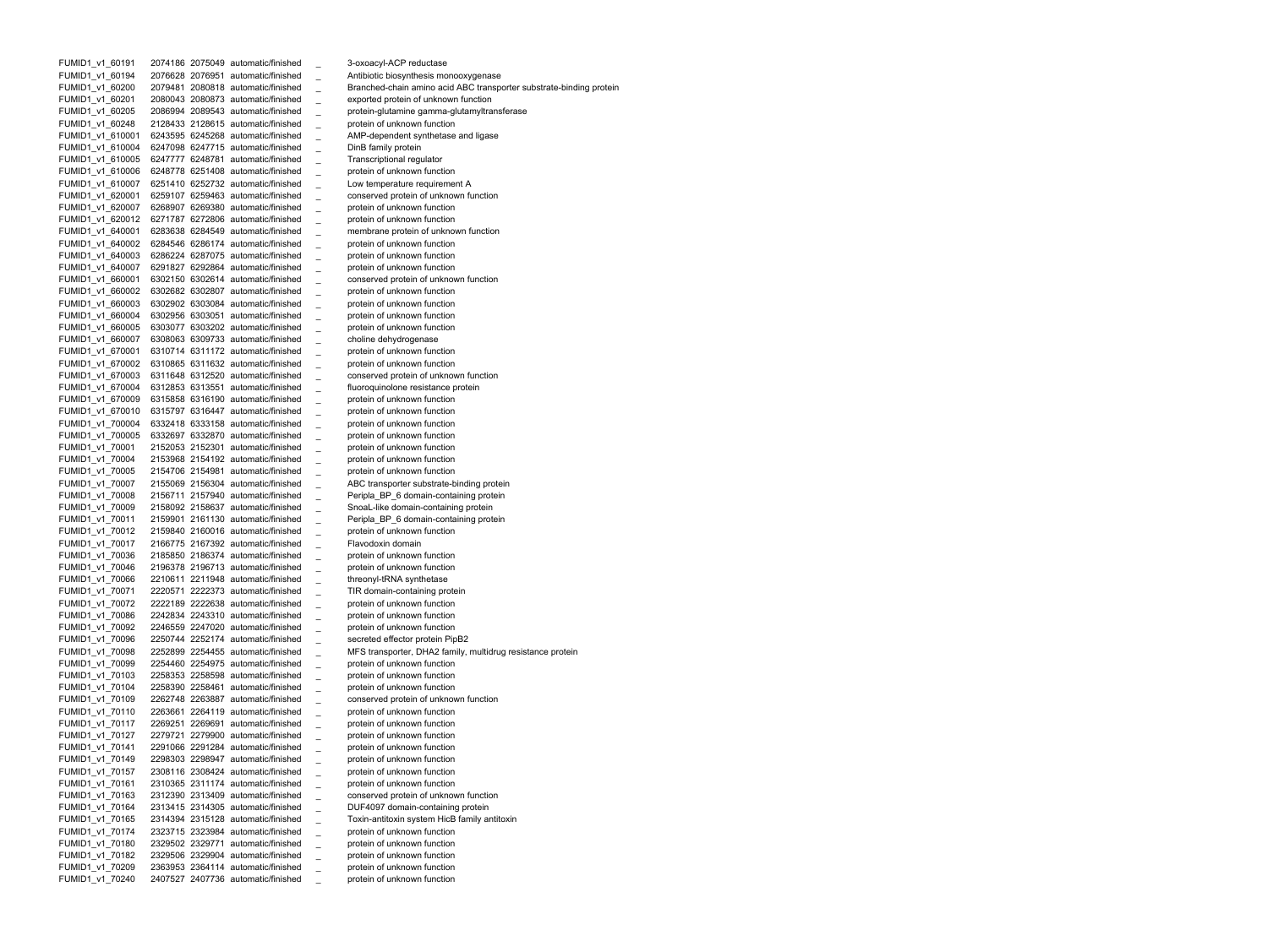| | | | | | |
|---|---|---|---|---|---|
| FUMID1_v1_60191 | 2074186 | 2075049 | automatic/finished | _ | 3-oxoacyl-ACP reductase |
| FUMID1_v1_60194 | 2076628 | 2076951 | automatic/finished | _ | Antibiotic biosynthesis monooxygenase |
| FUMID1_v1_60200 | 2079481 | 2080818 | automatic/finished | _ | Branched-chain amino acid ABC transporter substrate-binding protein |
| FUMID1_v1_60201 | 2080043 | 2080873 | automatic/finished | _ | exported protein of unknown function |
| FUMID1_v1_60205 | 2086994 | 2089543 | automatic/finished | _ | protein-glutamine gamma-glutamyltransferase |
| FUMID1_v1_60248 | 2128433 | 2128615 | automatic/finished | _ | protein of unknown function |
| FUMID1_v1_610001 | 6243595 | 6245268 | automatic/finished | _ | AMP-dependent synthetase and ligase |
| FUMID1_v1_610004 | 6247098 | 6247715 | automatic/finished | _ | DinB family protein |
| FUMID1_v1_610005 | 6247777 | 6248781 | automatic/finished | _ | Transcriptional regulator |
| FUMID1_v1_610006 | 6248778 | 6251408 | automatic/finished | _ | protein of unknown function |
| FUMID1_v1_610007 | 6251410 | 6252732 | automatic/finished | _ | Low temperature requirement A |
| FUMID1_v1_620001 | 6259107 | 6259463 | automatic/finished | _ | conserved protein of unknown function |
| FUMID1_v1_620007 | 6268907 | 6269380 | automatic/finished | _ | protein of unknown function |
| FUMID1_v1_620012 | 6271787 | 6272806 | automatic/finished | _ | protein of unknown function |
| FUMID1_v1_640001 | 6283638 | 6284549 | automatic/finished | _ | membrane protein of unknown function |
| FUMID1_v1_640002 | 6284546 | 6286174 | automatic/finished | _ | protein of unknown function |
| FUMID1_v1_640003 | 6286224 | 6287075 | automatic/finished | _ | protein of unknown function |
| FUMID1_v1_640007 | 6291827 | 6292864 | automatic/finished | _ | protein of unknown function |
| FUMID1_v1_660001 | 6302150 | 6302614 | automatic/finished | _ | conserved protein of unknown function |
| FUMID1_v1_660002 | 6302682 | 6302807 | automatic/finished | _ | protein of unknown function |
| FUMID1_v1_660003 | 6302902 | 6303084 | automatic/finished | _ | protein of unknown function |
| FUMID1_v1_660004 | 6302956 | 6303051 | automatic/finished | _ | protein of unknown function |
| FUMID1_v1_660005 | 6303077 | 6303202 | automatic/finished | _ | protein of unknown function |
| FUMID1_v1_660007 | 6308063 | 6309733 | automatic/finished | _ | choline dehydrogenase |
| FUMID1_v1_670001 | 6310714 | 6311172 | automatic/finished | _ | protein of unknown function |
| FUMID1_v1_670002 | 6310865 | 6311632 | automatic/finished | _ | protein of unknown function |
| FUMID1_v1_670003 | 6311648 | 6312520 | automatic/finished | _ | conserved protein of unknown function |
| FUMID1_v1_670004 | 6312853 | 6313551 | automatic/finished | _ | fluoroquinolone resistance protein |
| FUMID1_v1_670009 | 6315858 | 6316190 | automatic/finished | _ | protein of unknown function |
| FUMID1_v1_670010 | 6315797 | 6316447 | automatic/finished | _ | protein of unknown function |
| FUMID1_v1_700004 | 6332418 | 6333158 | automatic/finished | _ | protein of unknown function |
| FUMID1_v1_700005 | 6332697 | 6332870 | automatic/finished | _ | protein of unknown function |
| FUMID1_v1_70001 | 2152053 | 2152301 | automatic/finished | _ | protein of unknown function |
| FUMID1_v1_70004 | 2153968 | 2154192 | automatic/finished | _ | protein of unknown function |
| FUMID1_v1_70005 | 2154706 | 2154981 | automatic/finished | _ | protein of unknown function |
| FUMID1_v1_70007 | 2155069 | 2156304 | automatic/finished | _ | ABC transporter substrate-binding protein |
| FUMID1_v1_70008 | 2156711 | 2157940 | automatic/finished | _ | Peripla_BP_6 domain-containing protein |
| FUMID1_v1_70009 | 2158092 | 2158637 | automatic/finished | _ | SnoaL-like domain-containing protein |
| FUMID1_v1_70011 | 2159901 | 2161130 | automatic/finished | _ | Peripla_BP_6 domain-containing protein |
| FUMID1_v1_70012 | 2159840 | 2160016 | automatic/finished | _ | protein of unknown function |
| FUMID1_v1_70017 | 2166775 | 2167392 | automatic/finished | _ | Flavodoxin domain |
| FUMID1_v1_70036 | 2185850 | 2186374 | automatic/finished | _ | protein of unknown function |
| FUMID1_v1_70046 | 2196378 | 2196713 | automatic/finished | _ | protein of unknown function |
| FUMID1_v1_70066 | 2210611 | 2211948 | automatic/finished | _ | threonyl-tRNA synthetase |
| FUMID1_v1_70071 | 2220571 | 2222373 | automatic/finished | _ | TIR domain-containing protein |
| FUMID1_v1_70072 | 2222189 | 2222638 | automatic/finished | _ | protein of unknown function |
| FUMID1_v1_70086 | 2242834 | 2243310 | automatic/finished | _ | protein of unknown function |
| FUMID1_v1_70092 | 2246559 | 2247020 | automatic/finished | _ | protein of unknown function |
| FUMID1_v1_70096 | 2250744 | 2252174 | automatic/finished | _ | secreted effector protein PipB2 |
| FUMID1_v1_70098 | 2252899 | 2254455 | automatic/finished | _ | MFS transporter, DHA2 family, multidrug resistance protein |
| FUMID1_v1_70099 | 2254460 | 2254975 | automatic/finished | _ | protein of unknown function |
| FUMID1_v1_70103 | 2258353 | 2258598 | automatic/finished | _ | protein of unknown function |
| FUMID1_v1_70104 | 2258390 | 2258461 | automatic/finished | _ | protein of unknown function |
| FUMID1_v1_70109 | 2262748 | 2263887 | automatic/finished | _ | conserved protein of unknown function |
| FUMID1_v1_70110 | 2263661 | 2264119 | automatic/finished | _ | protein of unknown function |
| FUMID1_v1_70117 | 2269251 | 2269691 | automatic/finished | _ | protein of unknown function |
| FUMID1_v1_70127 | 2279721 | 2279900 | automatic/finished | _ | protein of unknown function |
| FUMID1_v1_70141 | 2291066 | 2291284 | automatic/finished | _ | protein of unknown function |
| FUMID1_v1_70149 | 2298303 | 2298947 | automatic/finished | _ | protein of unknown function |
| FUMID1_v1_70157 | 2308116 | 2308424 | automatic/finished | _ | protein of unknown function |
| FUMID1_v1_70161 | 2310365 | 2311174 | automatic/finished | _ | protein of unknown function |
| FUMID1_v1_70163 | 2312390 | 2313409 | automatic/finished | _ | conserved protein of unknown function |
| FUMID1_v1_70164 | 2313415 | 2314305 | automatic/finished | _ | DUF4097 domain-containing protein |
| FUMID1_v1_70165 | 2314394 | 2315128 | automatic/finished | _ | Toxin-antitoxin system HicB family antitoxin |
| FUMID1_v1_70174 | 2323715 | 2323984 | automatic/finished | _ | protein of unknown function |
| FUMID1_v1_70180 | 2329502 | 2329771 | automatic/finished | _ | protein of unknown function |
| FUMID1_v1_70182 | 2329506 | 2329904 | automatic/finished | _ | protein of unknown function |
| FUMID1_v1_70209 | 2363953 | 2364114 | automatic/finished | _ | protein of unknown function |
| FUMID1_v1_70240 | 2407527 | 2407736 | automatic/finished | _ | protein of unknown function |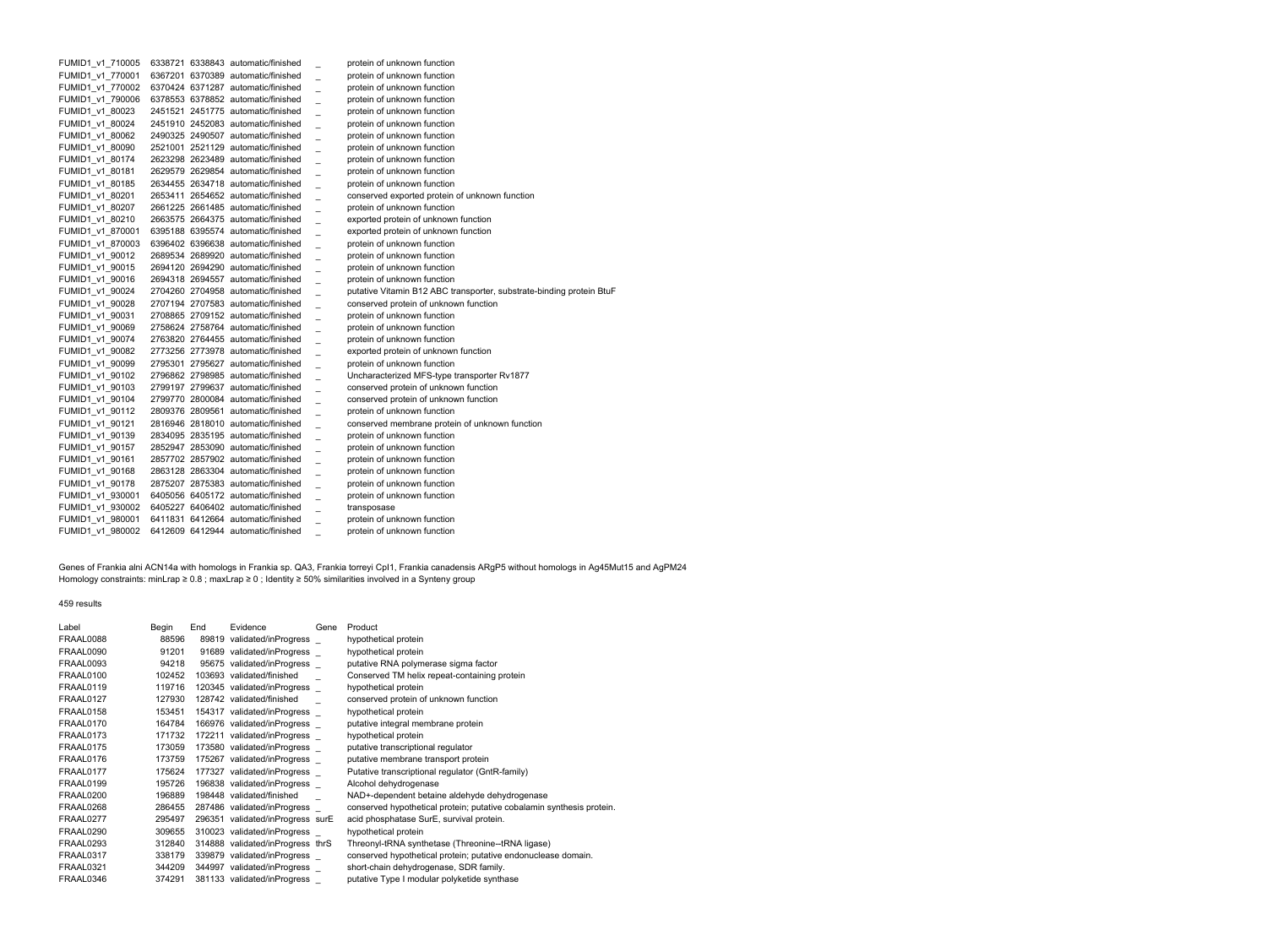| | | | | | |
|---|---|---|---|---|---|
| FUMID1_v1_710005 | 6338721 | 6338843 | automatic/finished | _ | protein of unknown function |
| FUMID1_v1_770001 | 6367201 | 6370389 | automatic/finished | _ | protein of unknown function |
| FUMID1_v1_770002 | 6370424 | 6371287 | automatic/finished | _ | protein of unknown function |
| FUMID1_v1_790006 | 6378553 | 6378852 | automatic/finished | _ | protein of unknown function |
| FUMID1_v1_80023 | 2451521 | 2451775 | automatic/finished | _ | protein of unknown function |
| FUMID1_v1_80024 | 2451910 | 2452083 | automatic/finished | _ | protein of unknown function |
| FUMID1_v1_80062 | 2490325 | 2490507 | automatic/finished | _ | protein of unknown function |
| FUMID1_v1_80090 | 2521001 | 2521129 | automatic/finished | _ | protein of unknown function |
| FUMID1_v1_80174 | 2623298 | 2623489 | automatic/finished | _ | protein of unknown function |
| FUMID1_v1_80181 | 2629579 | 2629854 | automatic/finished | _ | protein of unknown function |
| FUMID1_v1_80185 | 2634455 | 2634718 | automatic/finished | _ | protein of unknown function |
| FUMID1_v1_80201 | 2653411 | 2654652 | automatic/finished | _ | conserved exported protein of unknown function |
| FUMID1_v1_80207 | 2661225 | 2661485 | automatic/finished | _ | protein of unknown function |
| FUMID1_v1_80210 | 2663575 | 2664375 | automatic/finished | _ | exported protein of unknown function |
| FUMID1_v1_870001 | 6395188 | 6395574 | automatic/finished | _ | exported protein of unknown function |
| FUMID1_v1_870003 | 6396402 | 6396638 | automatic/finished | _ | protein of unknown function |
| FUMID1_v1_90012 | 2689534 | 2689920 | automatic/finished | _ | protein of unknown function |
| FUMID1_v1_90015 | 2694120 | 2694290 | automatic/finished | _ | protein of unknown function |
| FUMID1_v1_90016 | 2694318 | 2694557 | automatic/finished | _ | protein of unknown function |
| FUMID1_v1_90024 | 2704260 | 2704958 | automatic/finished | _ | putative Vitamin B12 ABC transporter, substrate-binding protein BtuF |
| FUMID1_v1_90028 | 2707194 | 2707583 | automatic/finished | _ | conserved protein of unknown function |
| FUMID1_v1_90031 | 2708865 | 2709152 | automatic/finished | _ | protein of unknown function |
| FUMID1_v1_90069 | 2758624 | 2758764 | automatic/finished | _ | protein of unknown function |
| FUMID1_v1_90074 | 2763820 | 2764455 | automatic/finished | _ | protein of unknown function |
| FUMID1_v1_90082 | 2773256 | 2773978 | automatic/finished | _ | exported protein of unknown function |
| FUMID1_v1_90099 | 2795301 | 2795627 | automatic/finished | _ | protein of unknown function |
| FUMID1_v1_90102 | 2796862 | 2798985 | automatic/finished | _ | Uncharacterized MFS-type transporter Rv1877 |
| FUMID1_v1_90103 | 2799197 | 2799637 | automatic/finished | _ | conserved protein of unknown function |
| FUMID1_v1_90104 | 2799770 | 2800084 | automatic/finished | _ | conserved protein of unknown function |
| FUMID1_v1_90112 | 2809376 | 2809561 | automatic/finished | _ | protein of unknown function |
| FUMID1_v1_90121 | 2816946 | 2818010 | automatic/finished | _ | conserved membrane protein of unknown function |
| FUMID1_v1_90139 | 2834095 | 2835195 | automatic/finished | _ | protein of unknown function |
| FUMID1_v1_90157 | 2852947 | 2853090 | automatic/finished | _ | protein of unknown function |
| FUMID1_v1_90161 | 2857702 | 2857902 | automatic/finished | _ | protein of unknown function |
| FUMID1_v1_90168 | 2863128 | 2863304 | automatic/finished | _ | protein of unknown function |
| FUMID1_v1_90178 | 2875207 | 2875383 | automatic/finished | _ | protein of unknown function |
| FUMID1_v1_930001 | 6405056 | 6405172 | automatic/finished | _ | protein of unknown function |
| FUMID1_v1_930002 | 6405227 | 6406402 | automatic/finished | _ | transposase |
| FUMID1_v1_980001 | 6411831 | 6412664 | automatic/finished | _ | protein of unknown function |
| FUMID1_v1_980002 | 6412609 | 6412944 | automatic/finished | _ | protein of unknown function |

Genes of Frankia alni ACN14a with homologs in Frankia sp. QA3, Frankia torreyi CpI1, Frankia canadensis ARgP5 without homologs in Ag45Mut15 and AgPM24
Homology constraints: minLrap ≥ 0.8 ; maxLrap ≥ 0 ; Identity ≥ 50% similarities involved in a Synteny group

459 results

| Label | Begin | End | Evidence | Gene | Product |
|---|---|---|---|---|---|
| FRAAL0088 | 88596 | 89819 | validated/inProgress | _ | hypothetical protein |
| FRAAL0090 | 91201 | 91689 | validated/inProgress | _ | hypothetical protein |
| FRAAL0093 | 94218 | 95675 | validated/inProgress | _ | putative RNA polymerase sigma factor |
| FRAAL0100 | 102452 | 103693 | validated/finished | _ | Conserved TM helix repeat-containing protein |
| FRAAL0119 | 119716 | 120345 | validated/inProgress | _ | hypothetical protein |
| FRAAL0127 | 127930 | 128742 | validated/finished | _ | conserved protein of unknown function |
| FRAAL0158 | 153451 | 154317 | validated/inProgress | _ | hypothetical protein |
| FRAAL0170 | 164784 | 166976 | validated/inProgress | _ | putative integral membrane protein |
| FRAAL0173 | 171732 | 172211 | validated/inProgress | _ | hypothetical protein |
| FRAAL0175 | 173059 | 173580 | validated/inProgress | _ | putative transcriptional regulator |
| FRAAL0176 | 173759 | 175267 | validated/inProgress | _ | putative membrane transport protein |
| FRAAL0177 | 175624 | 177327 | validated/inProgress | _ | Putative transcriptional regulator (GntR-family) |
| FRAAL0199 | 195726 | 196838 | validated/inProgress | _ | Alcohol dehydrogenase |
| FRAAL0200 | 196889 | 198448 | validated/finished | _ | NAD+-dependent betaine aldehyde dehydrogenase |
| FRAAL0268 | 286455 | 287486 | validated/inProgress | _ | conserved hypothetical protein; putative cobalamin synthesis protein. |
| FRAAL0277 | 295497 | 296351 | validated/inProgress | surE | acid phosphatase SurE, survival protein. |
| FRAAL0290 | 309655 | 310023 | validated/inProgress | _ | hypothetical protein |
| FRAAL0293 | 312840 | 314888 | validated/inProgress | thrS | Threonyl-tRNA synthetase (Threonine--tRNA ligase) |
| FRAAL0317 | 338179 | 339879 | validated/inProgress | _ | conserved hypothetical protein; putative endonuclease domain. |
| FRAAL0321 | 344209 | 344997 | validated/inProgress | _ | short-chain dehydrogenase, SDR family. |
| FRAAL0346 | 374291 | 381133 | validated/inProgress | _ | putative Type I modular polyketide synthase |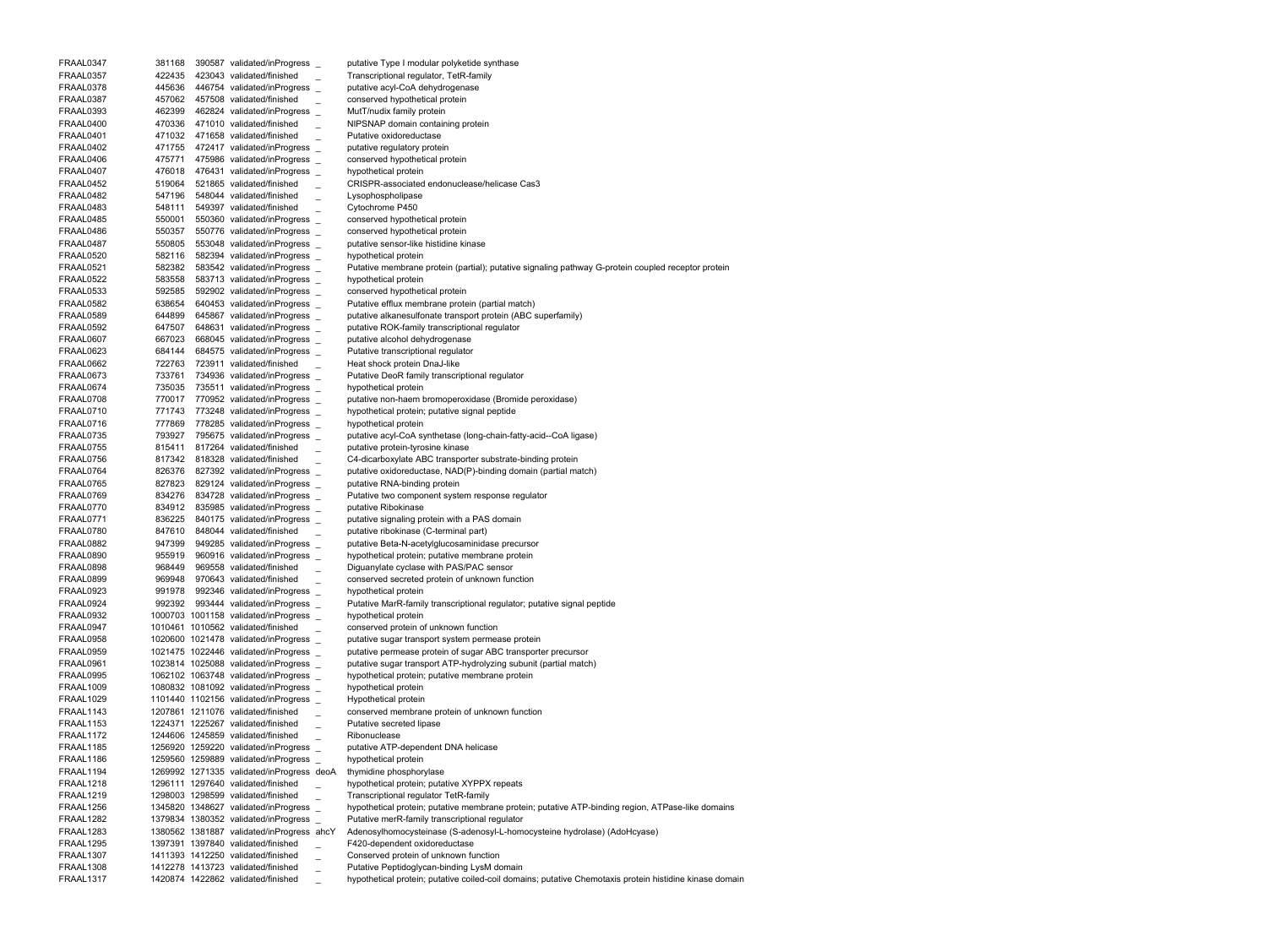| | | | | | |
|---|---|---|---|---|---|
| FRAAL0347 | 381168 | 390587 | validated/inProgress | _ | putative Type I modular polyketide synthase |
| FRAAL0357 | 422435 | 423043 | validated/finished | _ | Transcriptional regulator, TetR-family |
| FRAAL0378 | 445636 | 446754 | validated/inProgress | _ | putative acyl-CoA dehydrogenase |
| FRAAL0387 | 457062 | 457508 | validated/finished | _ | conserved hypothetical protein |
| FRAAL0393 | 462399 | 462824 | validated/inProgress | _ | MutT/nudix family protein |
| FRAAL0400 | 470336 | 471010 | validated/finished | _ | NIPSNAP domain containing protein |
| FRAAL0401 | 471032 | 471658 | validated/finished | _ | Putative oxidoreductase |
| FRAAL0402 | 471755 | 472417 | validated/inProgress | _ | putative regulatory protein |
| FRAAL0406 | 475771 | 475986 | validated/inProgress | _ | conserved hypothetical protein |
| FRAAL0407 | 476018 | 476431 | validated/inProgress | _ | hypothetical protein |
| FRAAL0452 | 519064 | 521865 | validated/finished | _ | CRISPR-associated endonuclease/helicase Cas3 |
| FRAAL0482 | 547196 | 548044 | validated/finished | _ | Lysophospholipase |
| FRAAL0483 | 548111 | 549397 | validated/finished | _ | Cytochrome P450 |
| FRAAL0485 | 550001 | 550360 | validated/inProgress | _ | conserved hypothetical protein |
| FRAAL0486 | 550357 | 550776 | validated/inProgress | _ | conserved hypothetical protein |
| FRAAL0487 | 550805 | 553048 | validated/inProgress | _ | putative sensor-like histidine kinase |
| FRAAL0520 | 582116 | 582394 | validated/inProgress | _ | hypothetical protein |
| FRAAL0521 | 582382 | 583542 | validated/inProgress | _ | Putative membrane protein (partial); putative signaling pathway G-protein coupled receptor protein |
| FRAAL0522 | 583558 | 583713 | validated/inProgress | _ | hypothetical protein |
| FRAAL0533 | 592585 | 592902 | validated/inProgress | _ | conserved hypothetical protein |
| FRAAL0582 | 638654 | 640453 | validated/inProgress | _ | Putative efflux membrane protein (partial match) |
| FRAAL0589 | 644899 | 645867 | validated/inProgress | _ | putative alkanesulfonate transport protein (ABC superfamily) |
| FRAAL0592 | 647507 | 648631 | validated/inProgress | _ | putative ROK-family transcriptional regulator |
| FRAAL0607 | 667023 | 668045 | validated/inProgress | _ | putative alcohol dehydrogenase |
| FRAAL0623 | 684144 | 684575 | validated/inProgress | _ | Putative transcriptional regulator |
| FRAAL0662 | 722763 | 723911 | validated/finished | _ | Heat shock protein DnaJ-like |
| FRAAL0673 | 733761 | 734936 | validated/inProgress | _ | Putative DeoR family transcriptional regulator |
| FRAAL0674 | 735035 | 735511 | validated/inProgress | _ | hypothetical protein |
| FRAAL0708 | 770017 | 770952 | validated/inProgress | _ | putative non-haem bromoperoxidase (Bromide peroxidase) |
| FRAAL0710 | 771743 | 773248 | validated/inProgress | _ | hypothetical protein; putative signal peptide |
| FRAAL0716 | 777869 | 778285 | validated/inProgress | _ | hypothetical protein |
| FRAAL0735 | 793927 | 795675 | validated/inProgress | _ | putative acyl-CoA synthetase (long-chain-fatty-acid--CoA ligase) |
| FRAAL0755 | 815411 | 817264 | validated/finished | _ | putative protein-tyrosine kinase |
| FRAAL0756 | 817342 | 818328 | validated/finished | _ | C4-dicarboxylate ABC transporter substrate-binding protein |
| FRAAL0764 | 826376 | 827392 | validated/inProgress | _ | putative oxidoreductase, NAD(P)-binding domain (partial match) |
| FRAAL0765 | 827823 | 829124 | validated/inProgress | _ | putative RNA-binding protein |
| FRAAL0769 | 834276 | 834728 | validated/inProgress | _ | Putative two component system response regulator |
| FRAAL0770 | 834912 | 835985 | validated/inProgress | _ | putative Ribokinase |
| FRAAL0771 | 836225 | 840175 | validated/inProgress | _ | putative signaling protein with a PAS domain |
| FRAAL0780 | 847610 | 848044 | validated/finished | _ | putative ribokinase (C-terminal part) |
| FRAAL0882 | 947399 | 949285 | validated/inProgress | _ | putative Beta-N-acetylglucosaminidase precursor |
| FRAAL0890 | 955919 | 960916 | validated/inProgress | _ | hypothetical protein; putative membrane protein |
| FRAAL0898 | 968449 | 969558 | validated/finished | _ | Diguanylate cyclase with PAS/PAC sensor |
| FRAAL0899 | 969948 | 970643 | validated/finished | _ | conserved secreted protein of unknown function |
| FRAAL0923 | 991978 | 992346 | validated/inProgress | _ | hypothetical protein |
| FRAAL0924 | 992392 | 993444 | validated/inProgress | _ | Putative MarR-family transcriptional regulator; putative signal peptide |
| FRAAL0932 | 1000703 | 1001158 | validated/inProgress | _ | hypothetical protein |
| FRAAL0947 | 1010461 | 1010562 | validated/finished | _ | conserved protein of unknown function |
| FRAAL0958 | 1020600 | 1021478 | validated/inProgress | _ | putative sugar transport system permease protein |
| FRAAL0959 | 1021475 | 1022446 | validated/inProgress | _ | putative permease protein of sugar ABC transporter precursor |
| FRAAL0961 | 1023814 | 1025088 | validated/inProgress | _ | putative sugar transport ATP-hydrolyzing subunit (partial match) |
| FRAAL0995 | 1062102 | 1063748 | validated/inProgress | _ | hypothetical protein; putative membrane protein |
| FRAAL1009 | 1080832 | 1081092 | validated/inProgress | _ | hypothetical protein |
| FRAAL1029 | 1101440 | 1102156 | validated/inProgress | _ | Hypothetical protein |
| FRAAL1143 | 1207861 | 1211076 | validated/finished | _ | conserved membrane protein of unknown function |
| FRAAL1153 | 1224371 | 1225267 | validated/finished | _ | Putative secreted lipase |
| FRAAL1172 | 1244606 | 1245859 | validated/finished | _ | Ribonuclease |
| FRAAL1185 | 1256920 | 1259220 | validated/inProgress | _ | putative ATP-dependent DNA helicase |
| FRAAL1186 | 1259560 | 1259889 | validated/inProgress | _ | hypothetical protein |
| FRAAL1194 | 1269992 | 1271335 | validated/inProgress | deoA | thymidine phosphorylase |
| FRAAL1218 | 1296111 | 1297640 | validated/finished | _ | hypothetical protein; putative XYPPX repeats |
| FRAAL1219 | 1298003 | 1298599 | validated/finished | _ | Transcriptional regulator TetR-family |
| FRAAL1256 | 1345820 | 1348627 | validated/inProgress | _ | hypothetical protein; putative membrane protein; putative ATP-binding region, ATPase-like domains |
| FRAAL1282 | 1379834 | 1380352 | validated/inProgress | _ | Putative merR-family transcriptional regulator |
| FRAAL1283 | 1380562 | 1381887 | validated/inProgress | ahcY | Adenosylhomocysteinase (S-adenosyl-L-homocysteine hydrolase) (AdoHcyase) |
| FRAAL1295 | 1397391 | 1397840 | validated/finished | _ | F420-dependent oxidoreductase |
| FRAAL1307 | 1411393 | 1412250 | validated/finished | _ | Conserved protein of unknown function |
| FRAAL1308 | 1412278 | 1413723 | validated/finished | _ | Putative Peptidoglycan-binding LysM domain |
| FRAAL1317 | 1420874 | 1422862 | validated/finished | _ | hypothetical protein; putative coiled-coil domains; putative Chemotaxis protein histidine kinase domain |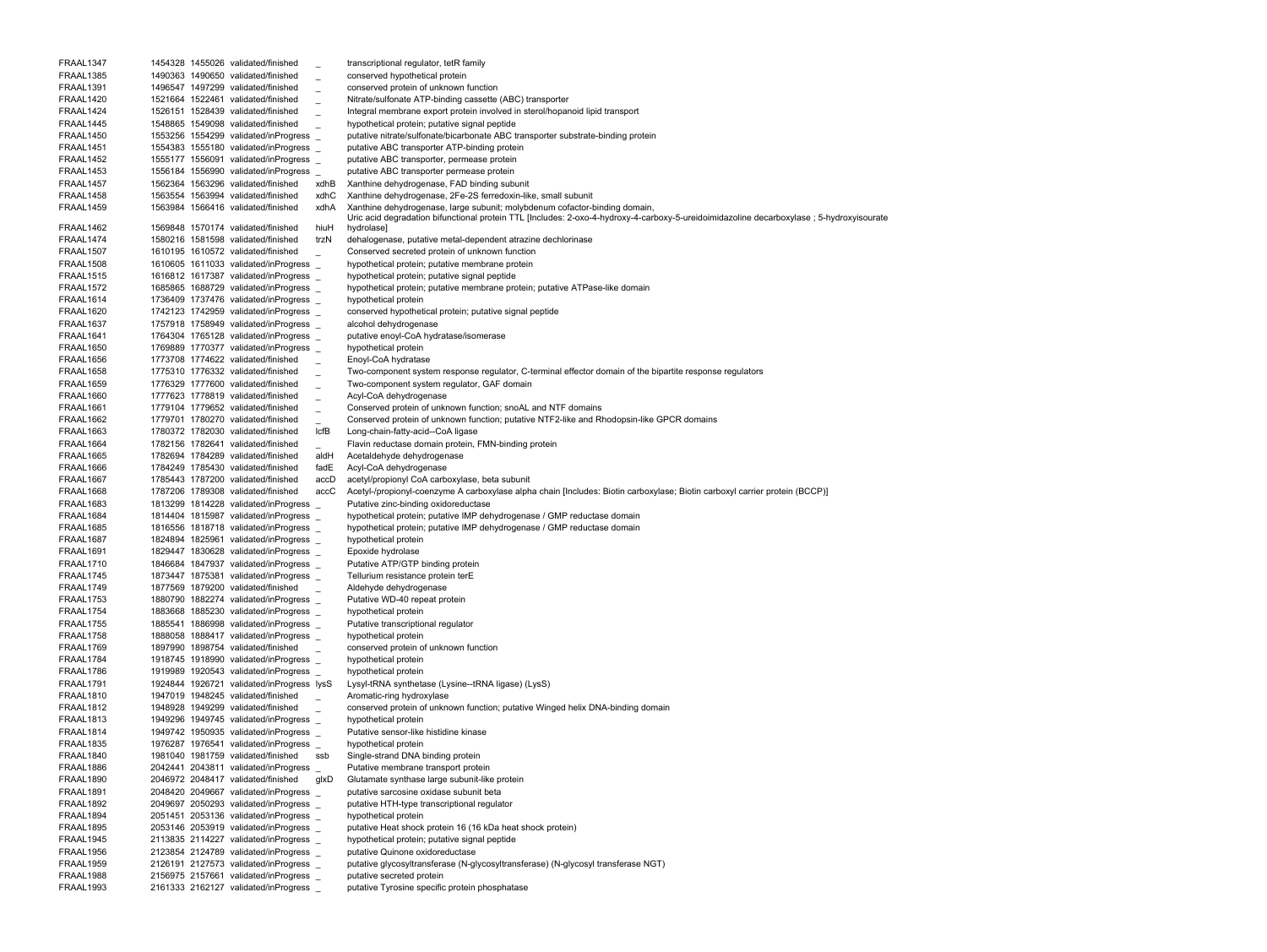| | | | | | |
|---|---|---|---|---|---|
| FRAAL1347 | 1454328 | 1455026 | validated/finished | _ | transcriptional regulator, tetR family |
| FRAAL1385 | 1490363 | 1490650 | validated/finished | _ | conserved hypothetical protein |
| FRAAL1391 | 1496547 | 1497299 | validated/finished | _ | conserved protein of unknown function |
| FRAAL1420 | 1521664 | 1522461 | validated/finished | _ | Nitrate/sulfonate ATP-binding cassette (ABC) transporter |
| FRAAL1424 | 1526151 | 1528439 | validated/finished | _ | Integral membrane export protein involved in sterol/hopanoid lipid transport |
| FRAAL1445 | 1548865 | 1549098 | validated/finished | _ | hypothetical protein; putative signal peptide |
| FRAAL1450 | 1553256 | 1554299 | validated/inProgress | _ | putative nitrate/sulfonate/bicarbonate ABC transporter substrate-binding protein |
| FRAAL1451 | 1554383 | 1555180 | validated/inProgress | _ | putative ABC transporter ATP-binding protein |
| FRAAL1452 | 1555177 | 1556091 | validated/inProgress | _ | putative ABC transporter, permease protein |
| FRAAL1453 | 1556184 | 1556990 | validated/inProgress | _ | putative ABC transporter permease protein |
| FRAAL1457 | 1562364 | 1563296 | validated/finished | xdhB | Xanthine dehydrogenase, FAD binding subunit |
| FRAAL1458 | 1563554 | 1563994 | validated/finished | xdhC | Xanthine dehydrogenase, 2Fe-2S ferredoxin-like, small subunit |
| FRAAL1459 | 1563984 | 1566416 | validated/finished | xdhA | Xanthine dehydrogenase, large subunit; molybdenum cofactor-binding domain, |
| FRAAL1462 | 1569848 | 1570174 | validated/finished | hiuH | Uric acid degradation bifunctional protein TTL [Includes: 2-oxo-4-hydroxy-4-carboxy-5-ureidoimidazoline decarboxylase ; 5-hydroxyisourate hydrolase] |
| FRAAL1474 | 1580216 | 1581598 | validated/finished | trzN | dehalogenase, putative metal-dependent atrazine dechlorinase |
| FRAAL1507 | 1610195 | 1610572 | validated/finished | _ | Conserved secreted protein of unknown function |
| FRAAL1508 | 1610605 | 1611033 | validated/inProgress | _ | hypothetical protein; putative membrane protein |
| FRAAL1515 | 1616812 | 1617387 | validated/inProgress | _ | hypothetical protein; putative signal peptide |
| FRAAL1572 | 1685865 | 1688729 | validated/inProgress | _ | hypothetical protein; putative membrane protein; putative ATPase-like domain |
| FRAAL1614 | 1736409 | 1737476 | validated/inProgress | _ | hypothetical protein |
| FRAAL1620 | 1742123 | 1742959 | validated/inProgress | _ | conserved hypothetical protein; putative signal peptide |
| FRAAL1637 | 1757918 | 1758949 | validated/inProgress | _ | alcohol dehydrogenase |
| FRAAL1641 | 1764304 | 1765128 | validated/inProgress | _ | putative enoyl-CoA hydratase/isomerase |
| FRAAL1650 | 1769889 | 1770377 | validated/inProgress | _ | hypothetical protein |
| FRAAL1656 | 1773708 | 1774622 | validated/finished | _ | Enoyl-CoA hydratase |
| FRAAL1658 | 1775310 | 1776332 | validated/finished | _ | Two-component system response regulator, C-terminal effector domain of the bipartite response regulators |
| FRAAL1659 | 1776329 | 1777600 | validated/finished | _ | Two-component system regulator, GAF domain |
| FRAAL1660 | 1777623 | 1778819 | validated/finished | _ | Acyl-CoA dehydrogenase |
| FRAAL1661 | 1779104 | 1779652 | validated/finished | _ | Conserved protein of unknown function; snoAL and NTF domains |
| FRAAL1662 | 1779701 | 1780270 | validated/finished | _ | Conserved protein of unknown function; putative NTF2-like and Rhodopsin-like GPCR domains |
| FRAAL1663 | 1780372 | 1782030 | validated/finished | lcfB | Long-chain-fatty-acid--CoA ligase |
| FRAAL1664 | 1782156 | 1782641 | validated/finished | _ | Flavin reductase domain protein, FMN-binding protein |
| FRAAL1665 | 1782694 | 1784289 | validated/finished | aldH | Acetaldehyde dehydrogenase |
| FRAAL1666 | 1784249 | 1785430 | validated/finished | fadE | Acyl-CoA dehydrogenase |
| FRAAL1667 | 1785443 | 1787200 | validated/finished | accD | acetyl/propionyl CoA carboxylase, beta subunit |
| FRAAL1668 | 1787206 | 1789308 | validated/finished | accC | Acetyl-/propionyl-coenzyme A carboxylase alpha chain [Includes: Biotin carboxylase; Biotin carboxyl carrier protein (BCCP)] |
| FRAAL1683 | 1813299 | 1814228 | validated/inProgress | _ | Putative zinc-binding oxidoreductase |
| FRAAL1684 | 1814404 | 1815987 | validated/inProgress | _ | hypothetical protein; putative IMP dehydrogenase / GMP reductase domain |
| FRAAL1685 | 1816556 | 1818718 | validated/inProgress | _ | hypothetical protein; putative IMP dehydrogenase / GMP reductase domain |
| FRAAL1687 | 1824894 | 1825961 | validated/inProgress | _ | hypothetical protein |
| FRAAL1691 | 1829447 | 1830628 | validated/inProgress | _ | Epoxide hydrolase |
| FRAAL1710 | 1846684 | 1847937 | validated/inProgress | _ | Putative ATP/GTP binding protein |
| FRAAL1745 | 1873447 | 1875381 | validated/inProgress | _ | Tellurium resistance protein terE |
| FRAAL1749 | 1877569 | 1879200 | validated/finished | _ | Aldehyde dehydrogenase |
| FRAAL1753 | 1880790 | 1882274 | validated/inProgress | _ | Putative WD-40 repeat protein |
| FRAAL1754 | 1883668 | 1885230 | validated/inProgress | _ | hypothetical protein |
| FRAAL1755 | 1885541 | 1886998 | validated/inProgress | _ | Putative transcriptional regulator |
| FRAAL1758 | 1888058 | 1888417 | validated/inProgress | _ | hypothetical protein |
| FRAAL1769 | 1897990 | 1898754 | validated/finished | _ | conserved protein of unknown function |
| FRAAL1784 | 1918745 | 1918990 | validated/inProgress | _ | hypothetical protein |
| FRAAL1786 | 1919989 | 1920543 | validated/inProgress | _ | hypothetical protein |
| FRAAL1791 | 1924844 | 1926721 | validated/inProgress | lysS | Lysyl-tRNA synthetase (Lysine--tRNA ligase) (LysS) |
| FRAAL1810 | 1947019 | 1948245 | validated/finished | _ | Aromatic-ring hydroxylase |
| FRAAL1812 | 1948928 | 1949299 | validated/finished | _ | conserved protein of unknown function; putative Winged helix DNA-binding domain |
| FRAAL1813 | 1949296 | 1949745 | validated/inProgress | _ | hypothetical protein |
| FRAAL1814 | 1949742 | 1950935 | validated/inProgress | _ | Putative sensor-like histidine kinase |
| FRAAL1835 | 1976287 | 1976541 | validated/inProgress | _ | hypothetical protein |
| FRAAL1840 | 1981040 | 1981759 | validated/finished | ssb | Single-strand DNA binding protein |
| FRAAL1886 | 2042441 | 2043811 | validated/inProgress | _ | Putative membrane transport protein |
| FRAAL1890 | 2046972 | 2048417 | validated/finished | glxD | Glutamate synthase large subunit-like protein |
| FRAAL1891 | 2048420 | 2049667 | validated/inProgress | _ | putative sarcosine oxidase subunit beta |
| FRAAL1892 | 2049697 | 2050293 | validated/inProgress | _ | putative HTH-type transcriptional regulator |
| FRAAL1894 | 2051451 | 2053136 | validated/inProgress | _ | hypothetical protein |
| FRAAL1895 | 2053146 | 2053919 | validated/inProgress | _ | putative Heat shock protein 16 (16 kDa heat shock protein) |
| FRAAL1945 | 2113835 | 2114227 | validated/inProgress | _ | hypothetical protein; putative signal peptide |
| FRAAL1956 | 2123854 | 2124789 | validated/inProgress | _ | putative Quinone oxidoreductase |
| FRAAL1959 | 2126191 | 2127573 | validated/inProgress | _ | putative glycosyltransferase (N-glycosyltransferase) (N-glycosyl transferase NGT) |
| FRAAL1988 | 2156975 | 2157661 | validated/inProgress | _ | putative secreted protein |
| FRAAL1993 | 2161333 | 2162127 | validated/inProgress | _ | putative Tyrosine specific protein phosphatase |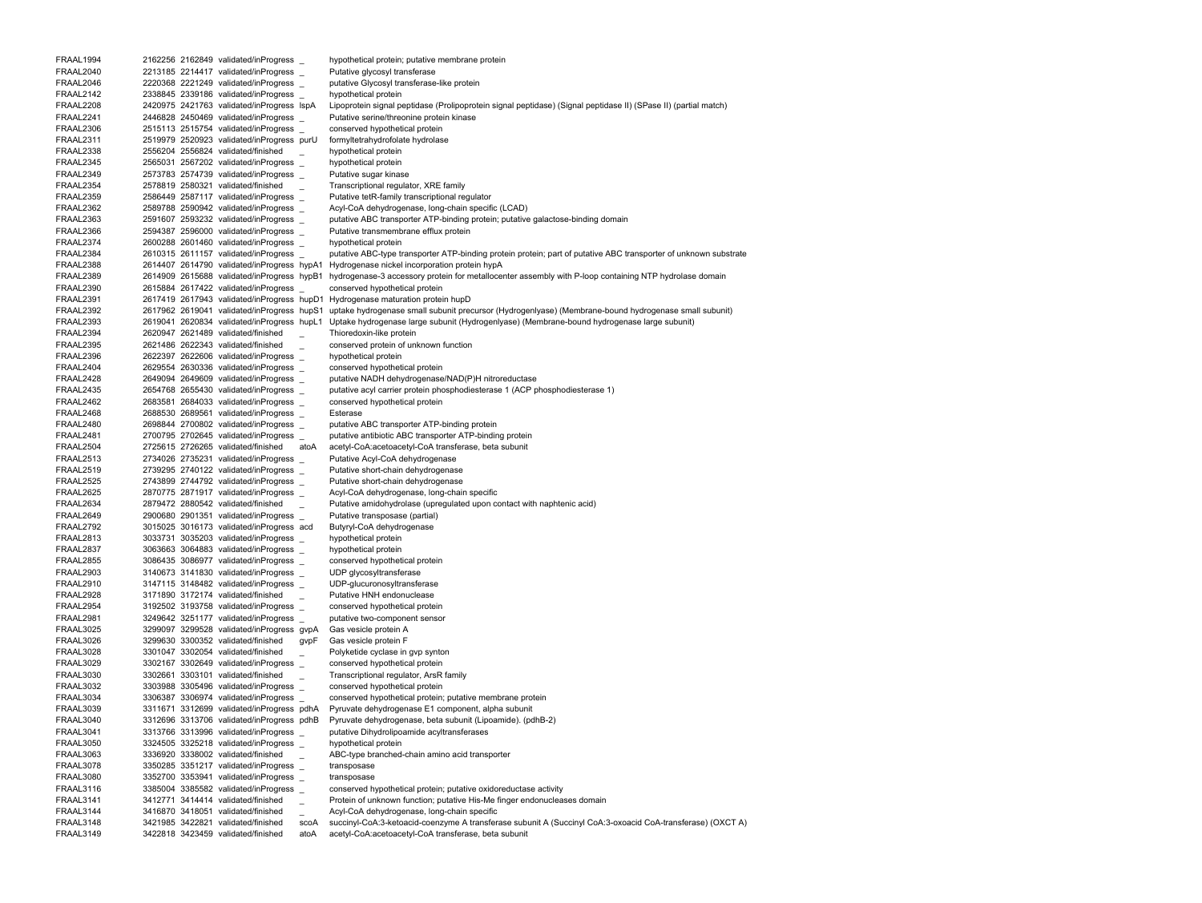| | | | | | |
|---|---|---|---|---|---|
| FRAAL1994 | 2162256 | 2162849 | validated/inProgress | _ | hypothetical protein; putative membrane protein |
| FRAAL2040 | 2213185 | 2214417 | validated/inProgress | _ | Putative glycosyl transferase |
| FRAAL2046 | 2220368 | 2221249 | validated/inProgress | _ | putative Glycosyl transferase-like protein |
| FRAAL2142 | 2338845 | 2339186 | validated/inProgress | _ | hypothetical protein |
| FRAAL2208 | 2420975 | 2421763 | validated/inProgress | lspA | Lipoprotein signal peptidase (Prolipoprotein signal peptidase) (Signal peptidase II) (SPase II) (partial match) |
| FRAAL2241 | 2446828 | 2450469 | validated/inProgress | _ | Putative serine/threonine protein kinase |
| FRAAL2306 | 2515113 | 2515754 | validated/inProgress | _ | conserved hypothetical protein |
| FRAAL2311 | 2519979 | 2520923 | validated/inProgress | purU | formyltetrahydrofolate hydrolase |
| FRAAL2338 | 2556204 | 2556824 | validated/finished | _ | hypothetical protein |
| FRAAL2345 | 2565031 | 2567202 | validated/inProgress | _ | hypothetical protein |
| FRAAL2349 | 2573783 | 2574739 | validated/inProgress | _ | Putative sugar kinase |
| FRAAL2354 | 2578819 | 2580321 | validated/finished | _ | Transcriptional regulator, XRE family |
| FRAAL2359 | 2586449 | 2587117 | validated/inProgress | _ | Putative tetR-family transcriptional regulator |
| FRAAL2362 | 2589788 | 2590942 | validated/inProgress | _ | Acyl-CoA dehydrogenase, long-chain specific (LCAD) |
| FRAAL2363 | 2591607 | 2593232 | validated/inProgress | _ | putative ABC transporter ATP-binding protein; putative galactose-binding domain |
| FRAAL2366 | 2594387 | 2596000 | validated/inProgress | _ | Putative transmembrane efflux protein |
| FRAAL2374 | 2600288 | 2601460 | validated/inProgress | _ | hypothetical protein |
| FRAAL2384 | 2610315 | 2611157 | validated/inProgress | _ | putative ABC-type transporter ATP-binding protein protein; part of putative ABC transporter of unknown substrate |
| FRAAL2388 | 2614407 | 2614790 | validated/inProgress | hypA1 | Hydrogenase nickel incorporation protein hypA |
| FRAAL2389 | 2614909 | 2615688 | validated/inProgress | hypB1 | hydrogenase-3 accessory protein for metallocenter assembly with P-loop containing NTP hydrolase domain |
| FRAAL2390 | 2615884 | 2617422 | validated/inProgress | _ | conserved hypothetical protein |
| FRAAL2391 | 2617419 | 2617943 | validated/inProgress | hupD1 | Hydrogenase maturation protein hupD |
| FRAAL2392 | 2617962 | 2619041 | validated/inProgress | hupS1 | uptake hydrogenase small subunit precursor (Hydrogenlyase) (Membrane-bound hydrogenase small subunit) |
| FRAAL2393 | 2619041 | 2620834 | validated/inProgress | hupL1 | Uptake hydrogenase large subunit (Hydrogenlyase) (Membrane-bound hydrogenase large subunit) |
| FRAAL2394 | 2620947 | 2621489 | validated/finished | _ | Thioredoxin-like protein |
| FRAAL2395 | 2621486 | 2622343 | validated/finished | _ | conserved protein of unknown function |
| FRAAL2396 | 2622397 | 2622606 | validated/inProgress | _ | hypothetical protein |
| FRAAL2404 | 2629554 | 2630336 | validated/inProgress | _ | conserved hypothetical protein |
| FRAAL2428 | 2649094 | 2649609 | validated/inProgress | _ | putative NADH dehydrogenase/NAD(P)H nitroreductase |
| FRAAL2435 | 2654768 | 2655430 | validated/inProgress | _ | putative acyl carrier protein phosphodiesterase 1 (ACP phosphodiesterase 1) |
| FRAAL2462 | 2683581 | 2684033 | validated/inProgress | _ | conserved hypothetical protein |
| FRAAL2468 | 2688530 | 2689561 | validated/inProgress | _ | Esterase |
| FRAAL2480 | 2698844 | 2700802 | validated/inProgress | _ | putative ABC transporter ATP-binding protein |
| FRAAL2481 | 2700795 | 2702645 | validated/inProgress | _ | putative antibiotic ABC transporter ATP-binding protein |
| FRAAL2504 | 2725615 | 2726265 | validated/finished | atoA | acetyl-CoA:acetoacetyl-CoA transferase, beta subunit |
| FRAAL2513 | 2734026 | 2735231 | validated/inProgress | _ | Putative Acyl-CoA dehydrogenase |
| FRAAL2519 | 2739295 | 2740122 | validated/inProgress | _ | Putative short-chain dehydrogenase |
| FRAAL2525 | 2743899 | 2744792 | validated/inProgress | _ | Putative short-chain dehydrogenase |
| FRAAL2625 | 2870775 | 2871917 | validated/inProgress | _ | Acyl-CoA dehydrogenase, long-chain specific |
| FRAAL2634 | 2879472 | 2880542 | validated/finished | _ | Putative amidohydrolase (upregulated upon contact with naphtenic acid) |
| FRAAL2649 | 2900680 | 2901351 | validated/inProgress | _ | Putative transposase (partial) |
| FRAAL2792 | 3015025 | 3016173 | validated/inProgress | acd | Butyryl-CoA dehydrogenase |
| FRAAL2813 | 3033731 | 3035203 | validated/inProgress | _ | hypothetical protein |
| FRAAL2837 | 3063663 | 3064883 | validated/inProgress | _ | hypothetical protein |
| FRAAL2855 | 3086435 | 3086977 | validated/inProgress | _ | conserved hypothetical protein |
| FRAAL2903 | 3140673 | 3141830 | validated/inProgress | _ | UDP glycosyltransferase |
| FRAAL2910 | 3147115 | 3148482 | validated/inProgress | _ | UDP-glucuronosyltransferase |
| FRAAL2928 | 3171890 | 3172174 | validated/finished | _ | Putative HNH endonuclease |
| FRAAL2954 | 3192502 | 3193758 | validated/inProgress | _ | conserved hypothetical protein |
| FRAAL2981 | 3249642 | 3251177 | validated/inProgress | _ | putative two-component sensor |
| FRAAL3025 | 3299097 | 3299528 | validated/inProgress | gvpA | Gas vesicle protein A |
| FRAAL3026 | 3299630 | 3300352 | validated/finished | gvpF | Gas vesicle protein F |
| FRAAL3028 | 3301047 | 3302054 | validated/finished | _ | Polyketide cyclase in gvp synton |
| FRAAL3029 | 3302167 | 3302649 | validated/inProgress | _ | conserved hypothetical protein |
| FRAAL3030 | 3302661 | 3303101 | validated/finished | _ | Transcriptional regulator, ArsR family |
| FRAAL3032 | 3303988 | 3305496 | validated/inProgress | _ | conserved hypothetical protein |
| FRAAL3034 | 3306387 | 3306974 | validated/inProgress | _ | conserved hypothetical protein; putative membrane protein |
| FRAAL3039 | 3311671 | 3312699 | validated/inProgress | pdhA | Pyruvate dehydrogenase E1 component, alpha subunit |
| FRAAL3040 | 3312696 | 3313706 | validated/inProgress | pdhB | Pyruvate dehydrogenase, beta subunit (Lipoamide). (pdhB-2) |
| FRAAL3041 | 3313766 | 3313996 | validated/inProgress | _ | putative Dihydrolipoamide acyltransferases |
| FRAAL3050 | 3324505 | 3325218 | validated/inProgress | _ | hypothetical protein |
| FRAAL3063 | 3336920 | 3338002 | validated/finished | _ | ABC-type branched-chain amino acid transporter |
| FRAAL3078 | 3350285 | 3351217 | validated/inProgress | _ | transposase |
| FRAAL3080 | 3352700 | 3353941 | validated/inProgress | _ | transposase |
| FRAAL3116 | 3385004 | 3385582 | validated/inProgress | _ | conserved hypothetical protein; putative oxidoreductase activity |
| FRAAL3141 | 3412771 | 3414414 | validated/finished | _ | Protein of unknown function; putative His-Me finger endonucleases domain |
| FRAAL3144 | 3416870 | 3418051 | validated/finished | _ | Acyl-CoA dehydrogenase, long-chain specific |
| FRAAL3148 | 3421985 | 3422821 | validated/finished | scoA | succinyl-CoA:3-ketoacid-coenzyme A transferase subunit A (Succinyl CoA:3-oxoacid CoA-transferase) (OXCT A) |
| FRAAL3149 | 3422818 | 3423459 | validated/finished | atoA | acetyl-CoA:acetoacetyl-CoA transferase, beta subunit |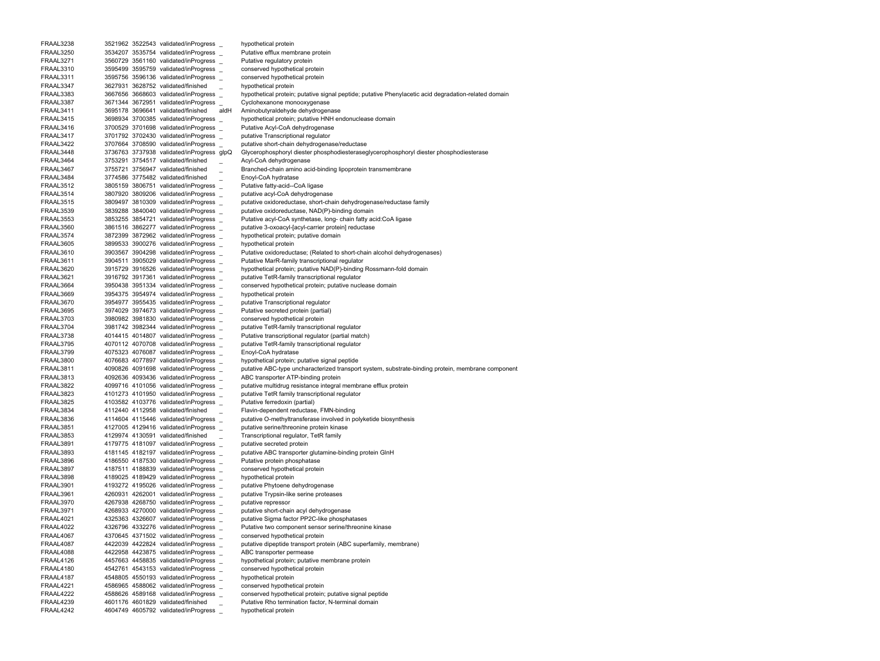| | | | | | |
|---|---|---|---|---|---|
| FRAAL3238 | 3521962 | 3522543 | validated/inProgress | _ | hypothetical protein |
| FRAAL3250 | 3534207 | 3535754 | validated/inProgress | _ | Putative efflux membrane protein |
| FRAAL3271 | 3560729 | 3561160 | validated/inProgress | _ | Putative regulatory protein |
| FRAAL3310 | 3595499 | 3595759 | validated/inProgress | _ | conserved hypothetical protein |
| FRAAL3311 | 3595756 | 3596136 | validated/inProgress | _ | conserved hypothetical protein |
| FRAAL3347 | 3627931 | 3628752 | validated/finished | _ | hypothetical protein |
| FRAAL3383 | 3667656 | 3668603 | validated/inProgress | _ | hypothetical protein; putative signal peptide; putative Phenylacetic acid degradation-related domain |
| FRAAL3387 | 3671344 | 3672951 | validated/inProgress | _ | Cyclohexanone monooxygenase |
| FRAAL3411 | 3695178 | 3696641 | validated/finished | aldH | Aminobutyraldehyde dehydrogenase |
| FRAAL3415 | 3698934 | 3700385 | validated/inProgress | _ | hypothetical protein; putative HNH endonuclease domain |
| FRAAL3416 | 3700529 | 3701698 | validated/inProgress | _ | Putative Acyl-CoA dehydrogenase |
| FRAAL3417 | 3701792 | 3702430 | validated/inProgress | _ | putative Transcriptional regulator |
| FRAAL3422 | 3707664 | 3708590 | validated/inProgress | _ | putative short-chain dehydrogenase/reductase |
| FRAAL3448 | 3736763 | 3737938 | validated/inProgress | glpQ | Glycerophosphoryl diester phosphodiesteraseglycerophosphoryl diester phosphodiesterase |
| FRAAL3464 | 3753291 | 3754517 | validated/finished | _ | Acyl-CoA dehydrogenase |
| FRAAL3467 | 3755721 | 3756947 | validated/finished | _ | Branched-chain amino acid-binding lipoprotein transmembrane |
| FRAAL3484 | 3774586 | 3775482 | validated/finished | _ | Enoyl-CoA hydratase |
| FRAAL3512 | 3805159 | 3806751 | validated/inProgress | _ | Putative fatty-acid--CoA ligase |
| FRAAL3514 | 3807920 | 3809206 | validated/inProgress | _ | putative acyl-CoA dehydrogenase |
| FRAAL3515 | 3809497 | 3810309 | validated/inProgress | _ | putative oxidoreductase, short-chain dehydrogenase/reductase family |
| FRAAL3539 | 3839288 | 3840040 | validated/inProgress | _ | putative oxidoreductase, NAD(P)-binding domain |
| FRAAL3553 | 3853255 | 3854721 | validated/inProgress | _ | Putative acyl-CoA synthetase, long- chain fatty acid:CoA ligase |
| FRAAL3560 | 3861516 | 3862277 | validated/inProgress | _ | putative 3-oxoacyl-[acyl-carrier protein] reductase |
| FRAAL3574 | 3872399 | 3872962 | validated/inProgress | _ | hypothetical protein; putative domain |
| FRAAL3605 | 3899533 | 3900276 | validated/inProgress | _ | hypothetical protein |
| FRAAL3610 | 3903567 | 3904298 | validated/inProgress | _ | Putative oxidoreductase; (Related to short-chain alcohol dehydrogenases) |
| FRAAL3611 | 3904511 | 3905029 | validated/inProgress | _ | Putative MarR-family transcriptional regulator |
| FRAAL3620 | 3915729 | 3916526 | validated/inProgress | _ | hypothetical protein; putative NAD(P)-binding Rossmann-fold domain |
| FRAAL3621 | 3916792 | 3917361 | validated/inProgress | _ | putative TetR-family transcriptional regulator |
| FRAAL3664 | 3950438 | 3951334 | validated/inProgress | _ | conserved hypothetical protein; putative nuclease domain |
| FRAAL3669 | 3954375 | 3954974 | validated/inProgress | _ | hypothetical protein |
| FRAAL3670 | 3954977 | 3955435 | validated/inProgress | _ | putative Transcriptional regulator |
| FRAAL3695 | 3974029 | 3974673 | validated/inProgress | _ | Putative secreted protein (partial) |
| FRAAL3703 | 3980982 | 3981830 | validated/inProgress | _ | conserved hypothetical protein |
| FRAAL3704 | 3981742 | 3982344 | validated/inProgress | _ | putative TetR-family transcriptional regulator |
| FRAAL3738 | 4014415 | 4014807 | validated/inProgress | _ | Putative transcriptional regulator (partial match) |
| FRAAL3795 | 4070112 | 4070708 | validated/inProgress | _ | putative TetR-family transcriptional regulator |
| FRAAL3799 | 4075323 | 4076087 | validated/inProgress | _ | Enoyl-CoA hydratase |
| FRAAL3800 | 4076683 | 4077897 | validated/inProgress | _ | hypothetical protein; putative signal peptide |
| FRAAL3811 | 4090826 | 4091698 | validated/inProgress | _ | putative ABC-type uncharacterized transport system, substrate-binding protein, membrane component |
| FRAAL3813 | 4092636 | 4093436 | validated/inProgress | _ | ABC transporter ATP-binding protein |
| FRAAL3822 | 4099716 | 4101056 | validated/inProgress | _ | putative multidrug resistance integral membrane efflux protein |
| FRAAL3823 | 4101273 | 4101950 | validated/inProgress | _ | putative TetR family transcriptional regulator |
| FRAAL3825 | 4103582 | 4103776 | validated/inProgress | _ | Putative ferredoxin (partial) |
| FRAAL3834 | 4112440 | 4112958 | validated/finished | _ | Flavin-dependent reductase, FMN-binding |
| FRAAL3836 | 4114604 | 4115446 | validated/inProgress | _ | putative O-methyltransferase involved in polyketide biosynthesis |
| FRAAL3851 | 4127005 | 4129416 | validated/inProgress | _ | putative serine/threonine protein kinase |
| FRAAL3853 | 4129974 | 4130591 | validated/finished | _ | Transcriptional regulator, TetR family |
| FRAAL3891 | 4179775 | 4181097 | validated/inProgress | _ | putative secreted protein |
| FRAAL3893 | 4181145 | 4182197 | validated/inProgress | _ | putative ABC transporter glutamine-binding protein GlnH |
| FRAAL3896 | 4186550 | 4187530 | validated/inProgress | _ | Putative protein phosphatase |
| FRAAL3897 | 4187511 | 4188839 | validated/inProgress | _ | conserved hypothetical protein |
| FRAAL3898 | 4189025 | 4189429 | validated/inProgress | _ | hypothetical protein |
| FRAAL3901 | 4193272 | 4195026 | validated/inProgress | _ | putative Phytoene dehydrogenase |
| FRAAL3961 | 4260931 | 4262001 | validated/inProgress | _ | putative Trypsin-like serine proteases |
| FRAAL3970 | 4267938 | 4268750 | validated/inProgress | _ | putative repressor |
| FRAAL3971 | 4268933 | 4270000 | validated/inProgress | _ | putative short-chain acyl dehydrogenase |
| FRAAL4021 | 4325363 | 4326607 | validated/inProgress | _ | putative Sigma factor PP2C-like phosphatases |
| FRAAL4022 | 4326796 | 4332276 | validated/inProgress | _ | Putative two component sensor serine/threonine kinase |
| FRAAL4067 | 4370645 | 4371502 | validated/inProgress | _ | conserved hypothetical protein |
| FRAAL4087 | 4422039 | 4422824 | validated/inProgress | _ | putative dipeptide transport protein (ABC superfamily, membrane) |
| FRAAL4088 | 4422958 | 4423875 | validated/inProgress | _ | ABC transporter permease |
| FRAAL4126 | 4457663 | 4458835 | validated/inProgress | _ | hypothetical protein; putative membrane protein |
| FRAAL4180 | 4542761 | 4543153 | validated/inProgress | _ | conserved hypothetical protein |
| FRAAL4187 | 4548805 | 4550193 | validated/inProgress | _ | hypothetical protein |
| FRAAL4221 | 4586965 | 4588062 | validated/inProgress | _ | conserved hypothetical protein |
| FRAAL4222 | 4588626 | 4589168 | validated/inProgress | _ | conserved hypothetical protein; putative signal peptide |
| FRAAL4239 | 4601176 | 4601829 | validated/finished | _ | Putative Rho termination factor, N-terminal domain |
| FRAAL4242 | 4604749 | 4605792 | validated/inProgress | _ | hypothetical protein |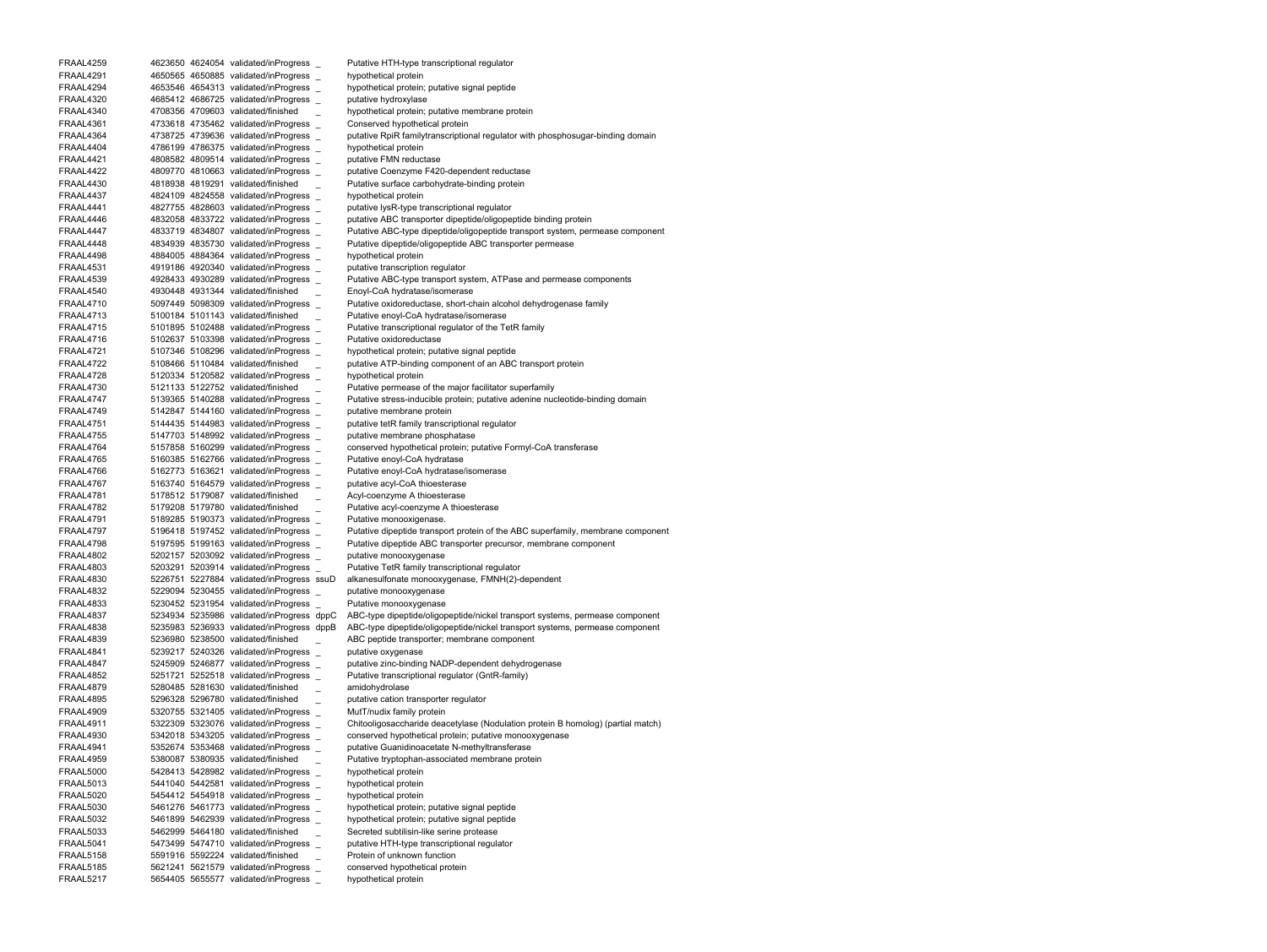| | | | | | |
|---|---|---|---|---|---|
| FRAAL4259 | 4623650 | 4624054 | validated/inProgress | _ | Putative HTH-type transcriptional regulator |
| FRAAL4291 | 4650565 | 4650885 | validated/inProgress | _ | hypothetical protein |
| FRAAL4294 | 4653546 | 4654313 | validated/inProgress | _ | hypothetical protein; putative signal peptide |
| FRAAL4320 | 4685412 | 4686725 | validated/inProgress | _ | putative hydroxylase |
| FRAAL4340 | 4708356 | 4709603 | validated/finished | _ | hypothetical protein; putative membrane protein |
| FRAAL4361 | 4733618 | 4735462 | validated/inProgress | _ | Conserved hypothetical protein |
| FRAAL4364 | 4738725 | 4739636 | validated/inProgress | _ | putative RpiR familytranscriptional regulator with phosphosugar-binding domain |
| FRAAL4404 | 4786199 | 4786375 | validated/inProgress | _ | hypothetical protein |
| FRAAL4421 | 4808582 | 4809514 | validated/inProgress | _ | putative FMN reductase |
| FRAAL4422 | 4809770 | 4810663 | validated/inProgress | _ | putative Coenzyme F420-dependent reductase |
| FRAAL4430 | 4818938 | 4819291 | validated/finished | _ | Putative surface carbohydrate-binding protein |
| FRAAL4437 | 4824109 | 4824558 | validated/inProgress | _ | hypothetical protein |
| FRAAL4441 | 4827755 | 4828603 | validated/inProgress | _ | putative lysR-type transcriptional regulator |
| FRAAL4446 | 4832058 | 4833722 | validated/inProgress | _ | putative ABC transporter dipeptide/oligopeptide binding protein |
| FRAAL4447 | 4833719 | 4834807 | validated/inProgress | _ | Putative ABC-type dipeptide/oligopeptide transport system, permease component |
| FRAAL4448 | 4834939 | 4835730 | validated/inProgress | _ | Putative dipeptide/oligopeptide ABC transporter permease |
| FRAAL4498 | 4884005 | 4884364 | validated/inProgress | _ | hypothetical protein |
| FRAAL4531 | 4919186 | 4920340 | validated/inProgress | _ | putative transcription regulator |
| FRAAL4539 | 4928433 | 4930289 | validated/inProgress | _ | Putative ABC-type transport system, ATPase and permease components |
| FRAAL4540 | 4930448 | 4931344 | validated/finished | _ | Enoyl-CoA hydratase/isomerase |
| FRAAL4710 | 5097449 | 5098309 | validated/inProgress | _ | Putative oxidoreductase, short-chain alcohol dehydrogenase family |
| FRAAL4713 | 5100184 | 5101143 | validated/finished | _ | Putative enoyl-CoA hydratase/isomerase |
| FRAAL4715 | 5101895 | 5102488 | validated/inProgress | _ | Putative transcriptional regulator of the TetR family |
| FRAAL4716 | 5102637 | 5103398 | validated/inProgress | _ | Putative oxidoreductase |
| FRAAL4721 | 5107346 | 5108296 | validated/inProgress | _ | hypothetical protein; putative signal peptide |
| FRAAL4722 | 5108466 | 5110484 | validated/finished | _ | putative ATP-binding component of an ABC transport protein |
| FRAAL4728 | 5120334 | 5120582 | validated/inProgress | _ | hypothetical protein |
| FRAAL4730 | 5121133 | 5122752 | validated/finished | _ | Putative permease of the major facilitator superfamily |
| FRAAL4747 | 5139365 | 5140288 | validated/inProgress | _ | Putative stress-inducible protein; putative adenine nucleotide-binding domain |
| FRAAL4749 | 5142847 | 5144160 | validated/inProgress | _ | putative membrane protein |
| FRAAL4751 | 5144435 | 5144983 | validated/inProgress | _ | putative tetR family transcriptional regulator |
| FRAAL4755 | 5147703 | 5148992 | validated/inProgress | _ | putative membrane phosphatase |
| FRAAL4764 | 5157858 | 5160299 | validated/inProgress | _ | conserved hypothetical protein; putative Formyl-CoA transferase |
| FRAAL4765 | 5160385 | 5162766 | validated/inProgress | _ | Putative enoyl-CoA hydratase |
| FRAAL4766 | 5162773 | 5163621 | validated/inProgress | _ | Putative enoyl-CoA hydratase/isomerase |
| FRAAL4767 | 5163740 | 5164579 | validated/inProgress | _ | putative acyl-CoA thioesterase |
| FRAAL4781 | 5178512 | 5179087 | validated/finished | _ | Acyl-coenzyme A thioesterase |
| FRAAL4782 | 5179208 | 5179780 | validated/finished | _ | Putative acyl-coenzyme A thioesterase |
| FRAAL4791 | 5189285 | 5190373 | validated/inProgress | _ | Putative monooxygenase. |
| FRAAL4797 | 5196418 | 5197452 | validated/inProgress | _ | Putative dipeptide transport protein of the ABC superfamily, membrane component |
| FRAAL4798 | 5197595 | 5199163 | validated/inProgress | _ | Putative dipeptide ABC transporter precursor, membrane component |
| FRAAL4802 | 5202157 | 5203092 | validated/inProgress | _ | putative monooxygenase |
| FRAAL4803 | 5203291 | 5203914 | validated/inProgress | _ | Putative TetR family transcriptional regulator |
| FRAAL4830 | 5226751 | 5227884 | validated/inProgress | ssuD | alkanesulfonate monooxygenase, FMNH(2)-dependent |
| FRAAL4832 | 5229094 | 5230455 | validated/inProgress | _ | putative monooxygenase |
| FRAAL4833 | 5230452 | 5231954 | validated/inProgress | _ | Putative monooxygenase |
| FRAAL4837 | 5234934 | 5235986 | validated/inProgress | dppC | ABC-type dipeptide/oligopeptide/nickel transport systems, permease component |
| FRAAL4838 | 5235983 | 5236933 | validated/inProgress | dppB | ABC-type dipeptide/oligopeptide/nickel transport systems, permease component |
| FRAAL4839 | 5236980 | 5238500 | validated/finished | _ | ABC peptide transporter; membrane component |
| FRAAL4841 | 5239217 | 5240326 | validated/inProgress | _ | putative oxygenase |
| FRAAL4847 | 5245909 | 5246877 | validated/inProgress | _ | putative zinc-binding NADP-dependent dehydrogenase |
| FRAAL4852 | 5251721 | 5252518 | validated/inProgress | _ | Putative transcriptional regulator (GntR-family) |
| FRAAL4879 | 5280485 | 5281630 | validated/finished | _ | amidohydrolase |
| FRAAL4895 | 5296328 | 5296780 | validated/finished | _ | putative cation transporter regulator |
| FRAAL4909 | 5320755 | 5321405 | validated/inProgress | _ | MutT/nudix family protein |
| FRAAL4911 | 5322309 | 5323076 | validated/inProgress | _ | Chitooligosaccharide deacetylase (Nodulation protein B homolog) (partial match) |
| FRAAL4930 | 5342018 | 5343205 | validated/inProgress | _ | conserved hypothetical protein; putative monooxygenase |
| FRAAL4941 | 5352674 | 5353468 | validated/inProgress | _ | putative Guanidinoacetate N-methyltransferase |
| FRAAL4959 | 5380087 | 5380935 | validated/finished | _ | Putative tryptophan-associated membrane protein |
| FRAAL5000 | 5428413 | 5428982 | validated/inProgress | _ | hypothetical protein |
| FRAAL5013 | 5441040 | 5442581 | validated/inProgress | _ | hypothetical protein |
| FRAAL5020 | 5454412 | 5454918 | validated/inProgress | _ | hypothetical protein |
| FRAAL5030 | 5461276 | 5461773 | validated/inProgress | _ | hypothetical protein; putative signal peptide |
| FRAAL5032 | 5461899 | 5462939 | validated/inProgress | _ | hypothetical protein; putative signal peptide |
| FRAAL5033 | 5462999 | 5464180 | validated/finished | _ | Secreted subtilisin-like serine protease |
| FRAAL5041 | 5473499 | 5474710 | validated/inProgress | _ | putative HTH-type transcriptional regulator |
| FRAAL5158 | 5591916 | 5592224 | validated/finished | _ | Protein of unknown function |
| FRAAL5185 | 5621241 | 5621579 | validated/inProgress | _ | conserved hypothetical protein |
| FRAAL5217 | 5654405 | 5655577 | validated/inProgress | _ | hypothetical protein |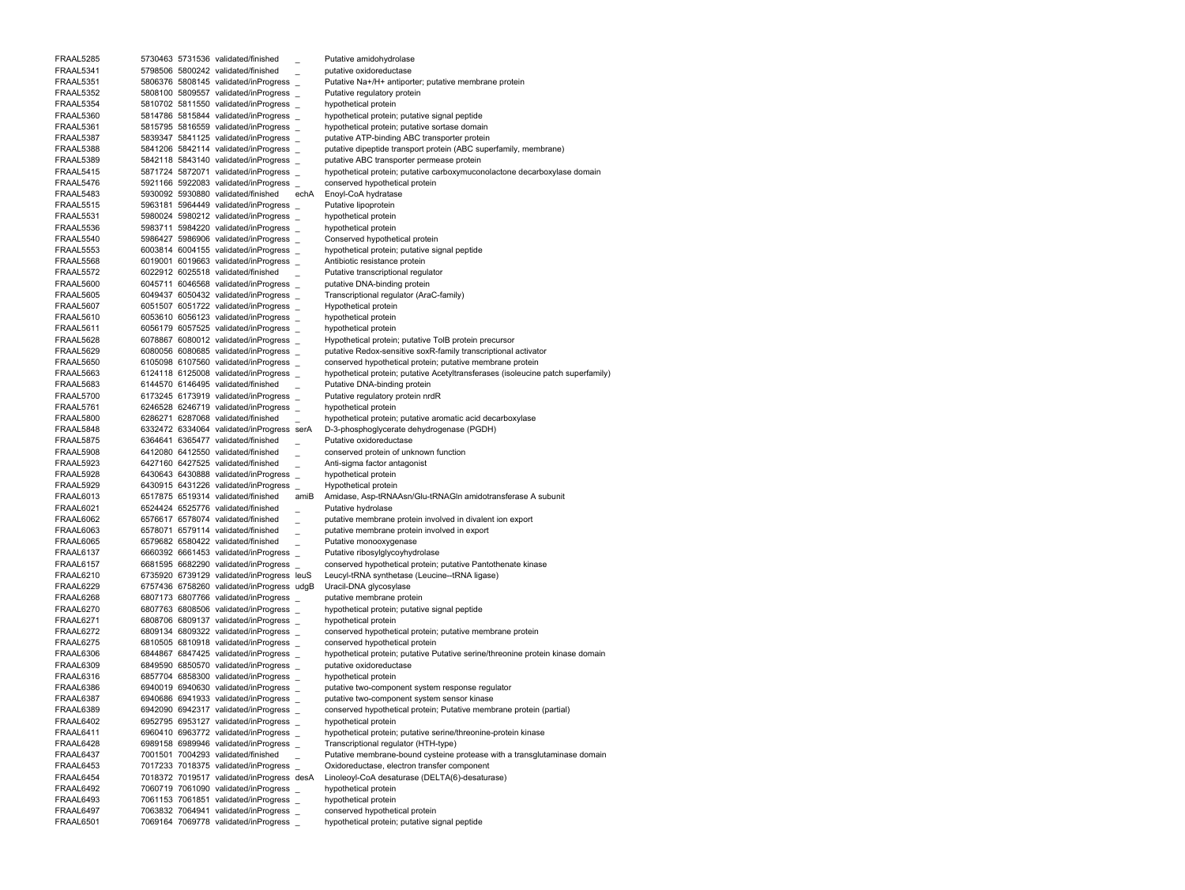| | | | | | |
|---|---|---|---|---|---|
| FRAAL5285 | 5730463 | 5731536 | validated/finished | _ | Putative amidohydrolase |
| FRAAL5341 | 5798506 | 5800242 | validated/finished | _ | putative oxidoreductase |
| FRAAL5351 | 5806376 | 5808145 | validated/inProgress | _ | Putative Na+/H+ antiporter; putative membrane protein |
| FRAAL5352 | 5808100 | 5809557 | validated/inProgress | _ | Putative regulatory protein |
| FRAAL5354 | 5810702 | 5811550 | validated/inProgress | _ | hypothetical protein |
| FRAAL5360 | 5814786 | 5815844 | validated/inProgress | _ | hypothetical protein; putative signal peptide |
| FRAAL5361 | 5815795 | 5816559 | validated/inProgress | _ | hypothetical protein; putative sortase domain |
| FRAAL5387 | 5839347 | 5841125 | validated/inProgress | _ | putative ATP-binding ABC transporter protein |
| FRAAL5388 | 5841206 | 5842114 | validated/inProgress | _ | putative dipeptide transport protein (ABC superfamily, membrane) |
| FRAAL5389 | 5842118 | 5843140 | validated/inProgress | _ | putative ABC transporter permease protein |
| FRAAL5415 | 5871724 | 5872071 | validated/inProgress | _ | hypothetical protein; putative carboxymuconolactone decarboxylase domain |
| FRAAL5476 | 5921166 | 5922083 | validated/inProgress | _ | conserved hypothetical protein |
| FRAAL5483 | 5930092 | 5930880 | validated/finished | echA | Enoyl-CoA hydratase |
| FRAAL5515 | 5963181 | 5964449 | validated/inProgress | _ | Putative lipoprotein |
| FRAAL5531 | 5980024 | 5980212 | validated/inProgress | _ | hypothetical protein |
| FRAAL5536 | 5983711 | 5984220 | validated/inProgress | _ | hypothetical protein |
| FRAAL5540 | 5986427 | 5986906 | validated/inProgress | _ | Conserved hypothetical protein |
| FRAAL5553 | 6003814 | 6004155 | validated/inProgress | _ | hypothetical protein; putative signal peptide |
| FRAAL5568 | 6019001 | 6019663 | validated/inProgress | _ | Antibiotic resistance protein |
| FRAAL5572 | 6022912 | 6025518 | validated/finished | _ | Putative transcriptional regulator |
| FRAAL5600 | 6045711 | 6046568 | validated/inProgress | _ | putative DNA-binding protein |
| FRAAL5605 | 6049437 | 6050432 | validated/inProgress | _ | Transcriptional regulator (AraC-family) |
| FRAAL5607 | 6051507 | 6051722 | validated/inProgress | _ | Hypothetical protein |
| FRAAL5610 | 6053610 | 6056123 | validated/inProgress | _ | hypothetical protein |
| FRAAL5611 | 6056179 | 6057525 | validated/inProgress | _ | hypothetical protein |
| FRAAL5628 | 6078867 | 6080012 | validated/inProgress | _ | Hypothetical protein; putative TolB protein precursor |
| FRAAL5629 | 6080056 | 6080685 | validated/inProgress | _ | putative Redox-sensitive soxR-family transcriptional activator |
| FRAAL5650 | 6105098 | 6107560 | validated/inProgress | _ | conserved hypothetical protein; putative membrane protein |
| FRAAL5663 | 6124118 | 6125008 | validated/inProgress | _ | hypothetical protein; putative Acetyltransferases (isoleucine patch superfamily) |
| FRAAL5683 | 6144570 | 6146495 | validated/finished | _ | Putative DNA-binding protein |
| FRAAL5700 | 6173245 | 6173919 | validated/inProgress | _ | Putative regulatory protein nrdR |
| FRAAL5761 | 6246528 | 6246719 | validated/inProgress | _ | hypothetical protein |
| FRAAL5800 | 6286271 | 6287068 | validated/finished | _ | hypothetical protein; putative aromatic acid decarboxylase |
| FRAAL5848 | 6332472 | 6334064 | validated/inProgress | serA | D-3-phosphoglycerate dehydrogenase (PGDH) |
| FRAAL5875 | 6364641 | 6365477 | validated/finished | _ | Putative oxidoreductase |
| FRAAL5908 | 6412080 | 6412550 | validated/finished | _ | conserved protein of unknown function |
| FRAAL5923 | 6427160 | 6427525 | validated/finished | _ | Anti-sigma factor antagonist |
| FRAAL5928 | 6430643 | 6430888 | validated/inProgress | _ | hypothetical protein |
| FRAAL5929 | 6430915 | 6431226 | validated/inProgress | _ | Hypothetical protein |
| FRAAL6013 | 6517875 | 6519314 | validated/finished | amiB | Amidase, Asp-tRNAAsn/Glu-tRNAGln amidotransferase A subunit |
| FRAAL6021 | 6524424 | 6525776 | validated/finished | _ | Putative hydrolase |
| FRAAL6062 | 6576617 | 6578074 | validated/finished | _ | putative membrane protein involved in divalent ion export |
| FRAAL6063 | 6578071 | 6579114 | validated/finished | _ | putative membrane protein involved in export |
| FRAAL6065 | 6579682 | 6580422 | validated/finished | _ | Putative monooxygenase |
| FRAAL6137 | 6660392 | 6661453 | validated/inProgress | _ | Putative ribosylglycohydrolase |
| FRAAL6157 | 6681595 | 6682290 | validated/inProgress | _ | conserved hypothetical protein; putative Pantothenate kinase |
| FRAAL6210 | 6735920 | 6739129 | validated/inProgress | leuS | Leucyl-tRNA synthetase (Leucine--tRNA ligase) |
| FRAAL6229 | 6757436 | 6758260 | validated/inProgress | udgB | Uracil-DNA glycosylase |
| FRAAL6268 | 6807173 | 6807766 | validated/inProgress | _ | putative membrane protein |
| FRAAL6270 | 6807763 | 6808506 | validated/inProgress | _ | hypothetical protein; putative signal peptide |
| FRAAL6271 | 6808706 | 6809137 | validated/inProgress | _ | hypothetical protein |
| FRAAL6272 | 6809134 | 6809322 | validated/inProgress | _ | conserved hypothetical protein; putative membrane protein |
| FRAAL6275 | 6810505 | 6810918 | validated/inProgress | _ | conserved hypothetical protein |
| FRAAL6306 | 6844867 | 6847425 | validated/inProgress | _ | hypothetical protein; putative Putative serine/threonine protein kinase domain |
| FRAAL6309 | 6849590 | 6850570 | validated/inProgress | _ | putative oxidoreductase |
| FRAAL6316 | 6857704 | 6858300 | validated/inProgress | _ | hypothetical protein |
| FRAAL6386 | 6940019 | 6940630 | validated/inProgress | _ | putative two-component system response regulator |
| FRAAL6387 | 6940686 | 6941933 | validated/inProgress | _ | putative two-component system sensor kinase |
| FRAAL6389 | 6942090 | 6942317 | validated/inProgress | _ | conserved hypothetical protein; Putative membrane protein (partial) |
| FRAAL6402 | 6952795 | 6953127 | validated/inProgress | _ | hypothetical protein |
| FRAAL6411 | 6960410 | 6963772 | validated/inProgress | _ | hypothetical protein; putative serine/threonine-protein kinase |
| FRAAL6428 | 6989158 | 6989946 | validated/inProgress | _ | Transcriptional regulator (HTH-type) |
| FRAAL6437 | 7001501 | 7004293 | validated/finished | _ | Putative membrane-bound cysteine protease with a transglutaminase domain |
| FRAAL6453 | 7017233 | 7018375 | validated/inProgress | _ | Oxidoreductase, electron transfer component |
| FRAAL6454 | 7018372 | 7019517 | validated/inProgress | desA | Linoleoyl-CoA desaturase (DELTA(6)-desaturase) |
| FRAAL6492 | 7060719 | 7061090 | validated/inProgress | _ | hypothetical protein |
| FRAAL6493 | 7061153 | 7061851 | validated/inProgress | _ | hypothetical protein |
| FRAAL6497 | 7063832 | 7064941 | validated/inProgress | _ | conserved hypothetical protein |
| FRAAL6501 | 7069164 | 7069778 | validated/inProgress | _ | hypothetical protein; putative signal peptide |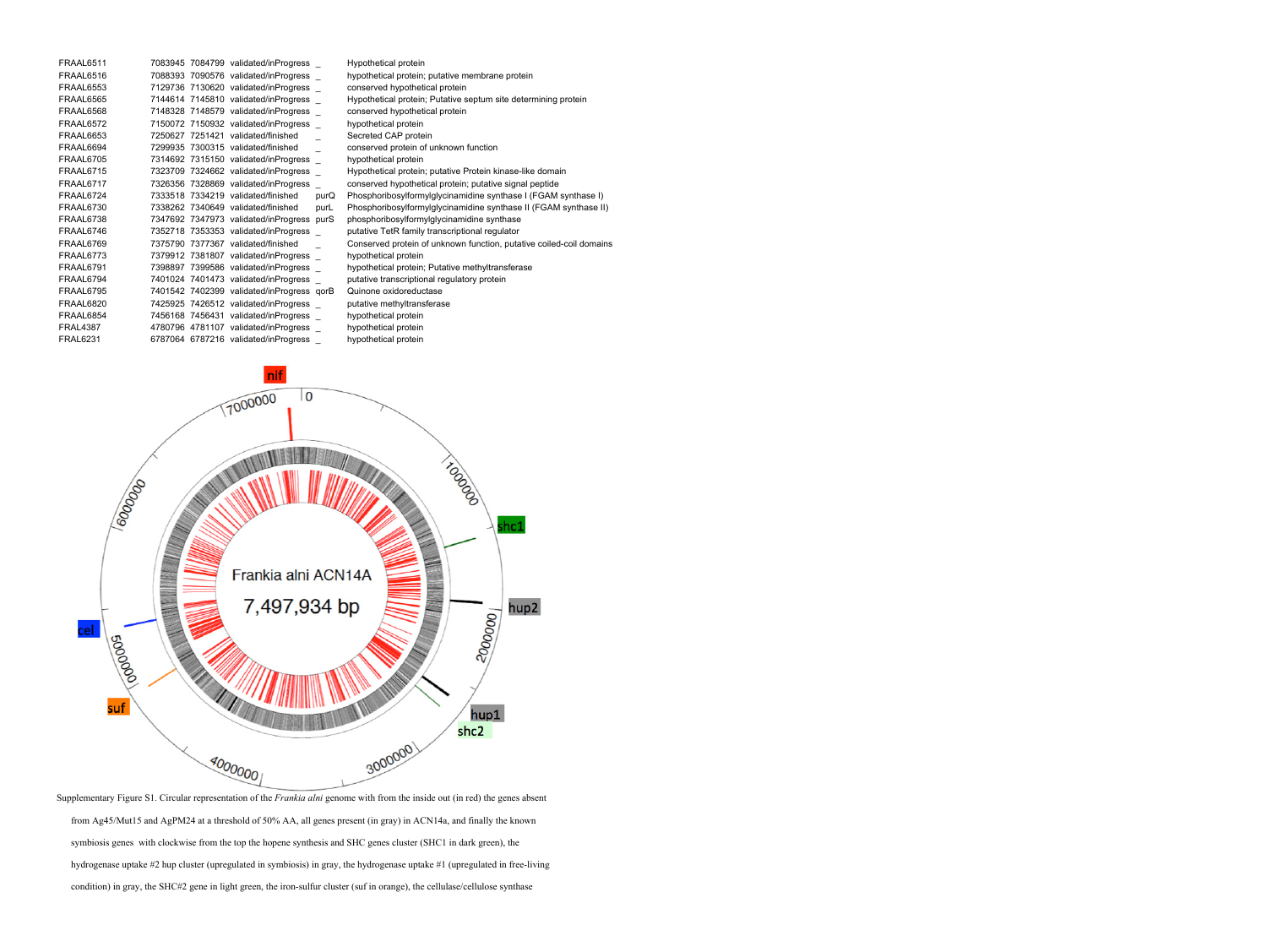| | | | | | |
|---|---|---|---|---|---|
| FRAAL6511 | 7083945 | 7084799 | validated/inProgress | _ | Hypothetical protein |
| FRAAL6516 | 7088393 | 7090576 | validated/inProgress | _ | hypothetical protein; putative membrane protein |
| FRAAL6553 | 7129736 | 7130620 | validated/inProgress | _ | conserved hypothetical protein |
| FRAAL6565 | 7144614 | 7145810 | validated/inProgress | _ | Hypothetical protein; Putative septum site determining protein |
| FRAAL6568 | 7148328 | 7148579 | validated/inProgress | _ | conserved hypothetical protein |
| FRAAL6572 | 7150072 | 7150932 | validated/inProgress | _ | hypothetical protein |
| FRAAL6653 | 7250627 | 7251421 | validated/finished | _ | Secreted CAP protein |
| FRAAL6694 | 7299935 | 7300315 | validated/finished | _ | conserved protein of unknown function |
| FRAAL6705 | 7314692 | 7315150 | validated/inProgress | _ | hypothetical protein |
| FRAAL6715 | 7323709 | 7324662 | validated/inProgress | _ | Hypothetical protein; putative Protein kinase-like domain |
| FRAAL6717 | 7326356 | 7328869 | validated/inProgress | _ | conserved hypothetical protein; putative signal peptide |
| FRAAL6724 | 7333518 | 7334219 | validated/finished | purQ | Phosphoribosylformylglycinamidine synthase I (FGAM synthase I) |
| FRAAL6730 | 7338262 | 7340649 | validated/finished | purL | Phosphoribosylformylglycinamidine synthase II (FGAM synthase II) |
| FRAAL6738 | 7347692 | 7347973 | validated/inProgress | purS | phosphoribosylformylglycinamidine synthase |
| FRAAL6746 | 7352718 | 7353353 | validated/inProgress | _ | putative TetR family transcriptional regulator |
| FRAAL6769 | 7375790 | 7377367 | validated/finished | _ | Conserved protein of unknown function, putative coiled-coil domains |
| FRAAL6773 | 7379912 | 7381807 | validated/inProgress | _ | hypothetical protein |
| FRAAL6791 | 7398897 | 7399586 | validated/inProgress | _ | hypothetical protein; Putative methyltransferase |
| FRAAL6794 | 7401024 | 7401473 | validated/inProgress | _ | putative transcriptional regulatory protein |
| FRAAL6795 | 7401542 | 7402399 | validated/inProgress | qorB | Quinone oxidoreductase |
| FRAAL6820 | 7425925 | 7426512 | validated/inProgress | _ | putative methyltransferase |
| FRAAL6854 | 7456168 | 7456431 | validated/inProgress | _ | hypothetical protein |
| FRAL4387 | 4780796 | 4781107 | validated/inProgress | _ | hypothetical protein |
| FRAL6231 | 6787064 | 6787216 | validated/inProgress | _ | hypothetical protein |

Supplementary Figure S1. Circular representation of the *Frankia alni* genome with from the inside out (in red) the genes absent from Ag45/Mut15 and AgPM24 at a threshold of 50% AA, all genes present (in gray) in ACN14a, and finally the known symbiosis genes with clockwise from the top the hopene synthesis and SHC genes cluster (SHC1 in dark green), the hydrogenase uptake #2 hup cluster (upregulated in symbiosis) in gray, the hydrogenase uptake #1 (upregulated in free-living condition) in gray, the SHC#2 gene in light green, the iron-sulfur cluster (suf in orange), the cellulase/cellulose synthase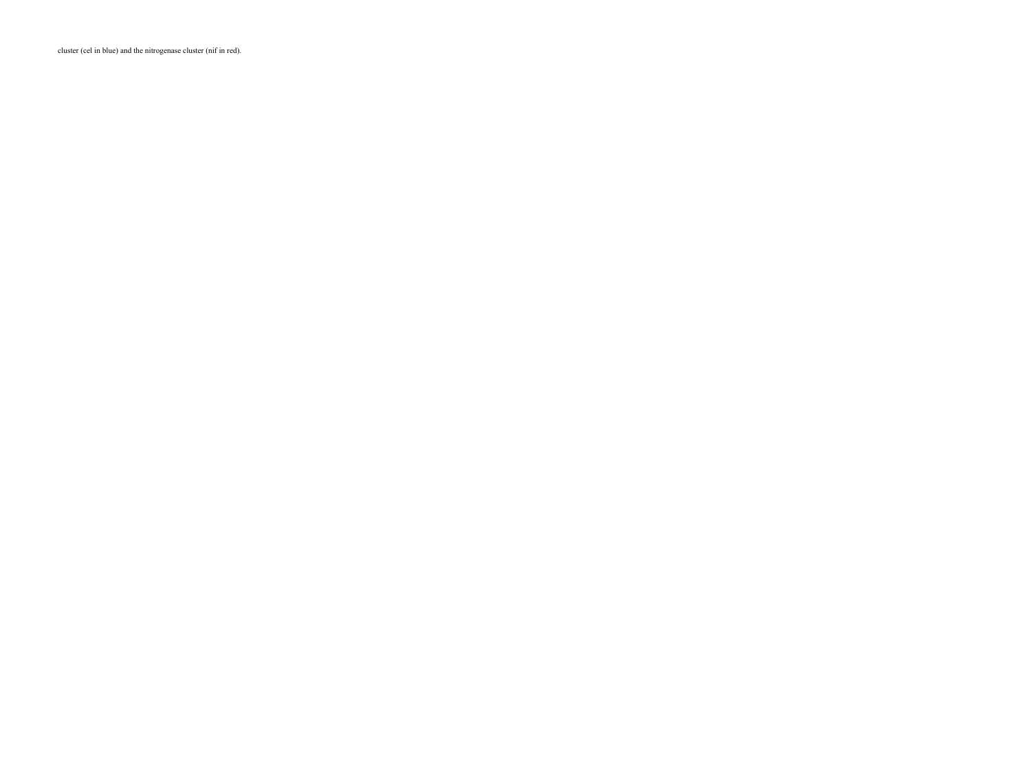cluster (cel in blue) and the nitrogenase cluster (nif in red).